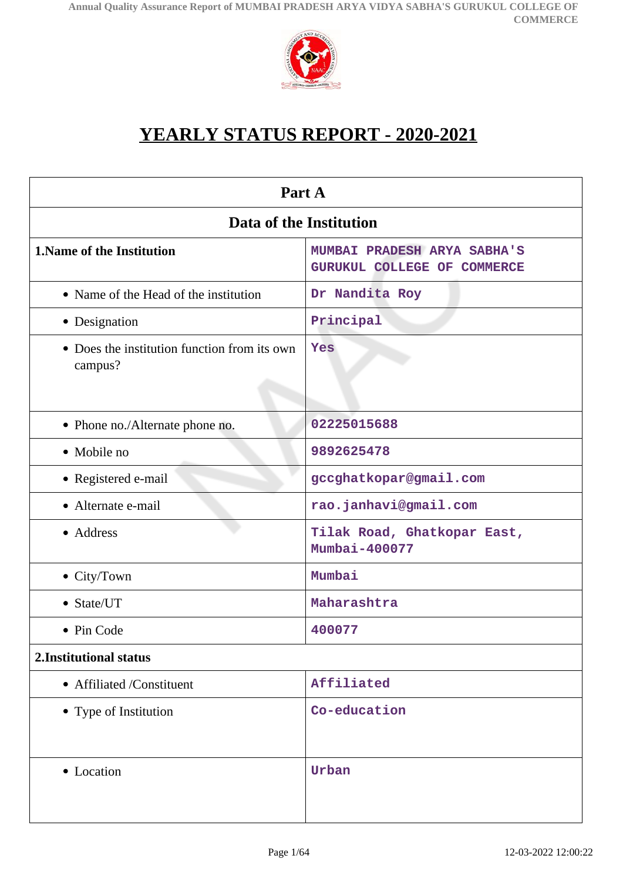# YEARLY STATUS REPORT - 2020-2021

| Part A | |
|---|---|
| **Data of the Institution** | |
| **1.Name of the Institution** | MUMBAI PRADESH ARYA SABHA'S GURUKUL COLLEGE OF COMMERCE |
| • Name of the Head of the institution | Dr Nandita Roy |
| • Designation | Principal |
| • Does the institution function from its own campus? | Yes |
| • Phone no./Alternate phone no. | 02225015688 |
| • Mobile no | 9892625478 |
| • Registered e-mail | gccghatkopar@gmail.com |
| • Alternate e-mail | rao.janhavi@gmail.com |
| • Address | Tilak Road, Ghatkopar East, Mumbai-400077 |
| • City/Town | Mumbai |
| • State/UT | Maharashtra |
| • Pin Code | 400077 |
| **2.Institutional status** | |
| • Affiliated /Constituent | Affiliated |
| • Type of Institution | Co-education |
| • Location | Urban |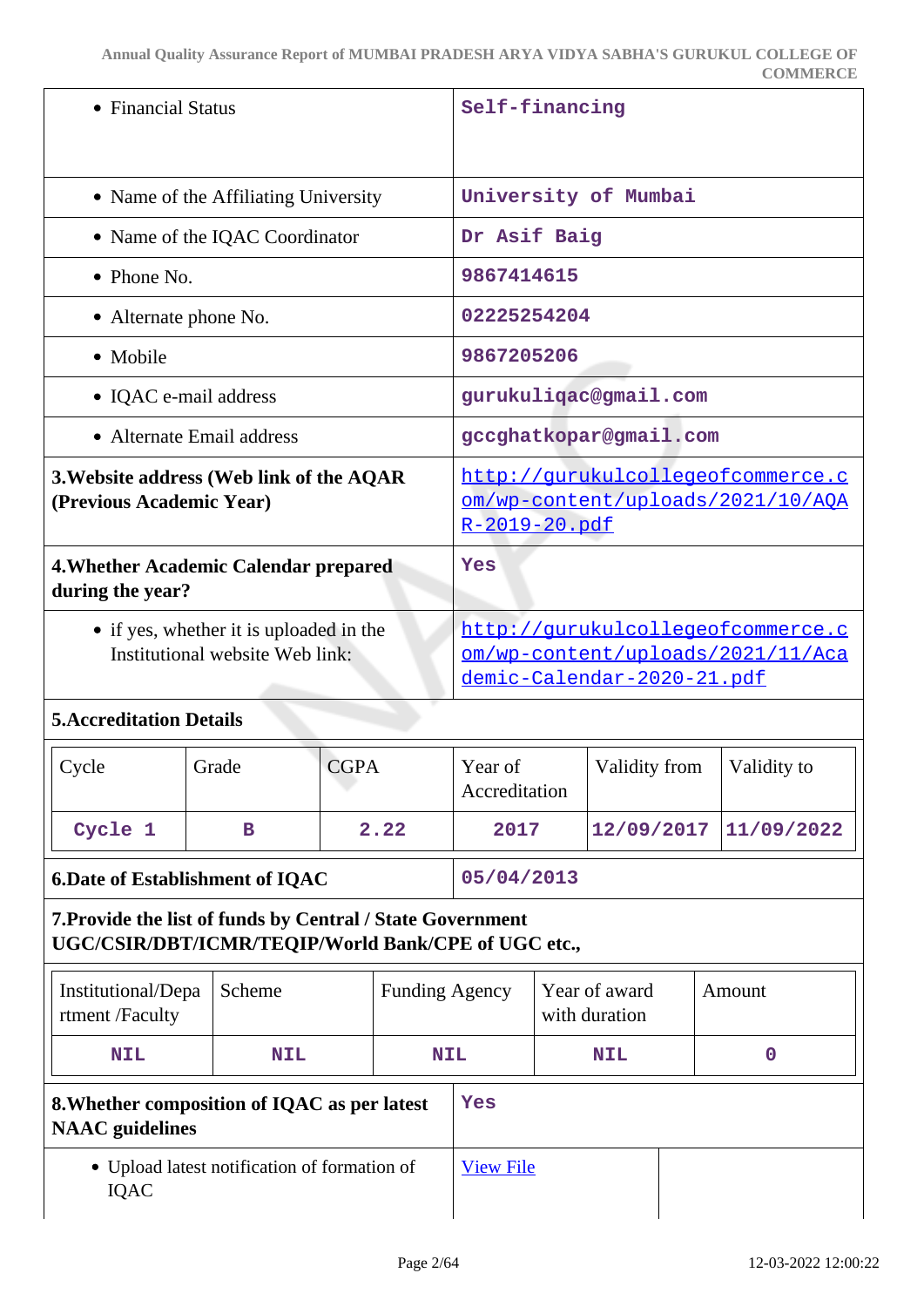| | |
|---|---|
| • Financial Status | Self-financing |
| • Name of the Affiliating University | University of Mumbai |
| • Name of the IQAC Coordinator | Dr Asif Baig |
| • Phone No. | 9867414615 |
| • Alternate phone No. | 02225254204 |
| • Mobile | 9867205206 |
| • IQAC e-mail address | gurukuliqac@gmail.com |
| • Alternate Email address | gccghatkopar@gmail.com |
| **3.Website address (Web link of the AQAR (Previous Academic Year)** | http://gurukulcollegeofcommerce.com/wp-content/uploads/2021/10/AQAR-2019-20.pdf |
| **4.Whether Academic Calendar prepared during the year?** | Yes |
| • if yes, whether it is uploaded in the Institutional website Web link: | http://gurukulcollegeofcommerce.com/wp-content/uploads/2021/11/Academic-Calendar-2020-21.pdf |

**5.Accreditation Details**

| Cycle | Grade | CGPA | Year of Accreditation | Validity from | Validity to |
|---|---|---|---|---|---|
| Cycle 1 | B | 2.22 | 2017 | 12/09/2017 | 11/09/2022 |

| | |
|---|---|
| **6.Date of Establishment of IQAC** | 05/04/2013 |

**7.Provide the list of funds by Central / State Government UGC/CSIR/DBT/ICMR/TEQIP/World Bank/CPE of UGC etc.,**

| Institutional/Department /Faculty | Scheme | Funding Agency | Year of award with duration | Amount |
|---|---|---|---|---|
| NIL | NIL | NIL | NIL | 0 |

| | |
|---|---|
| **8.Whether composition of IQAC as per latest NAAC guidelines** | Yes |
| • Upload latest notification of formation of IQAC | View File |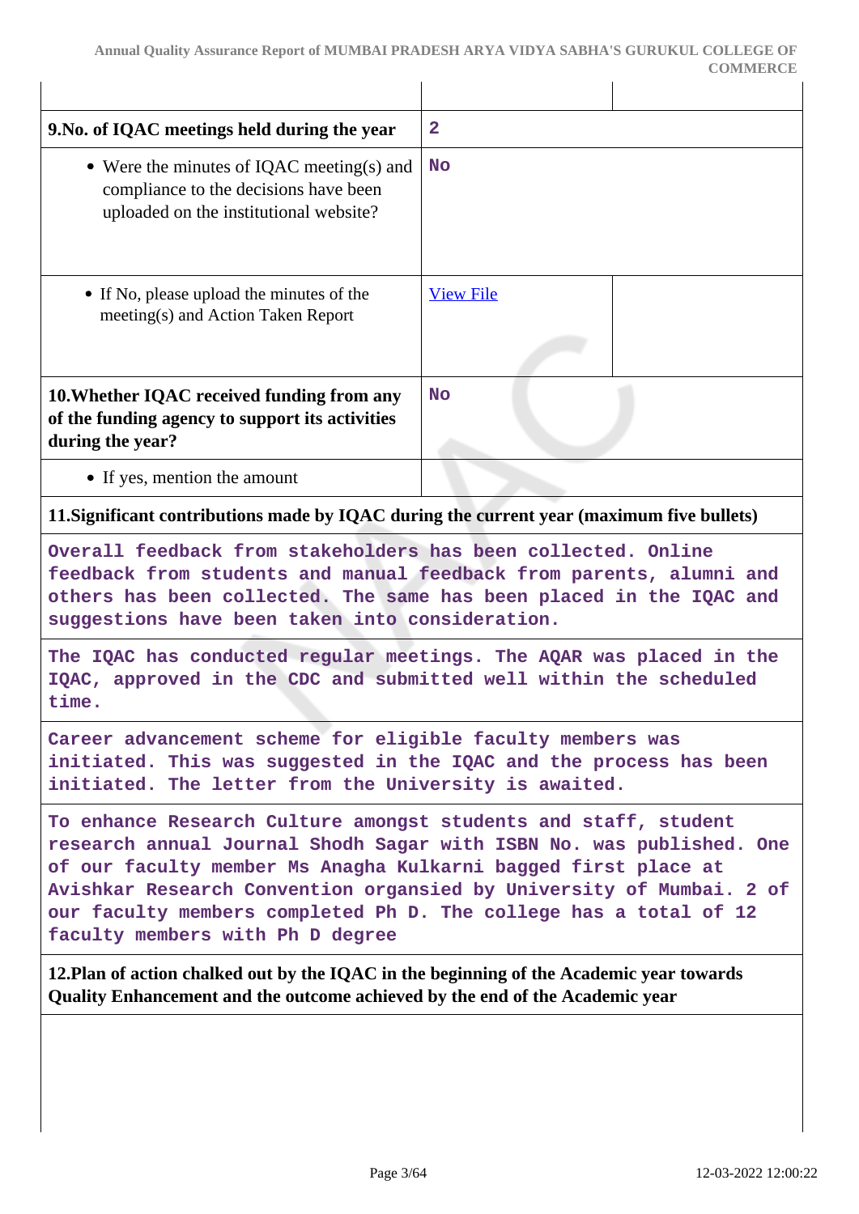| | | |
|---|---|---|
| **9.No. of IQAC meetings held during the year** | 2 | |
| • Were the minutes of IQAC meeting(s) and compliance to the decisions have been uploaded on the institutional website? | No | |
| • If No, please upload the minutes of the meeting(s) and Action Taken Report | View File | |
| **10.Whether IQAC received funding from any of the funding agency to support its activities during the year?** | No | |
| • If yes, mention the amount | | |

**11.Significant contributions made by IQAC during the current year (maximum five bullets)**

Overall feedback from stakeholders has been collected. Online feedback from students and manual feedback from parents, alumni and others has been collected. The same has been placed in the IQAC and suggestions have been taken into consideration.

The IQAC has conducted regular meetings. The AQAR was placed in the IQAC, approved in the CDC and submitted well within the scheduled time.

Career advancement scheme for eligible faculty members was initiated. This was suggested in the IQAC and the process has been initiated. The letter from the University is awaited.

To enhance Research Culture amongst students and staff, student research annual Journal Shodh Sagar with ISBN No. was published. One of our faculty member Ms Anagha Kulkarni bagged first place at Avishkar Research Convention organsied by University of Mumbai. 2 of our faculty members completed Ph D. The college has a total of 12 faculty members with Ph D degree

**12.Plan of action chalked out by the IQAC in the beginning of the Academic year towards Quality Enhancement and the outcome achieved by the end of the Academic year**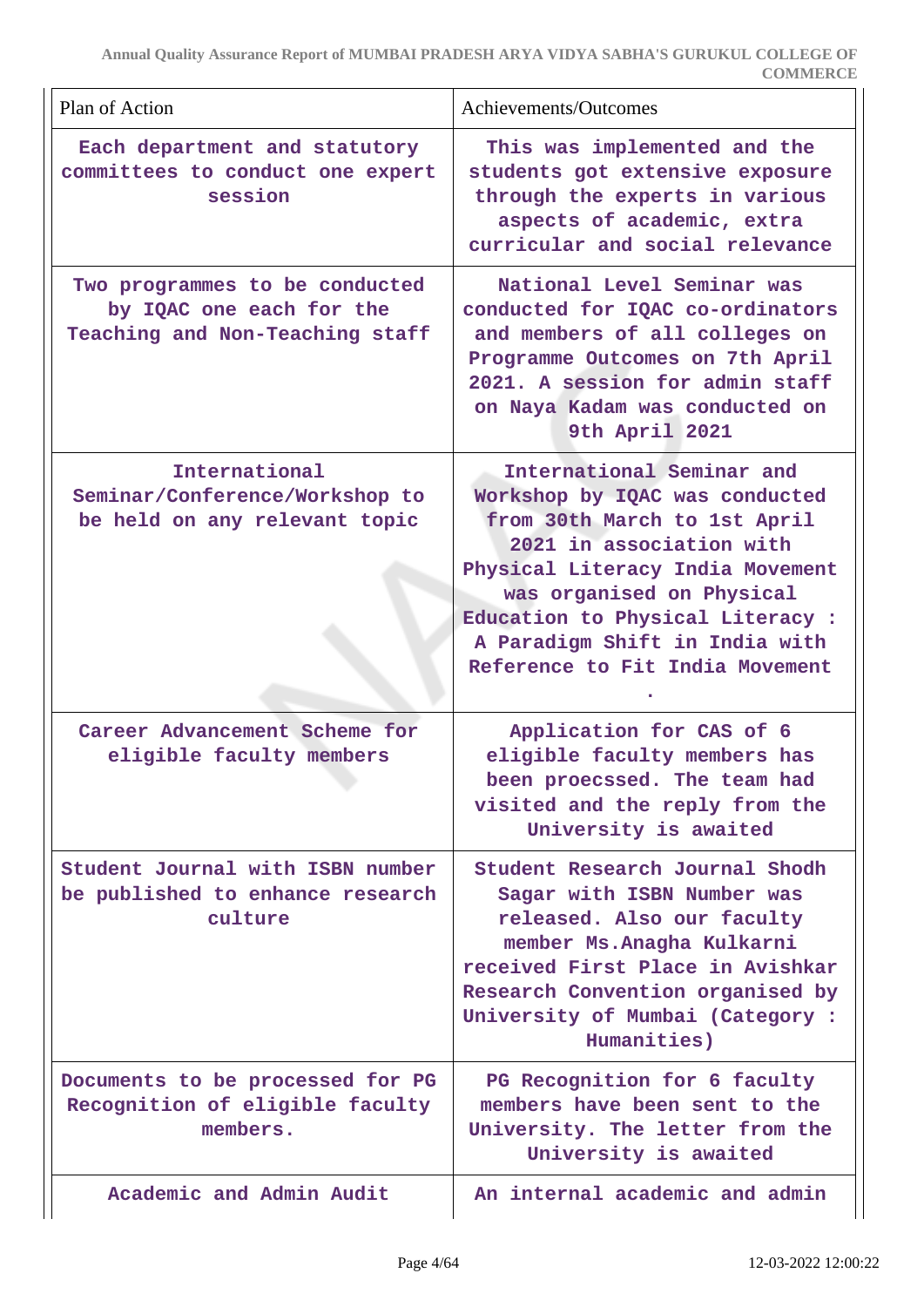| Plan of Action | Achievements/Outcomes |
|---|---|
| Each department and statutory committees to conduct one expert session | This was implemented and the students got extensive exposure through the experts in various aspects of academic, extra curricular and social relevance |
| Two programmes to be conducted by IQAC one each for the Teaching and Non-Teaching staff | National Level Seminar was conducted for IQAC co-ordinators and members of all colleges on Programme Outcomes on 7th April 2021. A session for admin staff on Naya Kadam was conducted on 9th April 2021 |
| International Seminar/Conference/Workshop to be held on any relevant topic | International Seminar and Workshop by IQAC was conducted from 30th March to 1st April 2021 in association with Physical Literacy India Movement was organised on Physical Education to Physical Literacy : A Paradigm Shift in India with Reference to Fit India Movement . |
| Career Advancement Scheme for eligible faculty members | Application for CAS of 6 eligible faculty members has been proecssed. The team had visited and the reply from the University is awaited |
| Student Journal with ISBN number be published to enhance research culture | Student Research Journal Shodh Sagar with ISBN Number was released. Also our faculty member Ms.Anagha Kulkarni received First Place in Avishkar Research Convention organised by University of Mumbai (Category : Humanities) |
| Documents to be processed for PG Recognition of eligible faculty members. | PG Recognition for 6 faculty members have been sent to the University. The letter from the University is awaited |
| Academic and Admin Audit | An internal academic and admin |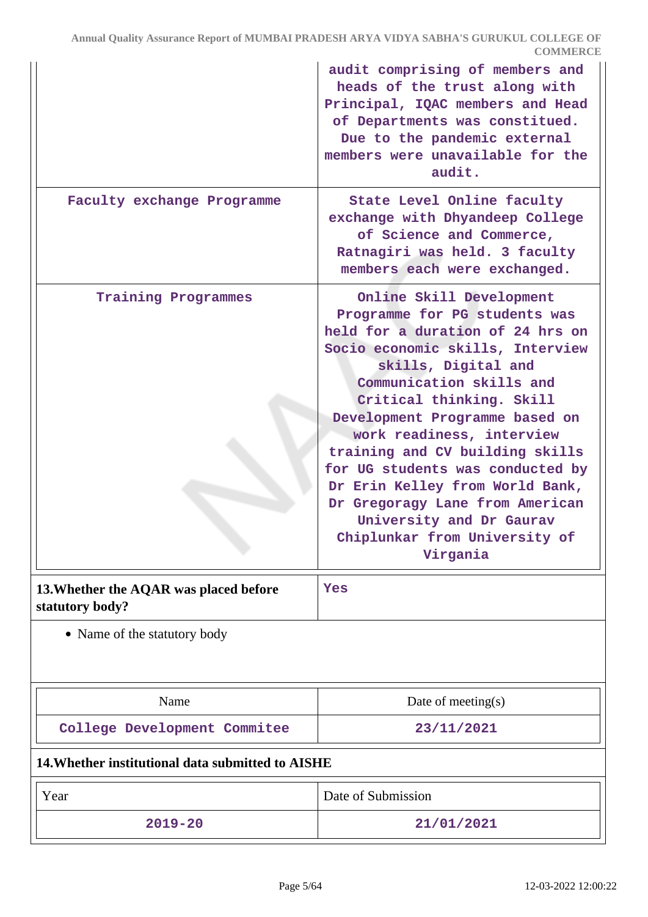| | |
|---|---|
| | audit comprising of members and heads of the trust along with Principal, IQAC members and Head of Departments was constitued. Due to the pandemic external members were unavailable for the audit. |
| Faculty exchange Programme | State Level Online faculty exchange with Dhyandeep College of Science and Commerce, Ratnagiri was held. 3 faculty members each were exchanged. |
| Training Programmes | Online Skill Development Programme for PG students was held for a duration of 24 hrs on Socio economic skills, Interview skills, Digital and Communication skills and Critical thinking. Skill Development Programme based on work readiness, interview training and CV building skills for UG students was conducted by Dr Erin Kelley from World Bank, Dr Gregoragy Lane from American University and Dr Gaurav Chiplunkar from University of Virgania |

**13.Whether the AQAR was placed before statutory body?** Yes

- Name of the statutory body

| Name | Date of meeting(s) |
|---|---|
| College Development Commitee | 23/11/2021 |

**14.Whether institutional data submitted to AISHE**

| Year | Date of Submission |
|---|---|
| 2019-20 | 21/01/2021 |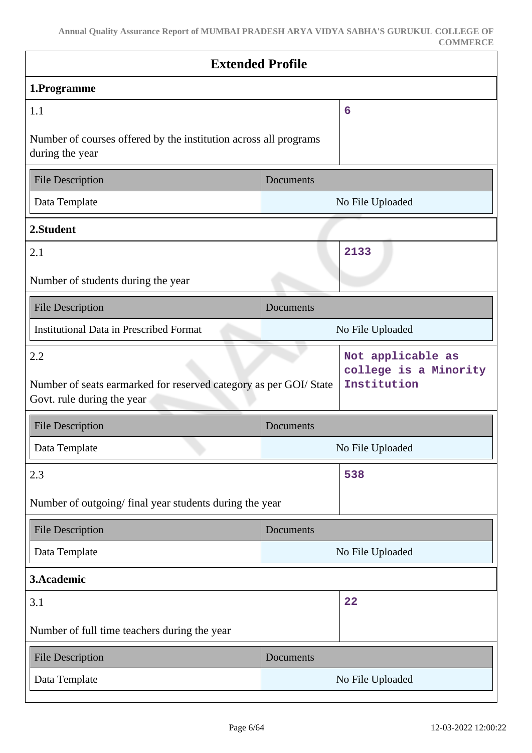## Extended Profile

### 1.Programme

| 1.1 | 6 |
|---|---|
| Number of courses offered by the institution across all programs during the year | |

| File Description | Documents |
|---|---|
| Data Template | No File Uploaded |

### 2.Student

| 2.1 | 2133 |
|---|---|
| Number of students during the year | |

| File Description | Documents |
|---|---|
| Institutional Data in Prescribed Format | No File Uploaded |

| 2.2 | Not applicable as college is a Minority Institution |
|---|---|
| Number of seats earmarked for reserved category as per GOI/ State Govt. rule during the year | |

| File Description | Documents |
|---|---|
| Data Template | No File Uploaded |

| 2.3 | 538 |
|---|---|
| Number of outgoing/ final year students during the year | |

| File Description | Documents |
|---|---|
| Data Template | No File Uploaded |

### 3.Academic

| 3.1 | 22 |
|---|---|
| Number of full time teachers during the year | |

| File Description | Documents |
|---|---|
| Data Template | No File Uploaded |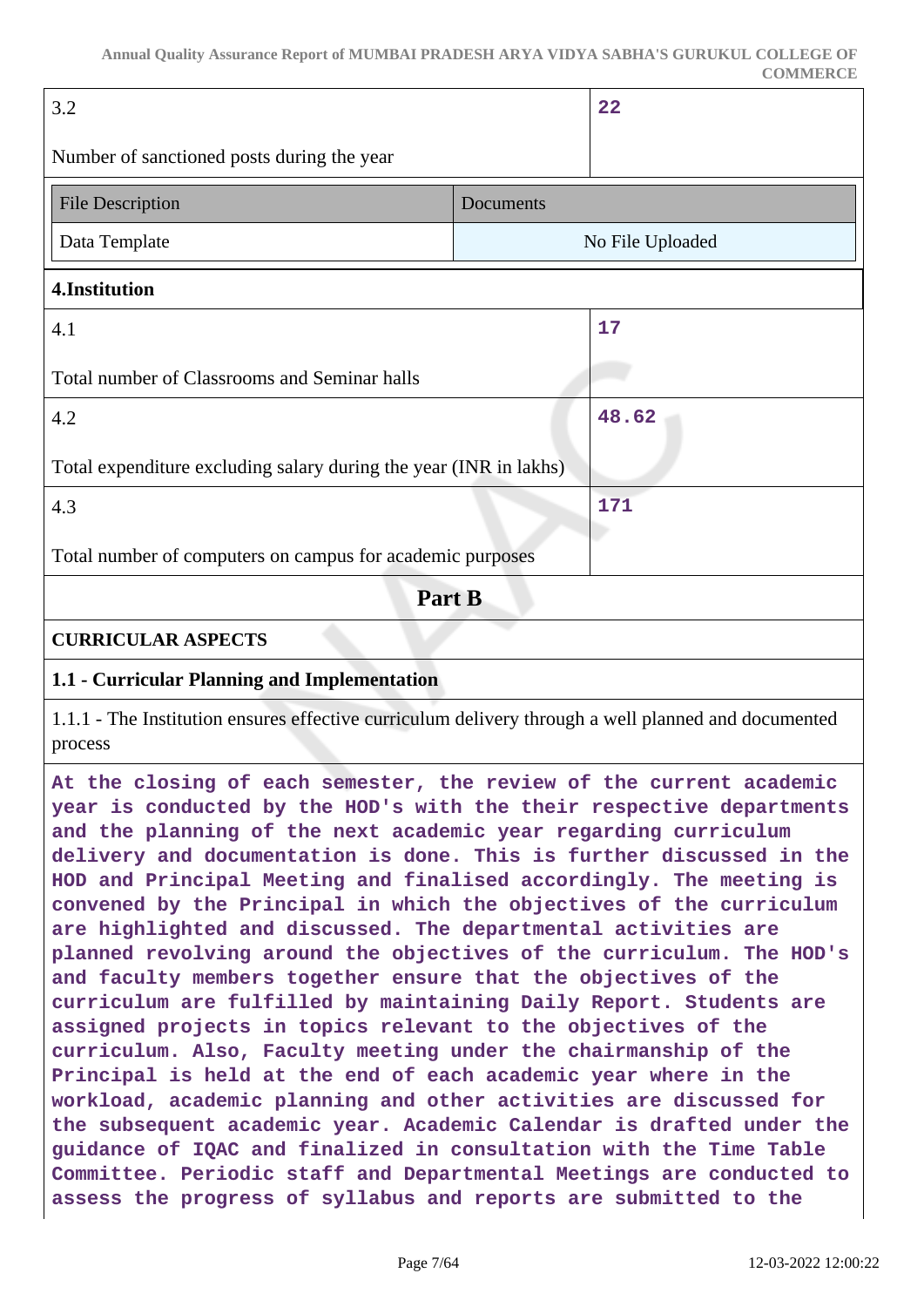| 3.2 | 22 |
|---|---|
| Number of sanctioned posts during the year | |

| File Description | Documents |
|---|---|
| Data Template | No File Uploaded |

**4.Institution**

| 4.1 | 17 |
|---|---|
| Total number of Classrooms and Seminar halls | |
| 4.2 | 48.62 |
| Total expenditure excluding salary during the year (INR in lakhs) | |
| 4.3 | 171 |
| Total number of computers on campus for academic purposes | |

## Part B

### CURRICULAR ASPECTS

#### 1.1 - Curricular Planning and Implementation

1.1.1 - The Institution ensures effective curriculum delivery through a well planned and documented process

At the closing of each semester, the review of the current academic year is conducted by the HOD's with the their respective departments and the planning of the next academic year regarding curriculum delivery and documentation is done. This is further discussed in the HOD and Principal Meeting and finalised accordingly. The meeting is convened by the Principal in which the objectives of the curriculum are highlighted and discussed. The departmental activities are planned revolving around the objectives of the curriculum. The HOD's and faculty members together ensure that the objectives of the curriculum are fulfilled by maintaining Daily Report. Students are assigned projects in topics relevant to the objectives of the curriculum. Also, Faculty meeting under the chairmanship of the Principal is held at the end of each academic year where in the workload, academic planning and other activities are discussed for the subsequent academic year. Academic Calendar is drafted under the guidance of IQAC and finalized in consultation with the Time Table Committee. Periodic staff and Departmental Meetings are conducted to assess the progress of syllabus and reports are submitted to the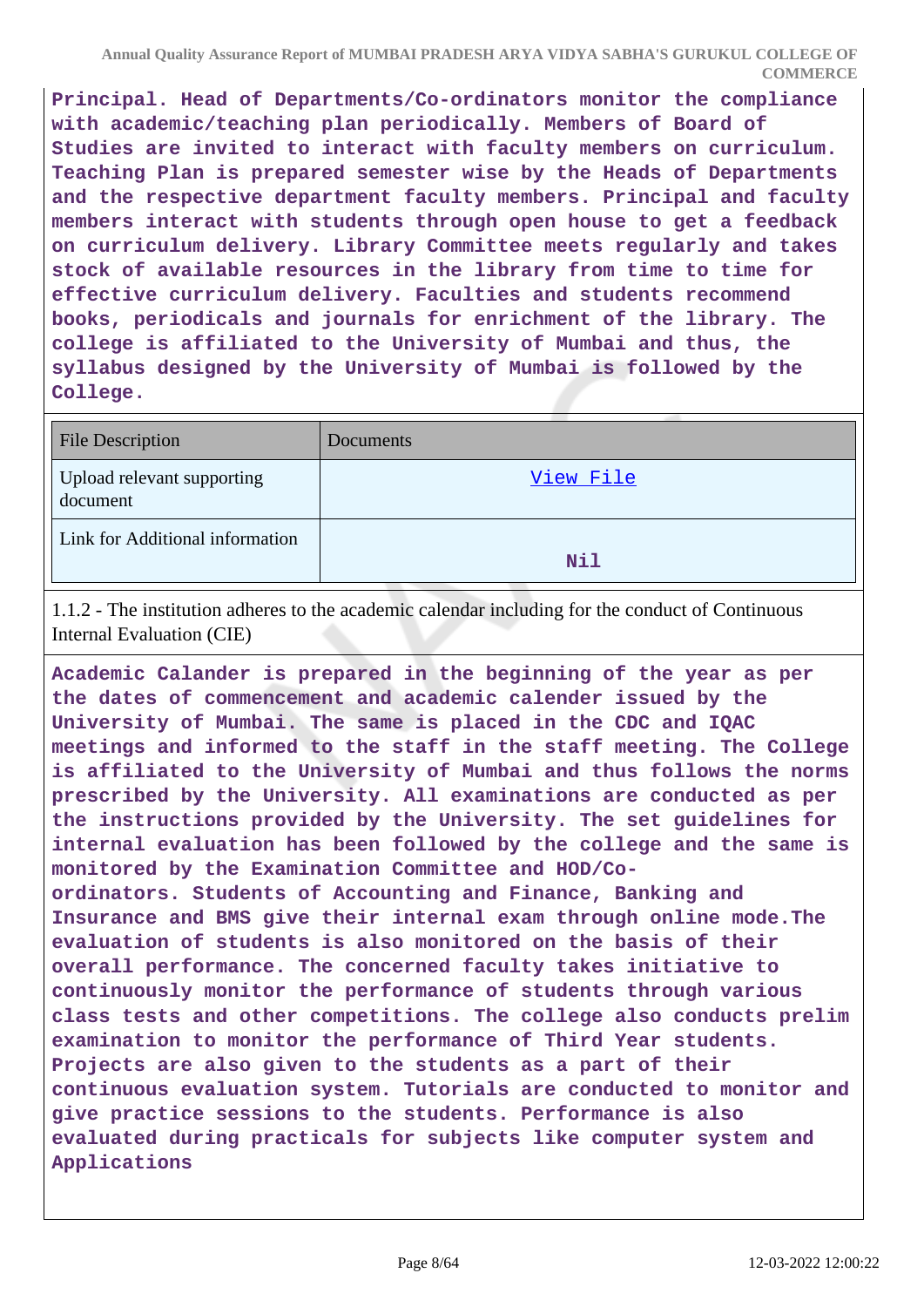**Principal. Head of Departments/Co-ordinators monitor the compliance with academic/teaching plan periodically. Members of Board of Studies are invited to interact with faculty members on curriculum. Teaching Plan is prepared semester wise by the Heads of Departments and the respective department faculty members. Principal and faculty members interact with students through open house to get a feedback on curriculum delivery. Library Committee meets regularly and takes stock of available resources in the library from time to time for effective curriculum delivery. Faculties and students recommend books, periodicals and journals for enrichment of the library. The college is affiliated to the University of Mumbai and thus, the syllabus designed by the University of Mumbai is followed by the College.**

| File Description | Documents |
|---|---|
| Upload relevant supporting document | View File |
| Link for Additional information | **Nil** |

1.1.2 - The institution adheres to the academic calendar including for the conduct of Continuous Internal Evaluation (CIE)

**Academic Calander is prepared in the beginning of the year as per the dates of commencement and academic calender issued by the University of Mumbai. The same is placed in the CDC and IQAC meetings and informed to the staff in the staff meeting. The College is affiliated to the University of Mumbai and thus follows the norms prescribed by the University. All examinations are conducted as per the instructions provided by the University. The set guidelines for internal evaluation has been followed by the college and the same is monitored by the Examination Committee and HOD/Co-ordinators. Students of Accounting and Finance, Banking and Insurance and BMS give their internal exam through online mode.The evaluation of students is also monitored on the basis of their overall performance. The concerned faculty takes initiative to continuously monitor the performance of students through various class tests and other competitions. The college also conducts prelim examination to monitor the performance of Third Year students. Projects are also given to the students as a part of their continuous evaluation system. Tutorials are conducted to monitor and give practice sessions to the students. Performance is also evaluated during practicals for subjects like computer system and Applications**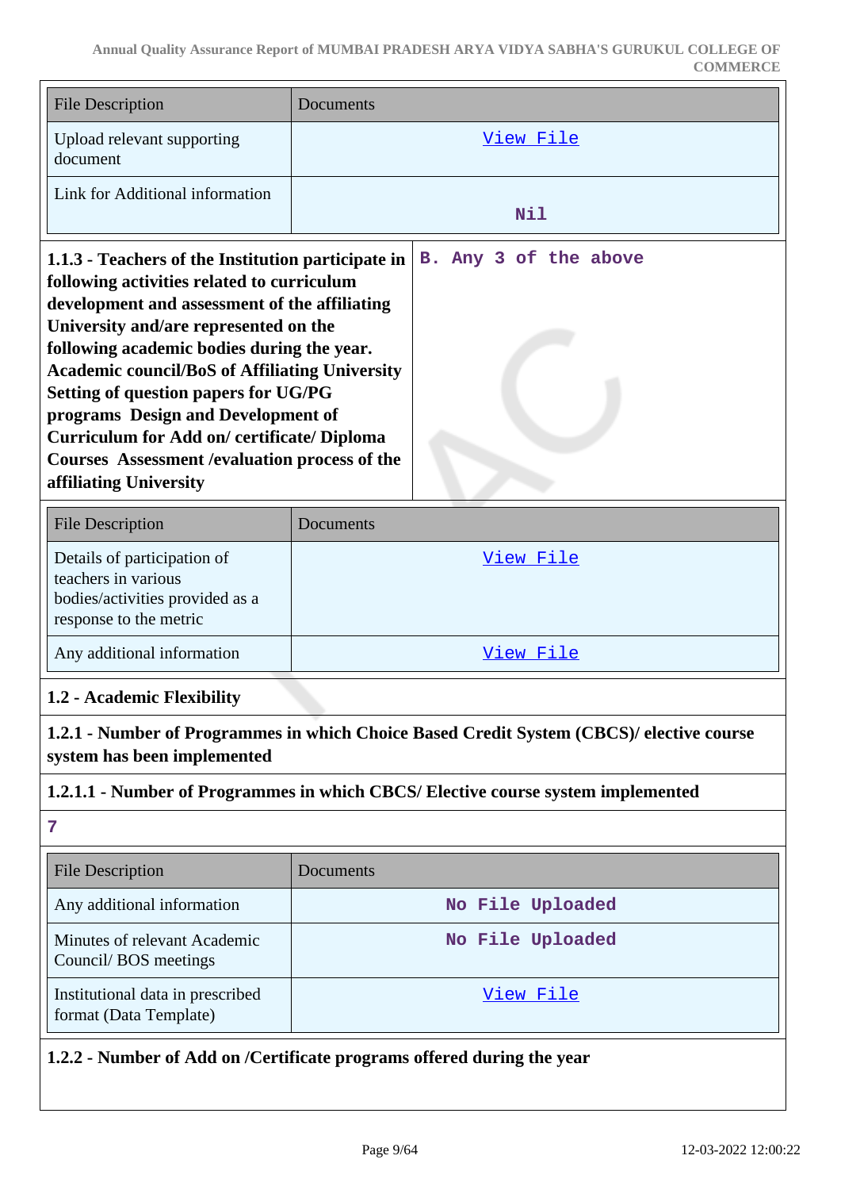| File Description | Documents |
|---|---|
| Upload relevant supporting document | View File |
| Link for Additional information | Nil |

**1.1.3 - Teachers of the Institution participate in following activities related to curriculum development and assessment of the affiliating University and/are represented on the following academic bodies during the year. Academic council/BoS of Affiliating University Setting of question papers for UG/PG programs Design and Development of Curriculum for Add on/ certificate/ Diploma Courses Assessment /evaluation process of the affiliating University**

B. Any 3 of the above

| File Description | Documents |
|---|---|
| Details of participation of teachers in various bodies/activities provided as a response to the metric | View File |
| Any additional information | View File |

**1.2 - Academic Flexibility**

**1.2.1 - Number of Programmes in which Choice Based Credit System (CBCS)/ elective course system has been implemented**

**1.2.1.1 - Number of Programmes in which CBCS/ Elective course system implemented**

7

| File Description | Documents |
|---|---|
| Any additional information | No File Uploaded |
| Minutes of relevant Academic Council/ BOS meetings | No File Uploaded |
| Institutional data in prescribed format (Data Template) | View File |

**1.2.2 - Number of Add on /Certificate programs offered during the year**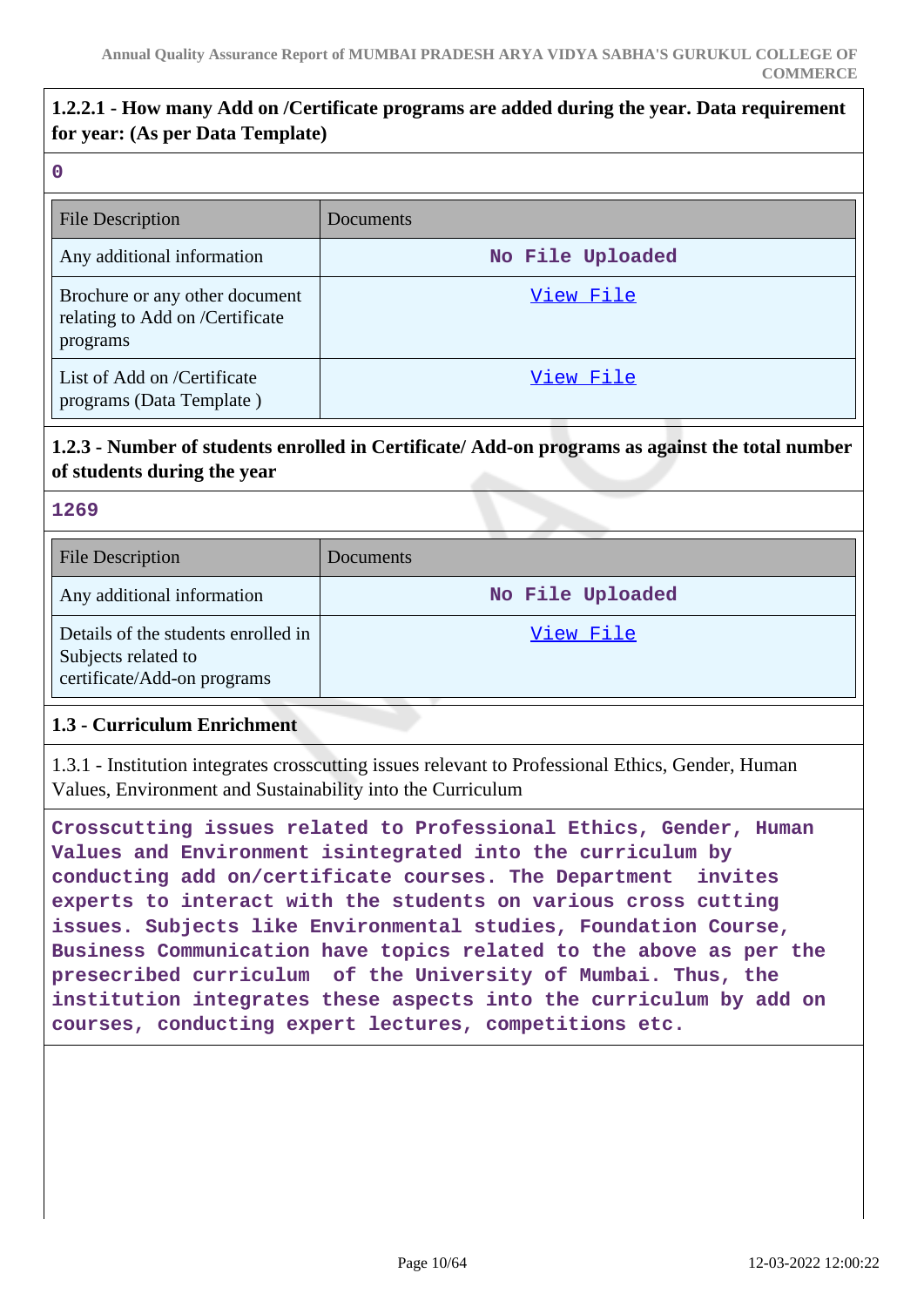**1.2.2.1 - How many Add on /Certificate programs are added during the year. Data requirement for year: (As per Data Template)**

0

| File Description | Documents |
|---|---|
| Any additional information | No File Uploaded |
| Brochure or any other document relating to Add on /Certificate programs | View File |
| List of Add on /Certificate programs (Data Template ) | View File |

**1.2.3 - Number of students enrolled in Certificate/ Add-on programs as against the total number of students during the year**

1269

| File Description | Documents |
|---|---|
| Any additional information | No File Uploaded |
| Details of the students enrolled in Subjects related to certificate/Add-on programs | View File |

**1.3 - Curriculum Enrichment**

1.3.1 - Institution integrates crosscutting issues relevant to Professional Ethics, Gender, Human Values, Environment and Sustainability into the Curriculum

Crosscutting issues related to Professional Ethics, Gender, Human Values and Environment isintegrated into the curriculum by conducting add on/certificate courses. The Department invites experts to interact with the students on various cross cutting issues. Subjects like Environmental studies, Foundation Course, Business Communication have topics related to the above as per the prescribed curriculum of the University of Mumbai. Thus, the institution integrates these aspects into the curriculum by add on courses, conducting expert lectures, competitions etc.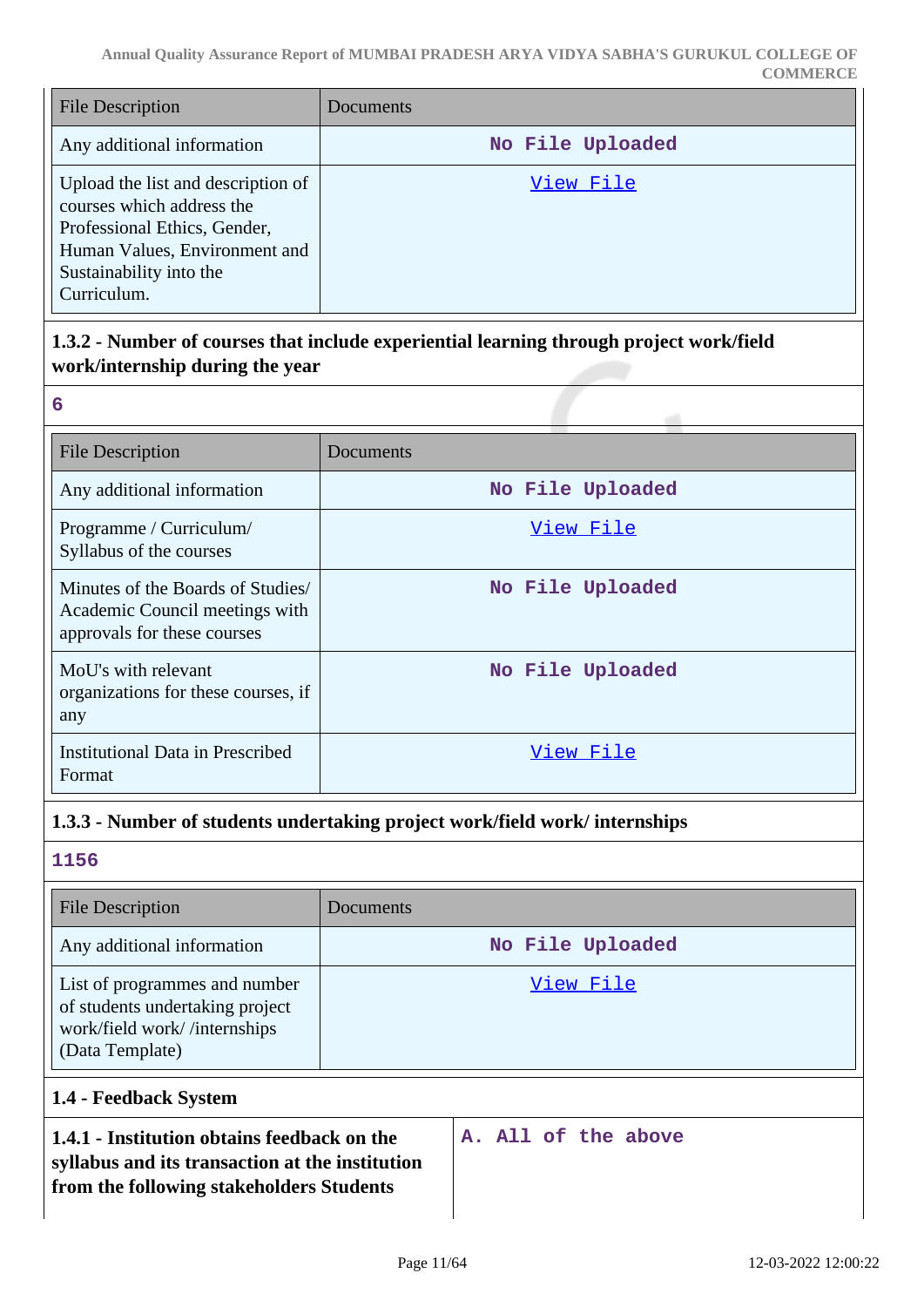| File Description | Documents |
|---|---|
| Any additional information | No File Uploaded |
| Upload the list and description of courses which address the Professional Ethics, Gender, Human Values, Environment and Sustainability into the Curriculum. | View File |

**1.3.2 - Number of courses that include experiential learning through project work/field work/internship during the year**

6

| File Description | Documents |
|---|---|
| Any additional information | No File Uploaded |
| Programme / Curriculum/ Syllabus of the courses | View File |
| Minutes of the Boards of Studies/ Academic Council meetings with approvals for these courses | No File Uploaded |
| MoU's with relevant organizations for these courses, if any | No File Uploaded |
| Institutional Data in Prescribed Format | View File |

**1.3.3 - Number of students undertaking project work/field work/ internships**

1156

| File Description | Documents |
|---|---|
| Any additional information | No File Uploaded |
| List of programmes and number of students undertaking project work/field work/ /internships (Data Template) | View File |

**1.4 - Feedback System**

| **1.4.1 - Institution obtains feedback on the syllabus and its transaction at the institution from the following stakeholders Students** | A. All of the above |
|---|---|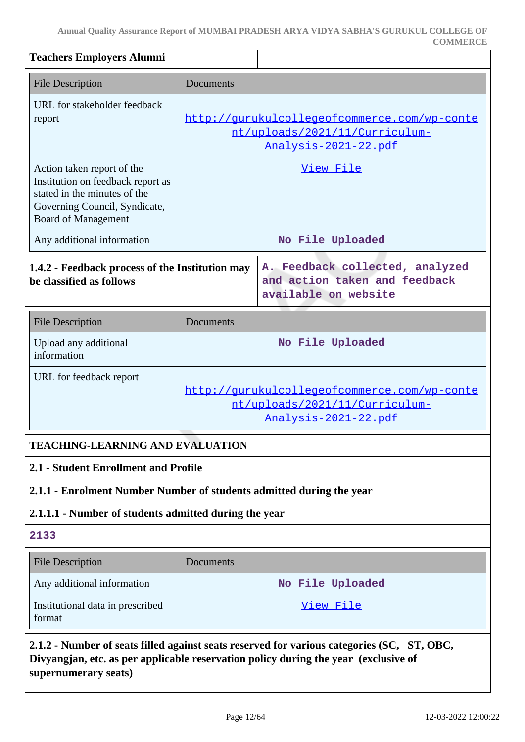**Teachers Employers Alumni**

| File Description | Documents |
|---|---|
| URL for stakeholder feedback report | http://gurukulcollegeofcommerce.com/wp-content/uploads/2021/11/Curriculum-Analysis-2021-22.pdf |
| Action taken report of the Institution on feedback report as stated in the minutes of the Governing Council, Syndicate, Board of Management | View File |
| Any additional information | No File Uploaded |

**1.4.2 - Feedback process of the Institution may be classified as follows**

A. Feedback collected, analyzed and action taken and feedback available on website

| File Description | Documents |
|---|---|
| Upload any additional information | No File Uploaded |
| URL for feedback report | http://gurukulcollegeofcommerce.com/wp-content/uploads/2021/11/Curriculum-Analysis-2021-22.pdf |

## TEACHING-LEARNING AND EVALUATION

### 2.1 - Student Enrollment and Profile

**2.1.1 - Enrolment Number Number of students admitted during the year**

**2.1.1.1 - Number of students admitted during the year**

2133

| File Description | Documents |
|---|---|
| Any additional information | No File Uploaded |
| Institutional data in prescribed format | View File |

**2.1.2 - Number of seats filled against seats reserved for various categories (SC, ST, OBC, Divyangjan, etc. as per applicable reservation policy during the year (exclusive of supernumerary seats)**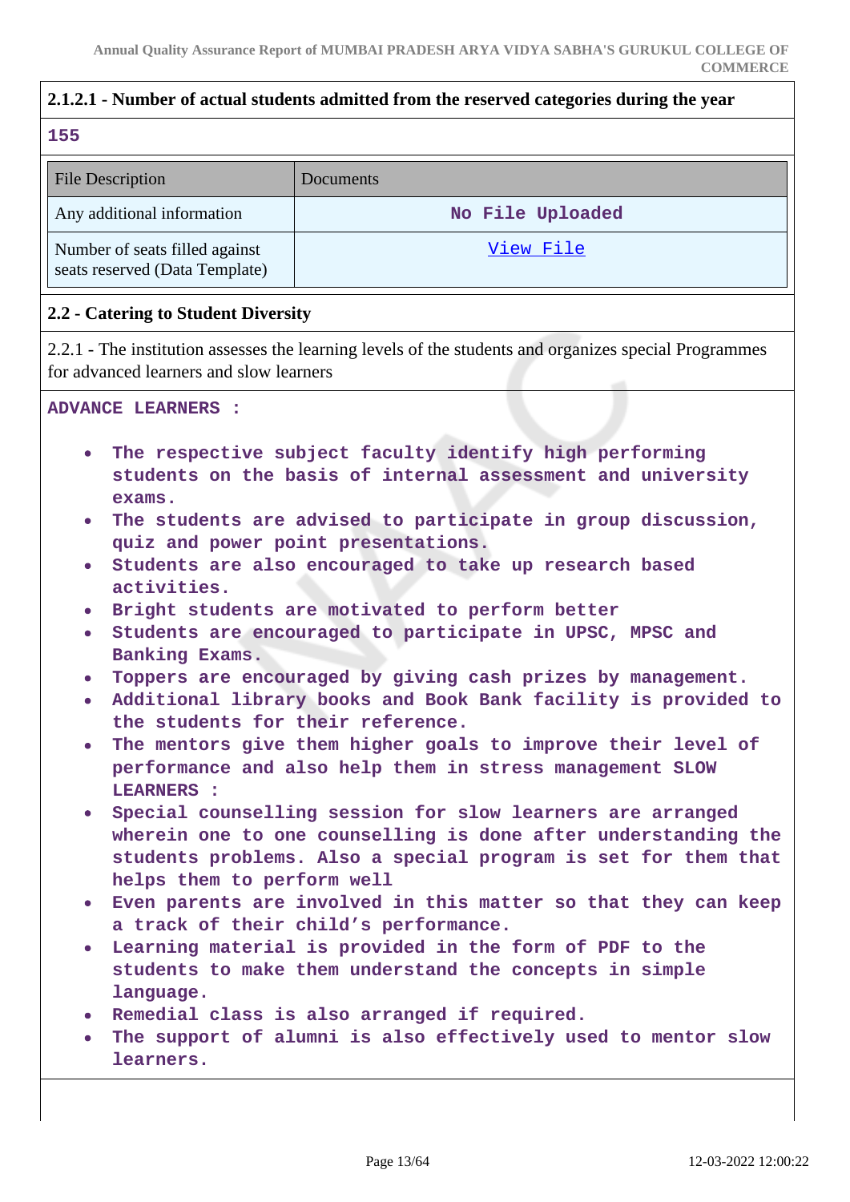**2.1.2.1 - Number of actual students admitted from the reserved categories during the year**

155

| File Description | Documents |
|---|---|
| Any additional information | No File Uploaded |
| Number of seats filled against seats reserved (Data Template) | View File |

**2.2 - Catering to Student Diversity**

2.2.1 - The institution assesses the learning levels of the students and organizes special Programmes for advanced learners and slow learners

**ADVANCE LEARNERS :**

- The respective subject faculty identify high performing students on the basis of internal assessment and university exams.
- The students are advised to participate in group discussion, quiz and power point presentations.
- Students are also encouraged to take up research based activities.
- Bright students are motivated to perform better
- Students are encouraged to participate in UPSC, MPSC and Banking Exams.
- Toppers are encouraged by giving cash prizes by management.
- Additional library books and Book Bank facility is provided to the students for their reference.
- The mentors give them higher goals to improve their level of performance and also help them in stress management SLOW LEARNERS :
- Special counselling session for slow learners are arranged wherein one to one counselling is done after understanding the students problems. Also a special program is set for them that helps them to perform well
- Even parents are involved in this matter so that they can keep a track of their child's performance.
- Learning material is provided in the form of PDF to the students to make them understand the concepts in simple language.
- Remedial class is also arranged if required.
- The support of alumni is also effectively used to mentor slow learners.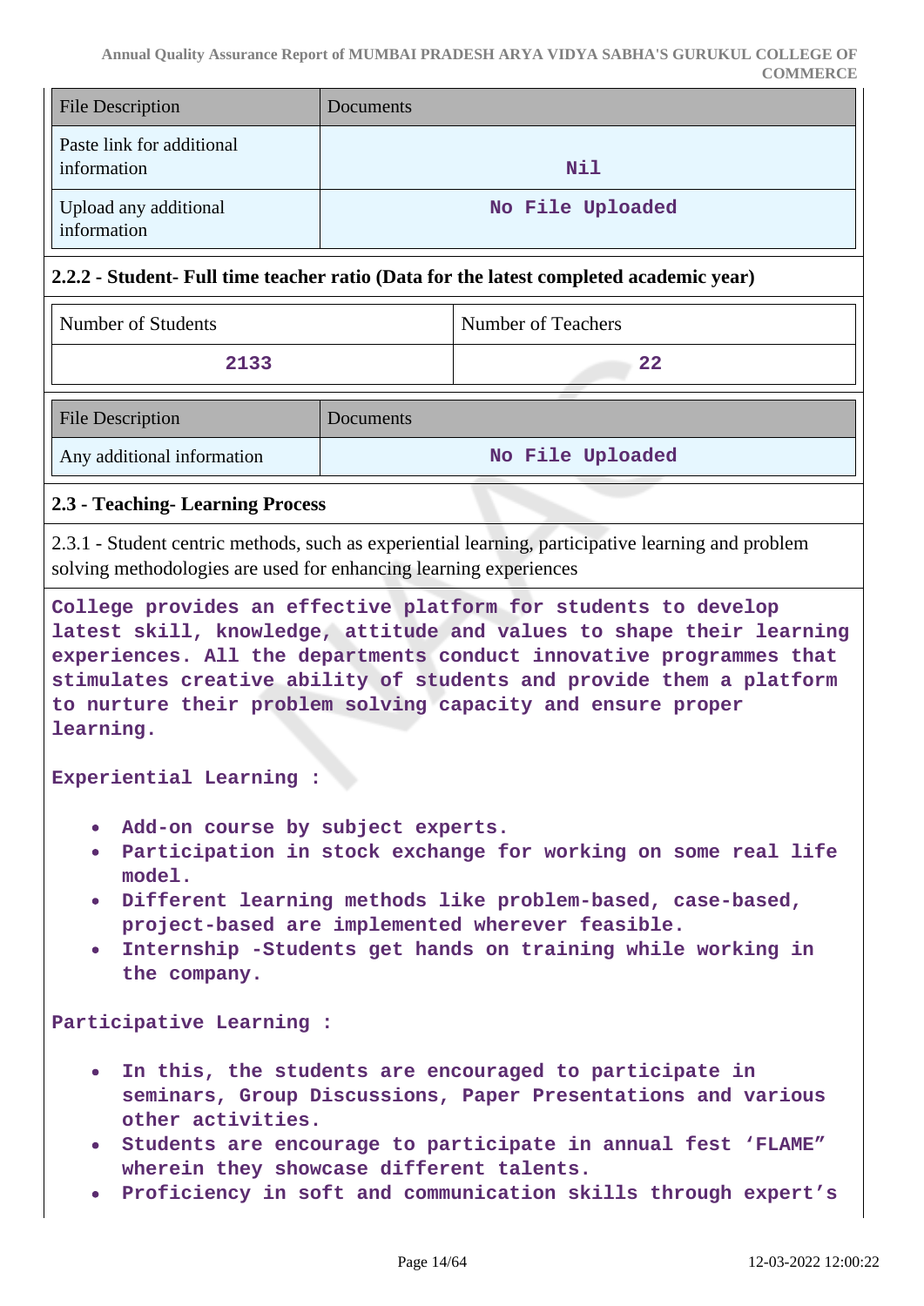| File Description | Documents |
|---|---|
| Paste link for additional information | Nil |
| Upload any additional information | No File Uploaded |

**2.2.2 - Student- Full time teacher ratio (Data for the latest completed academic year)**

| Number of Students | Number of Teachers |
|---|---|
| 2133 | 22 |

| File Description | Documents |
|---|---|
| Any additional information | No File Uploaded |

**2.3 - Teaching- Learning Process**

2.3.1 - Student centric methods, such as experiential learning, participative learning and problem solving methodologies are used for enhancing learning experiences

College provides an effective platform for students to develop latest skill, knowledge, attitude and values to shape their learning experiences. All the departments conduct innovative programmes that stimulates creative ability of students and provide them a platform to nurture their problem solving capacity and ensure proper learning.

Experiential Learning :

- Add-on course by subject experts.
- Participation in stock exchange for working on some real life model.
- Different learning methods like problem-based, case-based, project-based are implemented wherever feasible.
- Internship -Students get hands on training while working in the company.

Participative Learning :

- In this, the students are encouraged to participate in seminars, Group Discussions, Paper Presentations and various other activities.
- Students are encourage to participate in annual fest 'FLAME" wherein they showcase different talents.
- Proficiency in soft and communication skills through expert's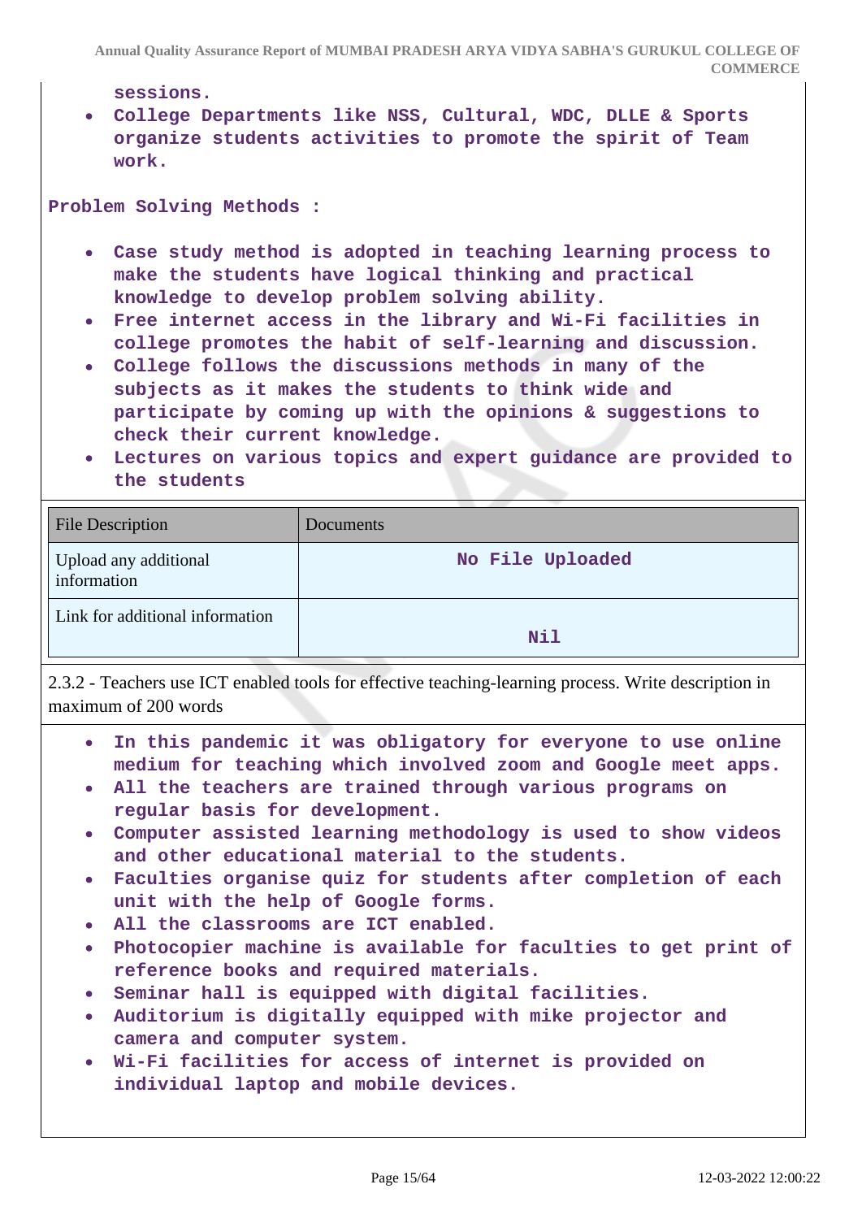sessions.

- College Departments like NSS, Cultural, WDC, DLLE & Sports organize students activities to promote the spirit of Team work.

**Problem Solving Methods :**

- Case study method is adopted in teaching learning process to make the students have logical thinking and practical knowledge to develop problem solving ability.
- Free internet access in the library and Wi-Fi facilities in college promotes the habit of self-learning and discussion.
- College follows the discussions methods in many of the subjects as it makes the students to think wide and participate by coming up with the opinions & suggestions to check their current knowledge.
- Lectures on various topics and expert guidance are provided to the students

| File Description | Documents |
|---|---|
| Upload any additional information | No File Uploaded |
| Link for additional information | Nil |

2.3.2 - Teachers use ICT enabled tools for effective teaching-learning process. Write description in maximum of 200 words

- In this pandemic it was obligatory for everyone to use online medium for teaching which involved zoom and Google meet apps.
- All the teachers are trained through various programs on regular basis for development.
- Computer assisted learning methodology is used to show videos and other educational material to the students.
- Faculties organise quiz for students after completion of each unit with the help of Google forms.
- All the classrooms are ICT enabled.
- Photocopier machine is available for faculties to get print of reference books and required materials.
- Seminar hall is equipped with digital facilities.
- Auditorium is digitally equipped with mike projector and camera and computer system.
- Wi-Fi facilities for access of internet is provided on individual laptop and mobile devices.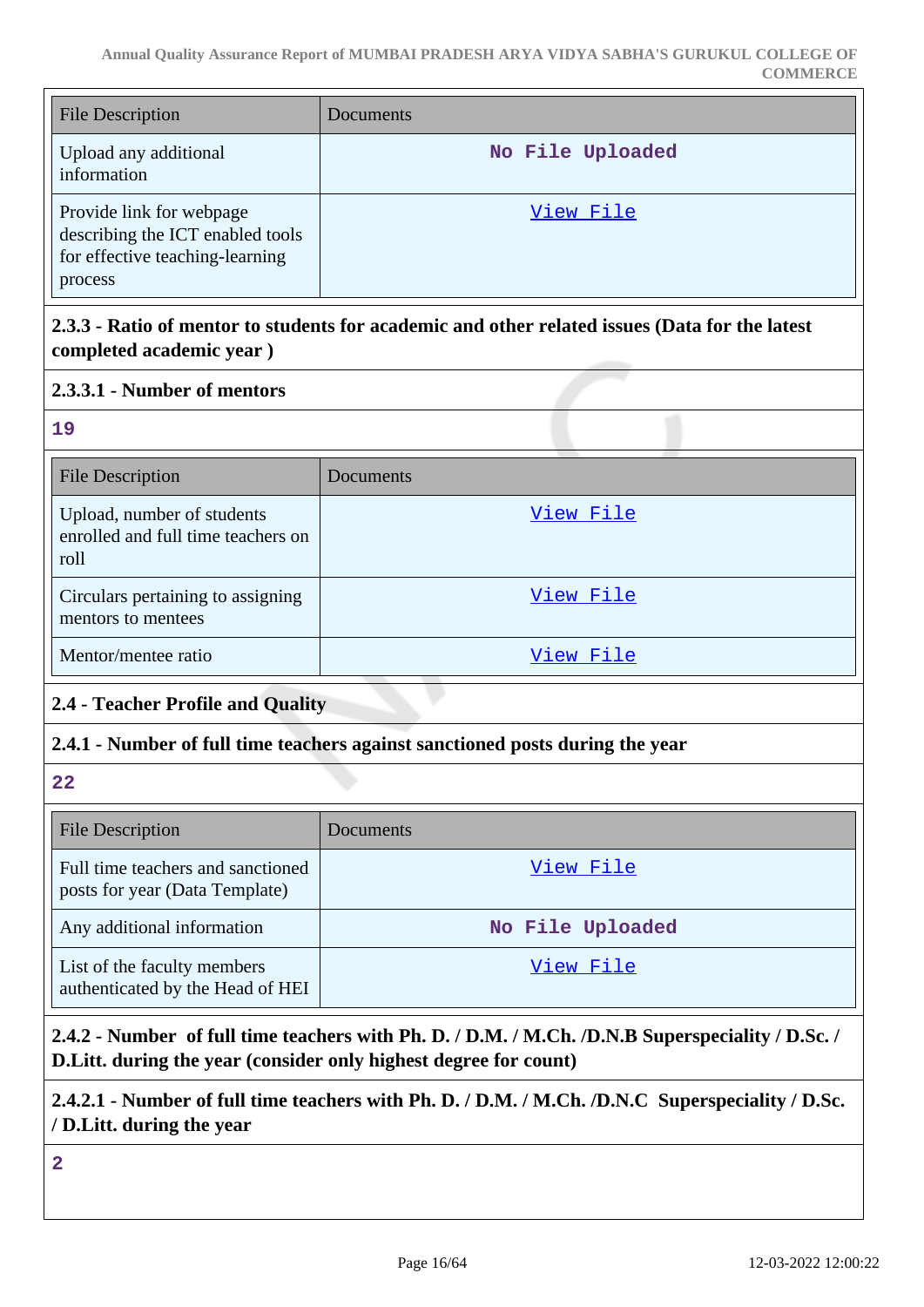| File Description | Documents |
| --- | --- |
| Upload any additional information | No File Uploaded |
| Provide link for webpage describing the ICT enabled tools for effective teaching-learning process | View File |

**2.3.3 - Ratio of mentor to students for academic and other related issues (Data for the latest completed academic year )**

**2.3.3.1 - Number of mentors**

19

| File Description | Documents |
| --- | --- |
| Upload, number of students enrolled and full time teachers on roll | View File |
| Circulars pertaining to assigning mentors to mentees | View File |
| Mentor/mentee ratio | View File |

**2.4 - Teacher Profile and Quality**

**2.4.1 - Number of full time teachers against sanctioned posts during the year**

22

| File Description | Documents |
| --- | --- |
| Full time teachers and sanctioned posts for year (Data Template) | View File |
| Any additional information | No File Uploaded |
| List of the faculty members authenticated by the Head of HEI | View File |

**2.4.2 - Number of full time teachers with Ph. D. / D.M. / M.Ch. /D.N.B Superspeciality / D.Sc. / D.Litt. during the year (consider only highest degree for count)**

**2.4.2.1 - Number of full time teachers with Ph. D. / D.M. / M.Ch. /D.N.C Superspeciality / D.Sc. / D.Litt. during the year**

2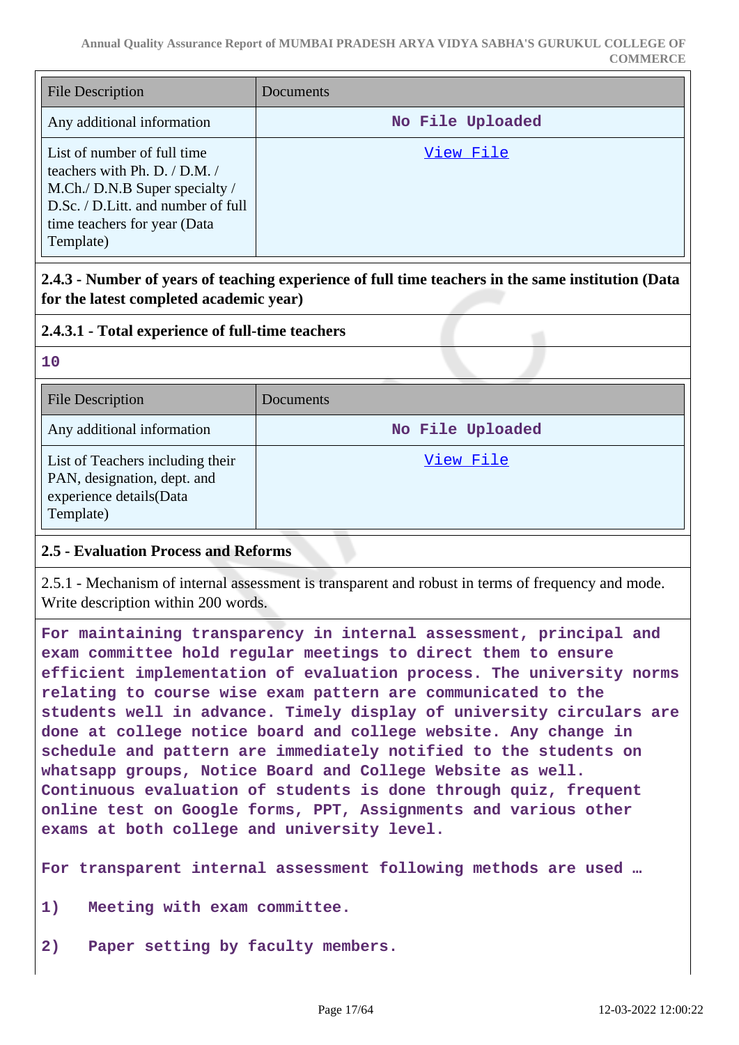| File Description | Documents |
|---|---|
| Any additional information | No File Uploaded |
| List of number of full time teachers with Ph. D. / D.M. / M.Ch./ D.N.B Super specialty / D.Sc. / D.Litt. and number of full time teachers for year (Data Template) | View File |

**2.4.3 - Number of years of teaching experience of full time teachers in the same institution (Data for the latest completed academic year)**

**2.4.3.1 - Total experience of full-time teachers**

**10**

| File Description | Documents |
|---|---|
| Any additional information | No File Uploaded |
| List of Teachers including their PAN, designation, dept. and experience details(Data Template) | View File |

**2.5 - Evaluation Process and Reforms**

2.5.1 - Mechanism of internal assessment is transparent and robust in terms of frequency and mode. Write description within 200 words.

For maintaining transparency in internal assessment, principal and exam committee hold regular meetings to direct them to ensure efficient implementation of evaluation process. The university norms relating to course wise exam pattern are communicated to the students well in advance. Timely display of university circulars are done at college notice board and college website. Any change in schedule and pattern are immediately notified to the students on whatsapp groups, Notice Board and College Website as well. Continuous evaluation of students is done through quiz, frequent online test on Google forms, PPT, Assignments and various other exams at both college and university level.

For transparent internal assessment following methods are used …

1) Meeting with exam committee.

2) Paper setting by faculty members.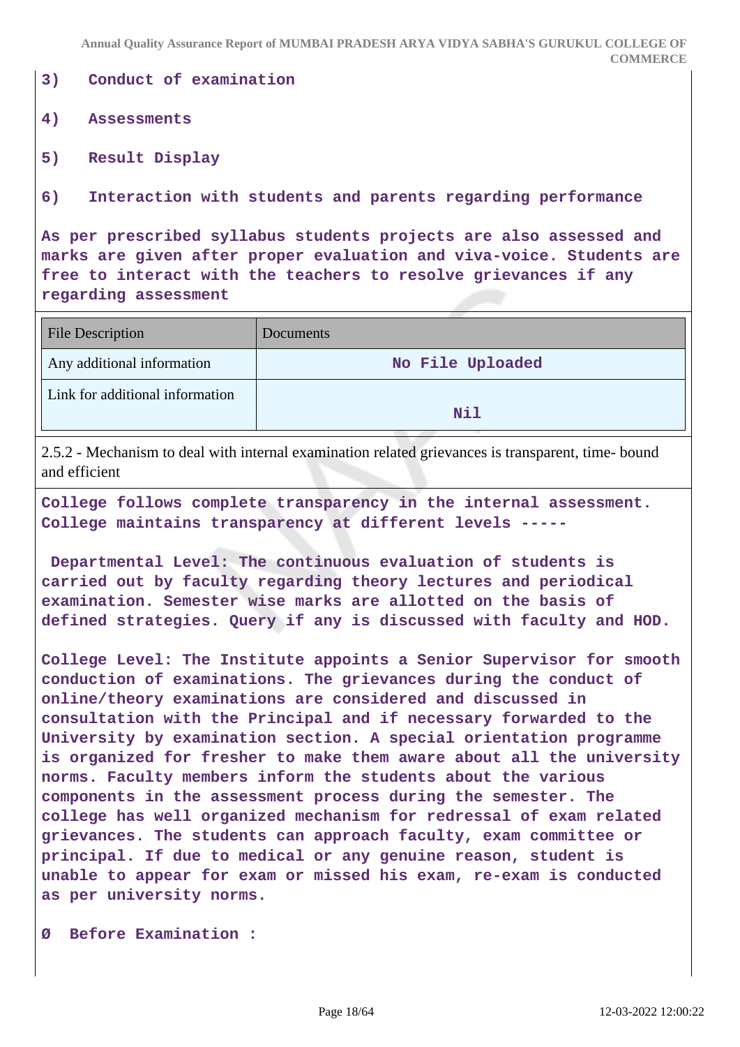3) Conduct of examination

4) Assessments

5) Result Display

6) Interaction with students and parents regarding performance

As per prescribed syllabus students projects are also assessed and marks are given after proper evaluation and viva-voice. Students are free to interact with the teachers to resolve grievances if any regarding assessment

| File Description | Documents |
|---|---|
| Any additional information | No File Uploaded |
| Link for additional information | Nil |

2.5.2 - Mechanism to deal with internal examination related grievances is transparent, time- bound and efficient

College follows complete transparency in the internal assessment. College maintains transparency at different levels -----

Departmental Level: The continuous evaluation of students is carried out by faculty regarding theory lectures and periodical examination. Semester wise marks are allotted on the basis of defined strategies. Query if any is discussed with faculty and HOD.

College Level: The Institute appoints a Senior Supervisor for smooth conduction of examinations. The grievances during the conduct of online/theory examinations are considered and discussed in consultation with the Principal and if necessary forwarded to the University by examination section. A special orientation programme is organized for fresher to make them aware about all the university norms. Faculty members inform the students about the various components in the assessment process during the semester. The college has well organized mechanism for redressal of exam related grievances. The students can approach faculty, exam committee or principal. If due to medical or any genuine reason, student is unable to appear for exam or missed his exam, re-exam is conducted as per university norms.

Ø Before Examination :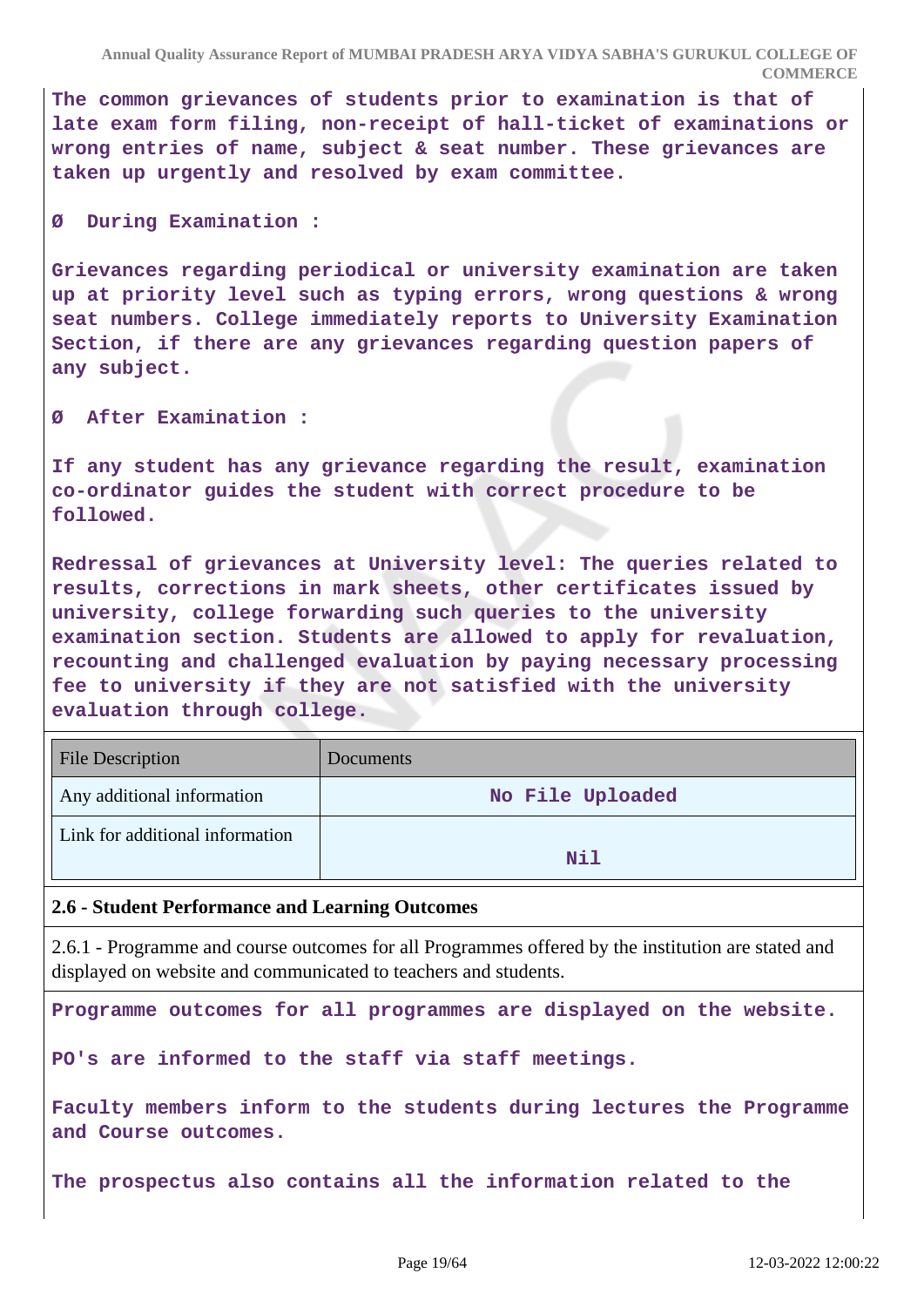The common grievances of students prior to examination is that of late exam form filing, non-receipt of hall-ticket of examinations or wrong entries of name, subject & seat number. These grievances are taken up urgently and resolved by exam committee.

Ø  During Examination :

Grievances regarding periodical or university examination are taken up at priority level such as typing errors, wrong questions & wrong seat numbers. College immediately reports to University Examination Section, if there are any grievances regarding question papers of any subject.

Ø  After Examination :

If any student has any grievance regarding the result, examination co-ordinator guides the student with correct procedure to be followed.

Redressal of grievances at University level: The queries related to results, corrections in mark sheets, other certificates issued by university, college forwarding such queries to the university examination section. Students are allowed to apply for revaluation, recounting and challenged evaluation by paying necessary processing fee to university if they are not satisfied with the university evaluation through college.

| File Description | Documents |
|---|---|
| Any additional information | No File Uploaded |
| Link for additional information | Nil |

**2.6 - Student Performance and Learning Outcomes**

2.6.1 - Programme and course outcomes for all Programmes offered by the institution are stated and displayed on website and communicated to teachers and students.

Programme outcomes for all programmes are displayed on the website.

PO's are informed to the staff via staff meetings.

Faculty members inform to the students during lectures the Programme and Course outcomes.

The prospectus also contains all the information related to the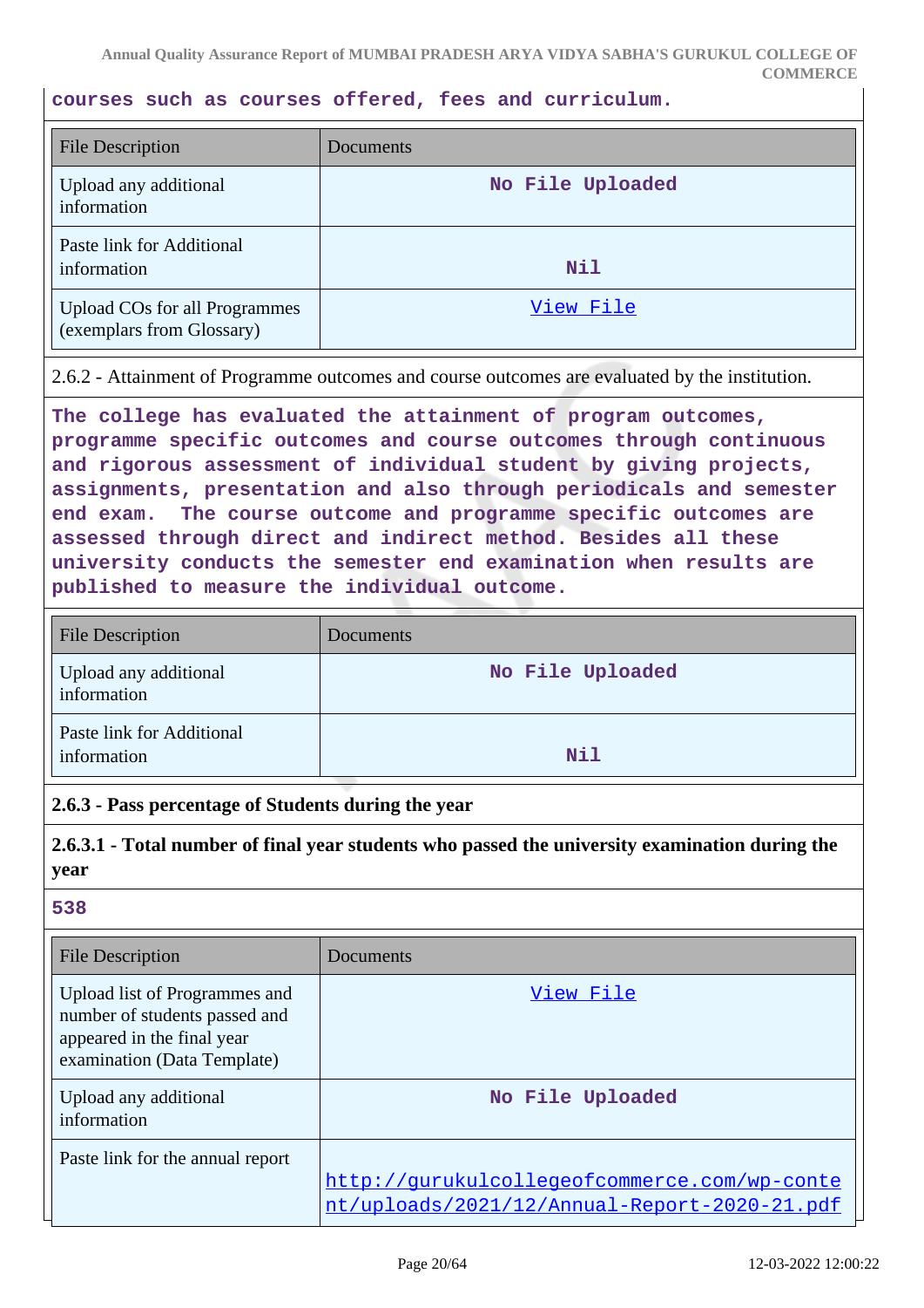courses such as courses offered, fees and curriculum.

| File Description | Documents |
|---|---|
| Upload any additional information | No File Uploaded |
| Paste link for Additional information | Nil |
| Upload COs for all Programmes (exemplars from Glossary) | View File |

2.6.2 - Attainment of Programme outcomes and course outcomes are evaluated by the institution.

The college has evaluated the attainment of program outcomes, programme specific outcomes and course outcomes through continuous and rigorous assessment of individual student by giving projects, assignments, presentation and also through periodicals and semester end exam. The course outcome and programme specific outcomes are assessed through direct and indirect method. Besides all these university conducts the semester end examination when results are published to measure the individual outcome.

| File Description | Documents |
|---|---|
| Upload any additional information | No File Uploaded |
| Paste link for Additional information | Nil |

**2.6.3 - Pass percentage of Students during the year**

**2.6.3.1 - Total number of final year students who passed the university examination during the year**

538

| File Description | Documents |
|---|---|
| Upload list of Programmes and number of students passed and appeared in the final year examination (Data Template) | View File |
| Upload any additional information | No File Uploaded |
| Paste link for the annual report | http://gurukulcollegeofcommerce.com/wp-content/uploads/2021/12/Annual-Report-2020-21.pdf |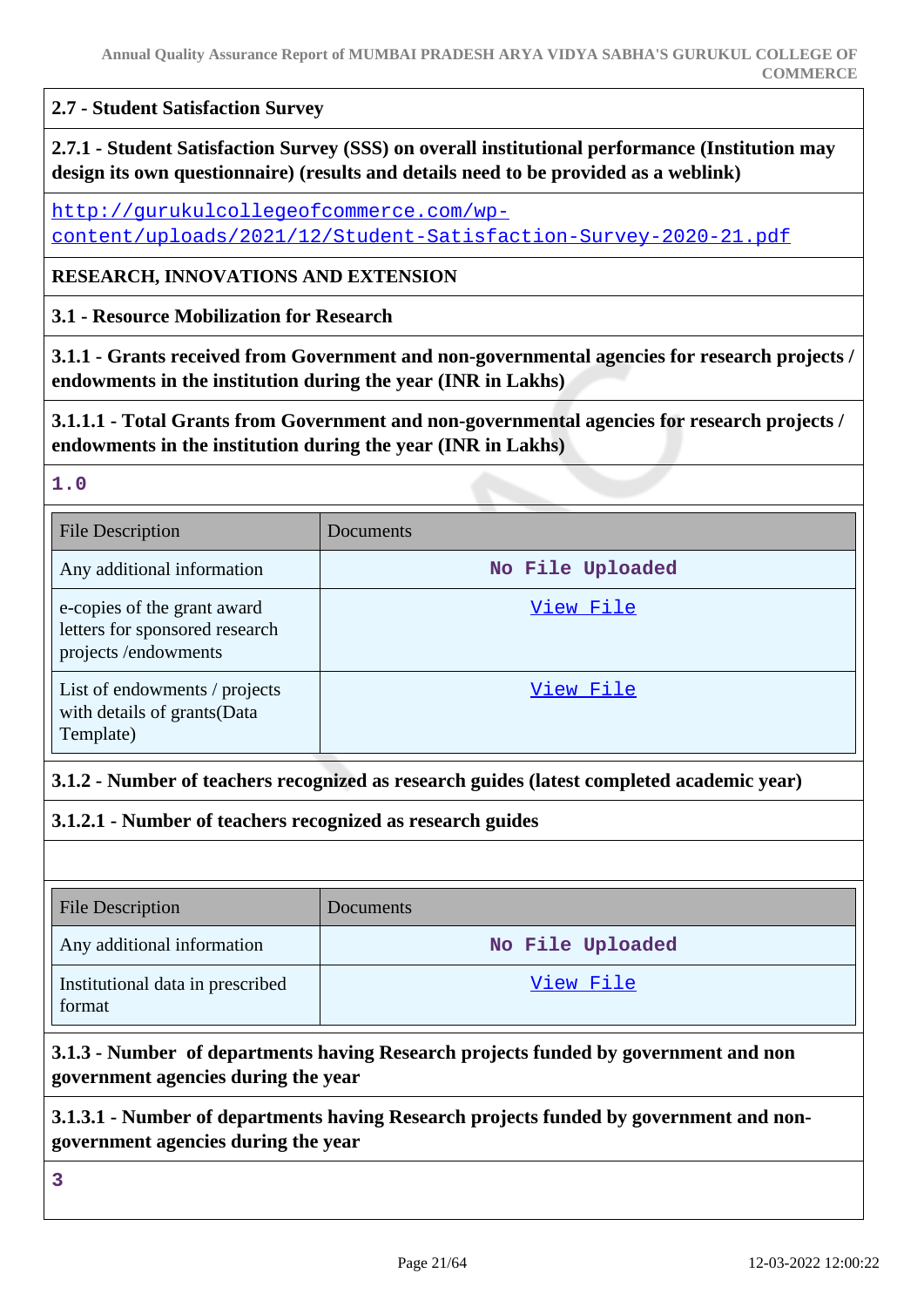**2.7 - Student Satisfaction Survey**

**2.7.1 - Student Satisfaction Survey (SSS) on overall institutional performance (Institution may design its own questionnaire) (results and details need to be provided as a weblink)**

http://gurukulcollegeofcommerce.com/wp-content/uploads/2021/12/Student-Satisfaction-Survey-2020-21.pdf

**RESEARCH, INNOVATIONS AND EXTENSION**

**3.1 - Resource Mobilization for Research**

**3.1.1 - Grants received from Government and non-governmental agencies for research projects / endowments in the institution during the year (INR in Lakhs)**

**3.1.1.1 - Total Grants from Government and non-governmental agencies for research projects / endowments in the institution during the year (INR in Lakhs)**

1.0

| File Description | Documents |
|---|---|
| Any additional information | No File Uploaded |
| e-copies of the grant award letters for sponsored research projects /endowments | View File |
| List of endowments / projects with details of grants(Data Template) | View File |

**3.1.2 - Number of teachers recognized as research guides (latest completed academic year)**

**3.1.2.1 - Number of teachers recognized as research guides**

| File Description | Documents |
|---|---|
| Any additional information | No File Uploaded |
| Institutional data in prescribed format | View File |

**3.1.3 - Number of departments having Research projects funded by government and non government agencies during the year**

**3.1.3.1 - Number of departments having Research projects funded by government and non-government agencies during the year**

3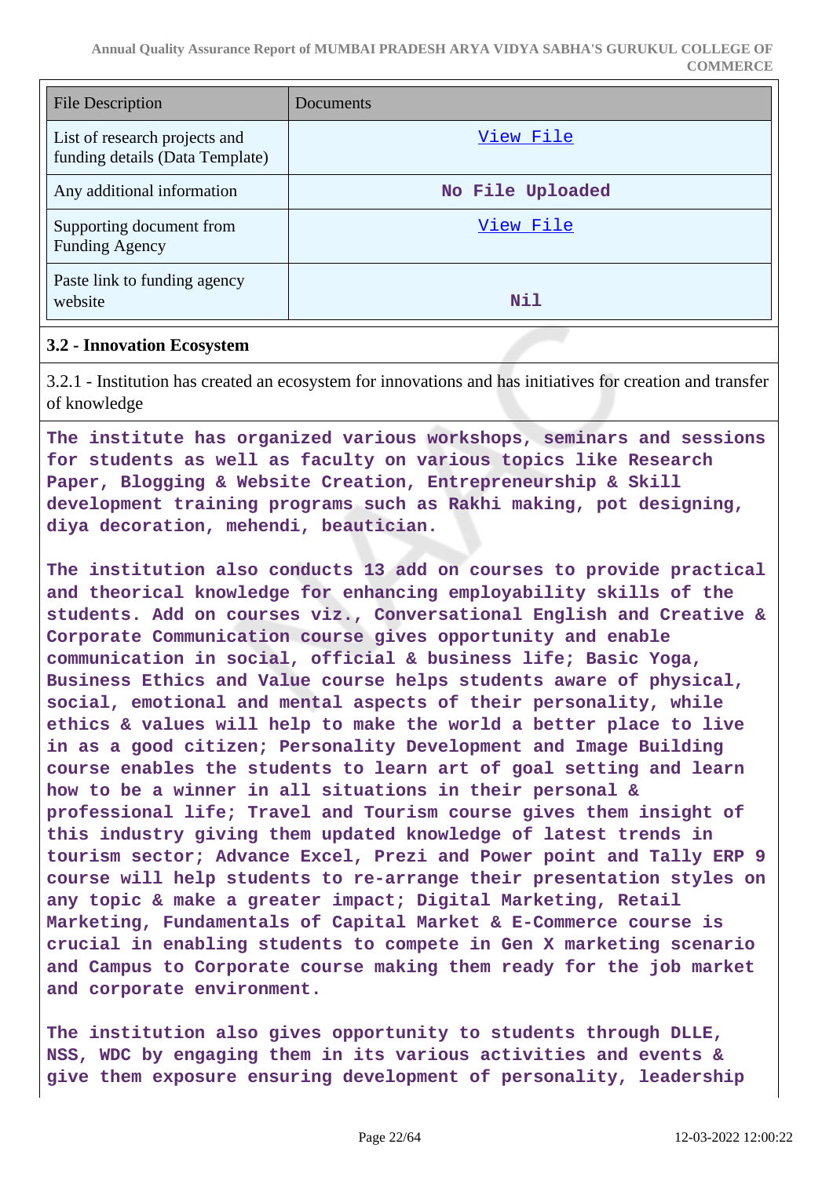| File Description | Documents |
|---|---|
| List of research projects and funding details (Data Template) | View File |
| Any additional information | No File Uploaded |
| Supporting document from Funding Agency | View File |
| Paste link to funding agency website | Nil |

### 3.2 - Innovation Ecosystem

3.2.1 - Institution has created an ecosystem for innovations and has initiatives for creation and transfer of knowledge

The institute has organized various workshops, seminars and sessions for students as well as faculty on various topics like Research Paper, Blogging & Website Creation, Entrepreneurship & Skill development training programs such as Rakhi making, pot designing, diya decoration, mehendi, beautician.

The institution also conducts 13 add on courses to provide practical and theoretical knowledge for enhancing employability skills of the students. Add on courses viz., Conversational English and Creative & Corporate Communication course gives opportunity and enable communication in social, official & business life; Basic Yoga, Business Ethics and Value course helps students aware of physical, social, emotional and mental aspects of their personality, while ethics & values will help to make the world a better place to live in as a good citizen; Personality Development and Image Building course enables the students to learn art of goal setting and learn how to be a winner in all situations in their personal & professional life; Travel and Tourism course gives them insight of this industry giving them updated knowledge of latest trends in tourism sector; Advance Excel, Prezi and Power point and Tally ERP 9 course will help students to re-arrange their presentation styles on any topic & make a greater impact; Digital Marketing, Retail Marketing, Fundamentals of Capital Market & E-Commerce course is crucial in enabling students to compete in Gen X marketing scenario and Campus to Corporate course making them ready for the job market and corporate environment.

The institution also gives opportunity to students through DLLE, NSS, WDC by engaging them in its various activities and events & give them exposure ensuring development of personality, leadership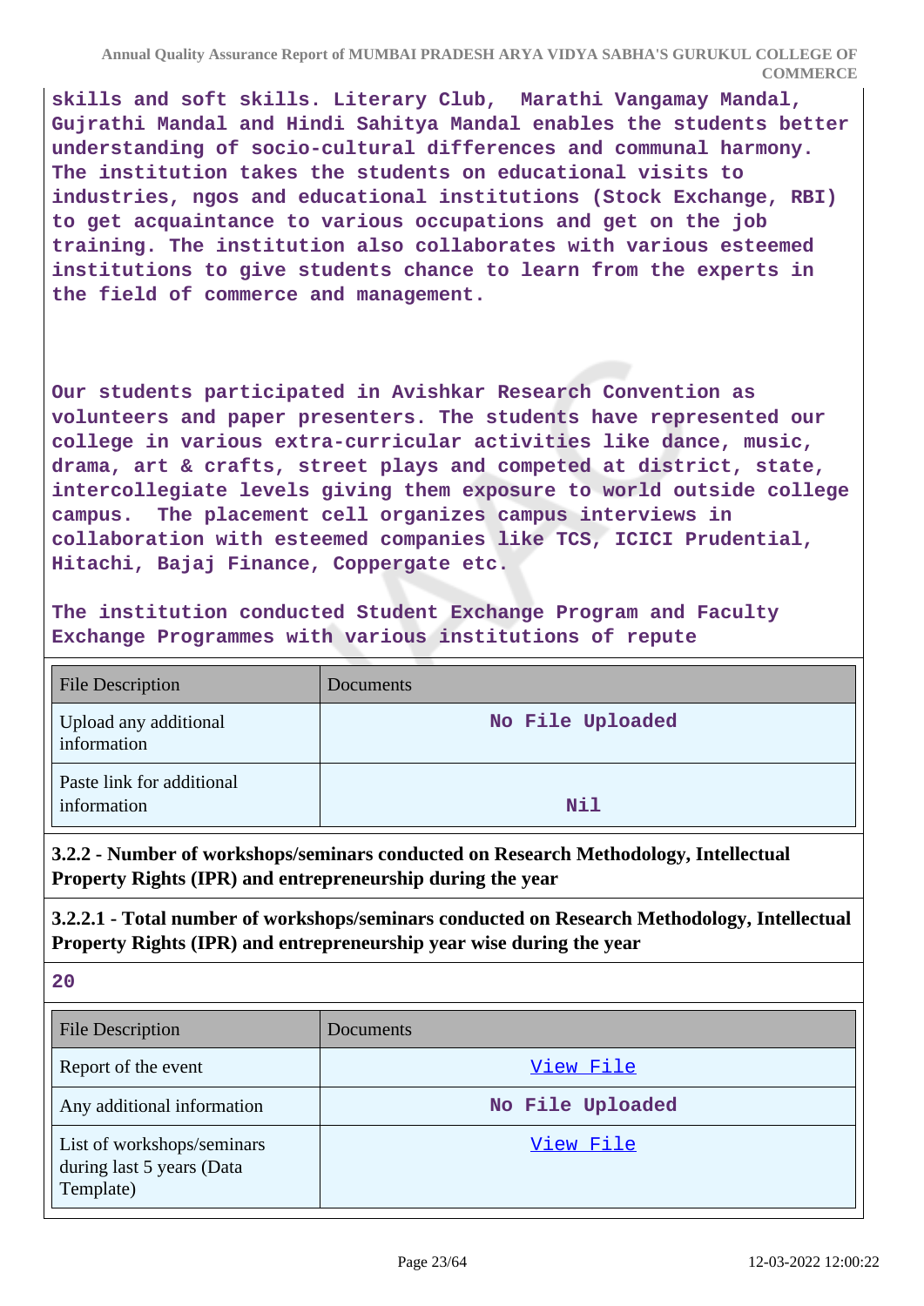skills and soft skills. Literary Club, Marathi Vangamay Mandal, Gujrathi Mandal and Hindi Sahitya Mandal enables the students better understanding of socio-cultural differences and communal harmony. The institution takes the students on educational visits to industries, ngos and educational institutions (Stock Exchange, RBI) to get acquaintance to various occupations and get on the job training. The institution also collaborates with various esteemed institutions to give students chance to learn from the experts in the field of commerce and management.

Our students participated in Avishkar Research Convention as volunteers and paper presenters. The students have represented our college in various extra-curricular activities like dance, music, drama, art & crafts, street plays and competed at district, state, intercollegiate levels giving them exposure to world outside college campus. The placement cell organizes campus interviews in collaboration with esteemed companies like TCS, ICICI Prudential, Hitachi, Bajaj Finance, Coppergate etc.

The institution conducted Student Exchange Program and Faculty Exchange Programmes with various institutions of repute

| File Description | Documents |
|---|---|
| Upload any additional information | No File Uploaded |
| Paste link for additional information | Nil |

**3.2.2 - Number of workshops/seminars conducted on Research Methodology, Intellectual Property Rights (IPR) and entrepreneurship during the year**

**3.2.2.1 - Total number of workshops/seminars conducted on Research Methodology, Intellectual Property Rights (IPR) and entrepreneurship year wise during the year**

20

| File Description | Documents |
|---|---|
| Report of the event | View File |
| Any additional information | No File Uploaded |
| List of workshops/seminars during last 5 years (Data Template) | View File |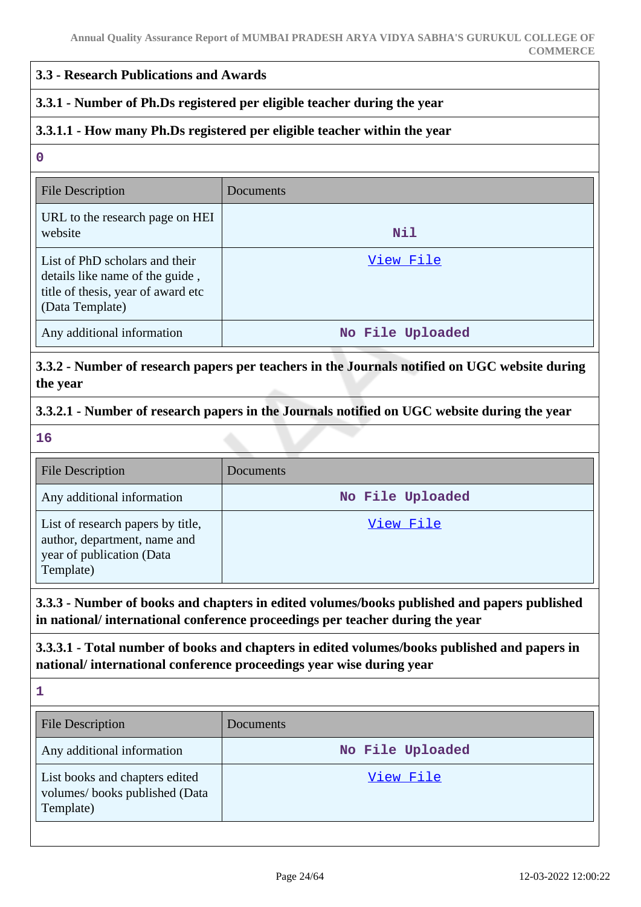### 3.3 - Research Publications and Awards

#### 3.3.1 - Number of Ph.Ds registered per eligible teacher during the year

#### 3.3.1.1 - How many Ph.Ds registered per eligible teacher within the year

0

| File Description | Documents |
|---|---|
| URL to the research page on HEI website | Nil |
| List of PhD scholars and their details like name of the guide , title of thesis, year of award etc (Data Template) | View File |
| Any additional information | No File Uploaded |

#### 3.3.2 - Number of research papers per teachers in the Journals notified on UGC website during the year

#### 3.3.2.1 - Number of research papers in the Journals notified on UGC website during the year

16

| File Description | Documents |
|---|---|
| Any additional information | No File Uploaded |
| List of research papers by title, author, department, name and year of publication (Data Template) | View File |

#### 3.3.3 - Number of books and chapters in edited volumes/books published and papers published in national/ international conference proceedings per teacher during the year

#### 3.3.3.1 - Total number of books and chapters in edited volumes/books published and papers in national/ international conference proceedings year wise during year

1

| File Description | Documents |
|---|---|
| Any additional information | No File Uploaded |
| List books and chapters edited volumes/ books published (Data Template) | View File |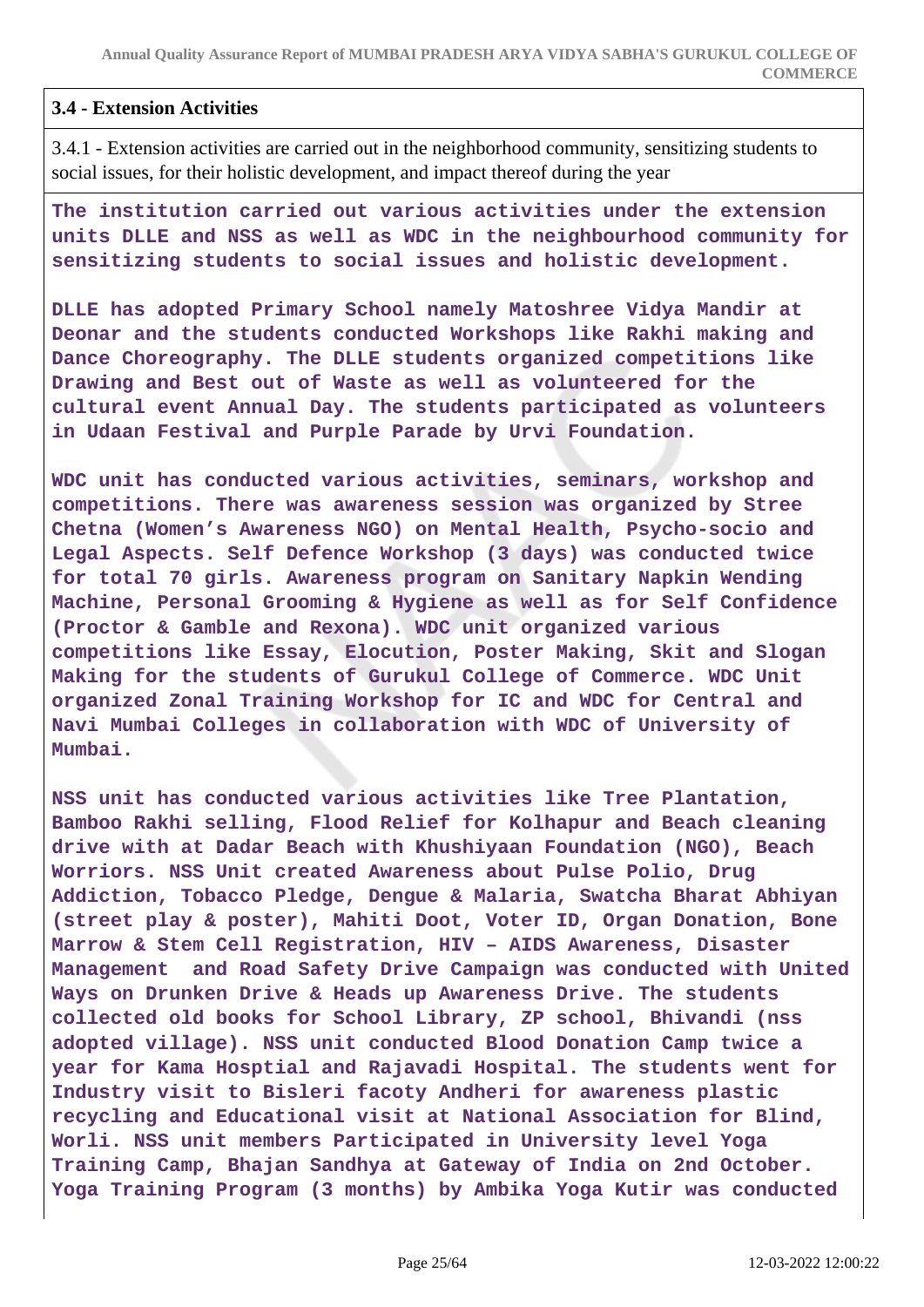### 3.4 - Extension Activities

3.4.1 - Extension activities are carried out in the neighborhood community, sensitizing students to social issues, for their holistic development, and impact thereof during the year

**The institution carried out various activities under the extension units DLLE and NSS as well as WDC in the neighbourhood community for sensitizing students to social issues and holistic development.**

**DLLE has adopted Primary School namely Matoshree Vidya Mandir at Deonar and the students conducted Workshops like Rakhi making and Dance Choreography. The DLLE students organized competitions like Drawing and Best out of Waste as well as volunteered for the cultural event Annual Day. The students participated as volunteers in Udaan Festival and Purple Parade by Urvi Foundation.**

**WDC unit has conducted various activities, seminars, workshop and competitions. There was awareness session was organized by Stree Chetna (Women's Awareness NGO) on Mental Health, Psycho-socio and Legal Aspects. Self Defence Workshop (3 days) was conducted twice for total 70 girls. Awareness program on Sanitary Napkin Wending Machine, Personal Grooming & Hygiene as well as for Self Confidence (Proctor & Gamble and Rexona). WDC unit organized various competitions like Essay, Elocution, Poster Making, Skit and Slogan Making for the students of Gurukul College of Commerce. WDC Unit organized Zonal Training Workshop for IC and WDC for Central and Navi Mumbai Colleges in collaboration with WDC of University of Mumbai.**

**NSS unit has conducted various activities like Tree Plantation, Bamboo Rakhi selling, Flood Relief for Kolhapur and Beach cleaning drive with at Dadar Beach with Khushiyaan Foundation (NGO), Beach Worriors. NSS Unit created Awareness about Pulse Polio, Drug Addiction, Tobacco Pledge, Dengue & Malaria, Swatcha Bharat Abhiyan (street play & poster), Mahiti Doot, Voter ID, Organ Donation, Bone Marrow & Stem Cell Registration, HIV – AIDS Awareness, Disaster Management and Road Safety Drive Campaign was conducted with United Ways on Drunken Drive & Heads up Awareness Drive. The students collected old books for School Library, ZP school, Bhivandi (nss adopted village). NSS unit conducted Blood Donation Camp twice a year for Kama Hosptial and Rajavadi Hospital. The students went for Industry visit to Bisleri facoty Andheri for awareness plastic recycling and Educational visit at National Association for Blind, Worli. NSS unit members Participated in University level Yoga Training Camp, Bhajan Sandhya at Gateway of India on 2nd October. Yoga Training Program (3 months) by Ambika Yoga Kutir was conducted**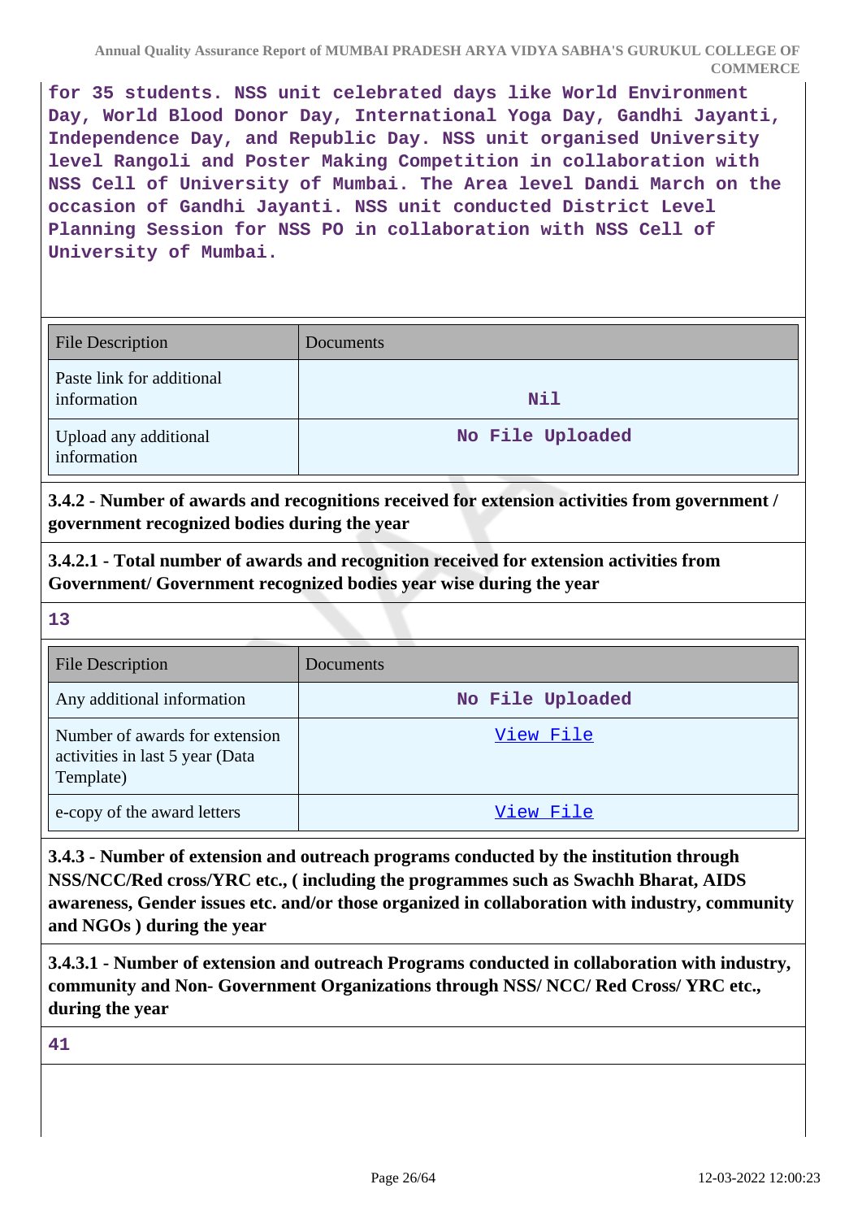for 35 students. NSS unit celebrated days like World Environment Day, World Blood Donor Day, International Yoga Day, Gandhi Jayanti, Independence Day, and Republic Day. NSS unit organised University level Rangoli and Poster Making Competition in collaboration with NSS Cell of University of Mumbai. The Area level Dandi March on the occasion of Gandhi Jayanti. NSS unit conducted District Level Planning Session for NSS PO in collaboration with NSS Cell of University of Mumbai.

| File Description | Documents |
| --- | --- |
| Paste link for additional information | Nil |
| Upload any additional information | No File Uploaded |

**3.4.2 - Number of awards and recognitions received for extension activities from government / government recognized bodies during the year**

**3.4.2.1 - Total number of awards and recognition received for extension activities from Government/ Government recognized bodies year wise during the year**

**13**

| File Description | Documents |
| --- | --- |
| Any additional information | No File Uploaded |
| Number of awards for extension activities in last 5 year (Data Template) | View File |
| e-copy of the award letters | View File |

**3.4.3 - Number of extension and outreach programs conducted by the institution through NSS/NCC/Red cross/YRC etc., ( including the programmes such as Swachh Bharat, AIDS awareness, Gender issues etc. and/or those organized in collaboration with industry, community and NGOs ) during the year**

**3.4.3.1 - Number of extension and outreach Programs conducted in collaboration with industry, community and Non- Government Organizations through NSS/ NCC/ Red Cross/ YRC etc., during the year**

**41**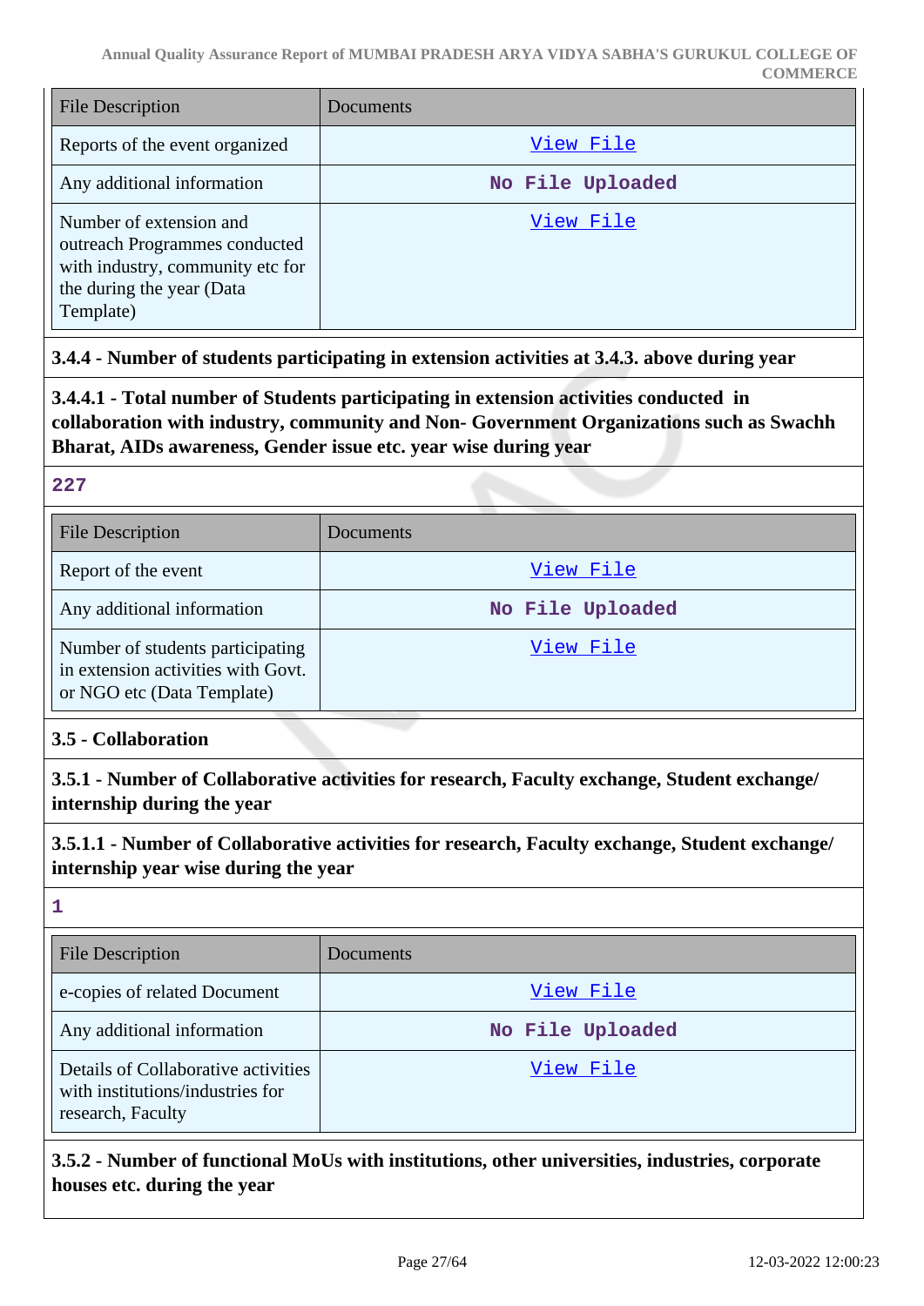| File Description | Documents |
| --- | --- |
| Reports of the event organized | View File |
| Any additional information | No File Uploaded |
| Number of extension and outreach Programmes conducted with industry, community etc for the during the year (Data Template) | View File |

**3.4.4 - Number of students participating in extension activities at 3.4.3. above during year**

**3.4.4.1 - Total number of Students participating in extension activities conducted in collaboration with industry, community and Non- Government Organizations such as Swachh Bharat, AIDs awareness, Gender issue etc. year wise during year**

**227**

| File Description | Documents |
| --- | --- |
| Report of the event | View File |
| Any additional information | No File Uploaded |
| Number of students participating in extension activities with Govt. or NGO etc (Data Template) | View File |

**3.5 - Collaboration**

**3.5.1 - Number of Collaborative activities for research, Faculty exchange, Student exchange/ internship during the year**

**3.5.1.1 - Number of Collaborative activities for research, Faculty exchange, Student exchange/ internship year wise during the year**

**1**

| File Description | Documents |
| --- | --- |
| e-copies of related Document | View File |
| Any additional information | No File Uploaded |
| Details of Collaborative activities with institutions/industries for research, Faculty | View File |

**3.5.2 - Number of functional MoUs with institutions, other universities, industries, corporate houses etc. during the year**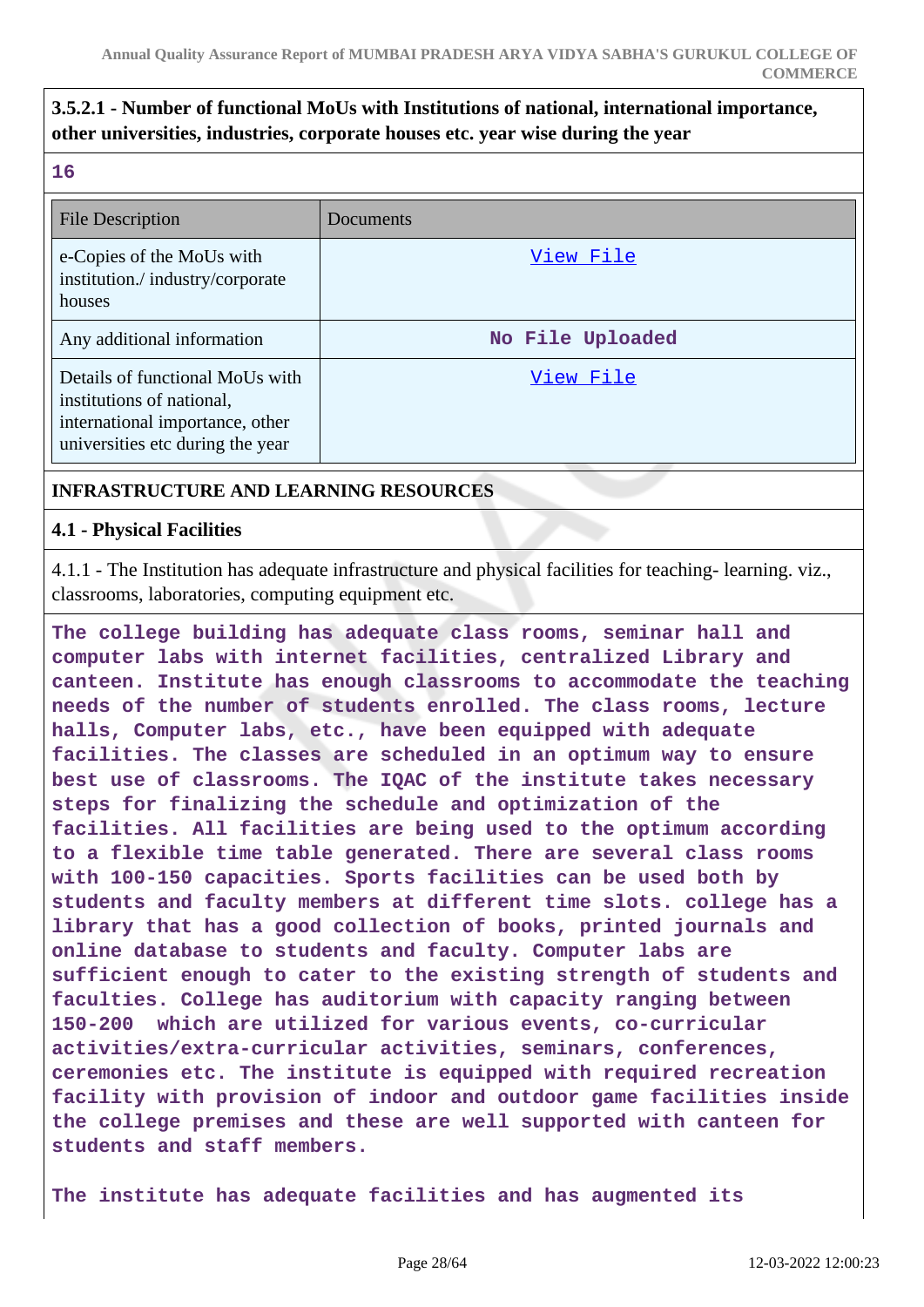**3.5.2.1 - Number of functional MoUs with Institutions of national, international importance, other universities, industries, corporate houses etc. year wise during the year**

16

| File Description | Documents |
|---|---|
| e-Copies of the MoUs with institution./ industry/corporate houses | View File |
| Any additional information | No File Uploaded |
| Details of functional MoUs with institutions of national, international importance, other universities etc during the year | View File |

## INFRASTRUCTURE AND LEARNING RESOURCES

### 4.1 - Physical Facilities

4.1.1 - The Institution has adequate infrastructure and physical facilities for teaching- learning. viz., classrooms, laboratories, computing equipment etc.

The college building has adequate class rooms, seminar hall and computer labs with internet facilities, centralized Library and canteen. Institute has enough classrooms to accommodate the teaching needs of the number of students enrolled. The class rooms, lecture halls, Computer labs, etc., have been equipped with adequate facilities. The classes are scheduled in an optimum way to ensure best use of classrooms. The IQAC of the institute takes necessary steps for finalizing the schedule and optimization of the facilities. All facilities are being used to the optimum according to a flexible time table generated. There are several class rooms with 100-150 capacities. Sports facilities can be used both by students and faculty members at different time slots. college has a library that has a good collection of books, printed journals and online database to students and faculty. Computer labs are sufficient enough to cater to the existing strength of students and faculties. College has auditorium with capacity ranging between 150-200 which are utilized for various events, co-curricular activities/extra-curricular activities, seminars, conferences, ceremonies etc. The institute is equipped with required recreation facility with provision of indoor and outdoor game facilities inside the college premises and these are well supported with canteen for students and staff members.

The institute has adequate facilities and has augmented its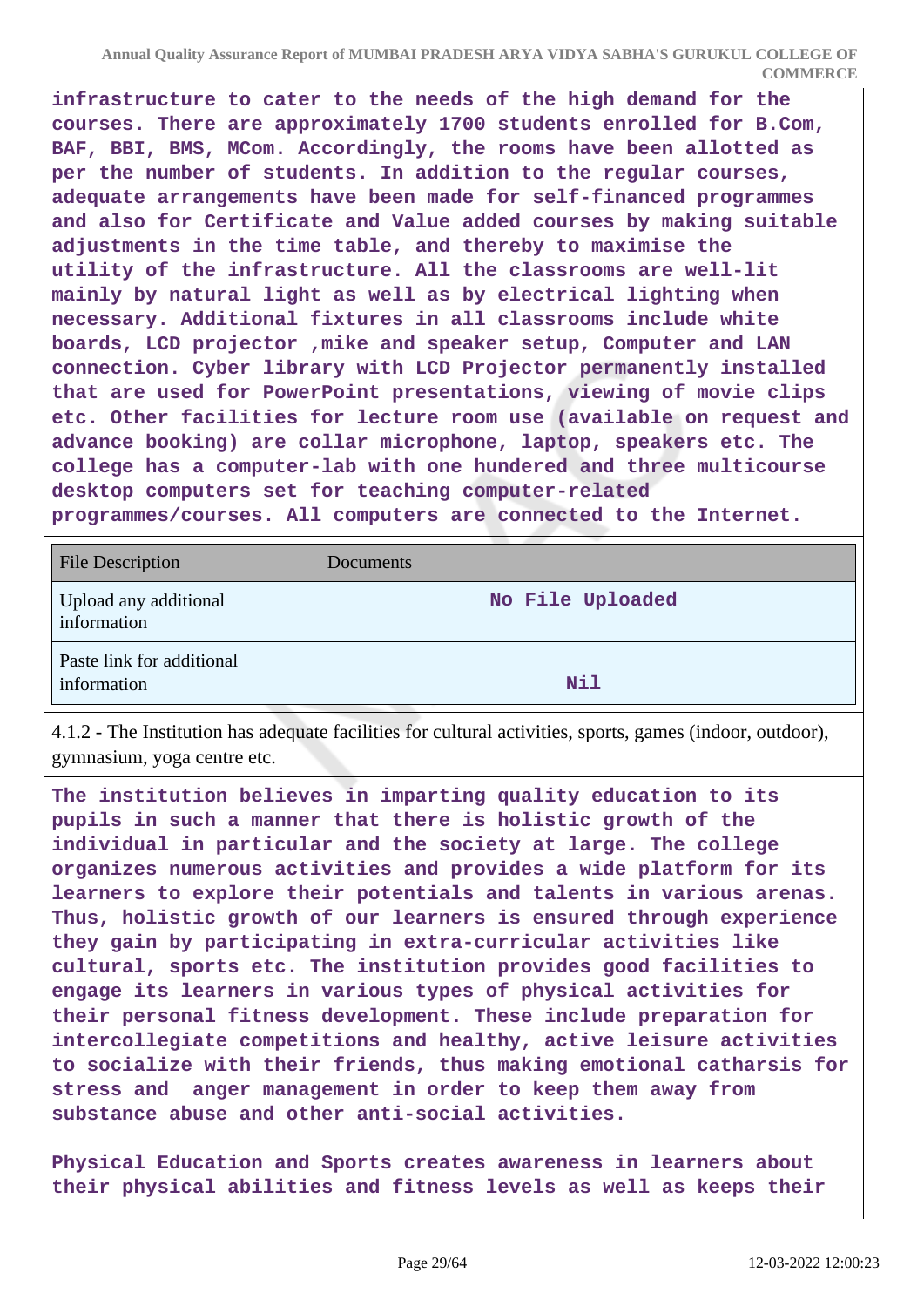**infrastructure to cater to the needs of the high demand for the courses. There are approximately 1700 students enrolled for B.Com, BAF, BBI, BMS, MCom. Accordingly, the rooms have been allotted as per the number of students. In addition to the regular courses, adequate arrangements have been made for self-financed programmes and also for Certificate and Value added courses by making suitable adjustments in the time table, and thereby to maximise the utility of the infrastructure. All the classrooms are well-lit mainly by natural light as well as by electrical lighting when necessary. Additional fixtures in all classrooms include white boards, LCD projector ,mike and speaker setup, Computer and LAN connection. Cyber library with LCD Projector permanently installed that are used for PowerPoint presentations, viewing of movie clips etc. Other facilities for lecture room use (available on request and advance booking) are collar microphone, laptop, speakers etc. The college has a computer-lab with one hundered and three multicourse desktop computers set for teaching computer-related programmes/courses. All computers are connected to the Internet.**

| File Description | Documents |
|---|---|
| Upload any additional information | **No File Uploaded** |
| Paste link for additional information | **Nil** |

4.1.2 - The Institution has adequate facilities for cultural activities, sports, games (indoor, outdoor), gymnasium, yoga centre etc.

**The institution believes in imparting quality education to its pupils in such a manner that there is holistic growth of the individual in particular and the society at large. The college organizes numerous activities and provides a wide platform for its learners to explore their potentials and talents in various arenas. Thus, holistic growth of our learners is ensured through experience they gain by participating in extra-curricular activities like cultural, sports etc. The institution provides good facilities to engage its learners in various types of physical activities for their personal fitness development. These include preparation for intercollegiate competitions and healthy, active leisure activities to socialize with their friends, thus making emotional catharsis for stress and anger management in order to keep them away from substance abuse and other anti-social activities.**

**Physical Education and Sports creates awareness in learners about their physical abilities and fitness levels as well as keeps their**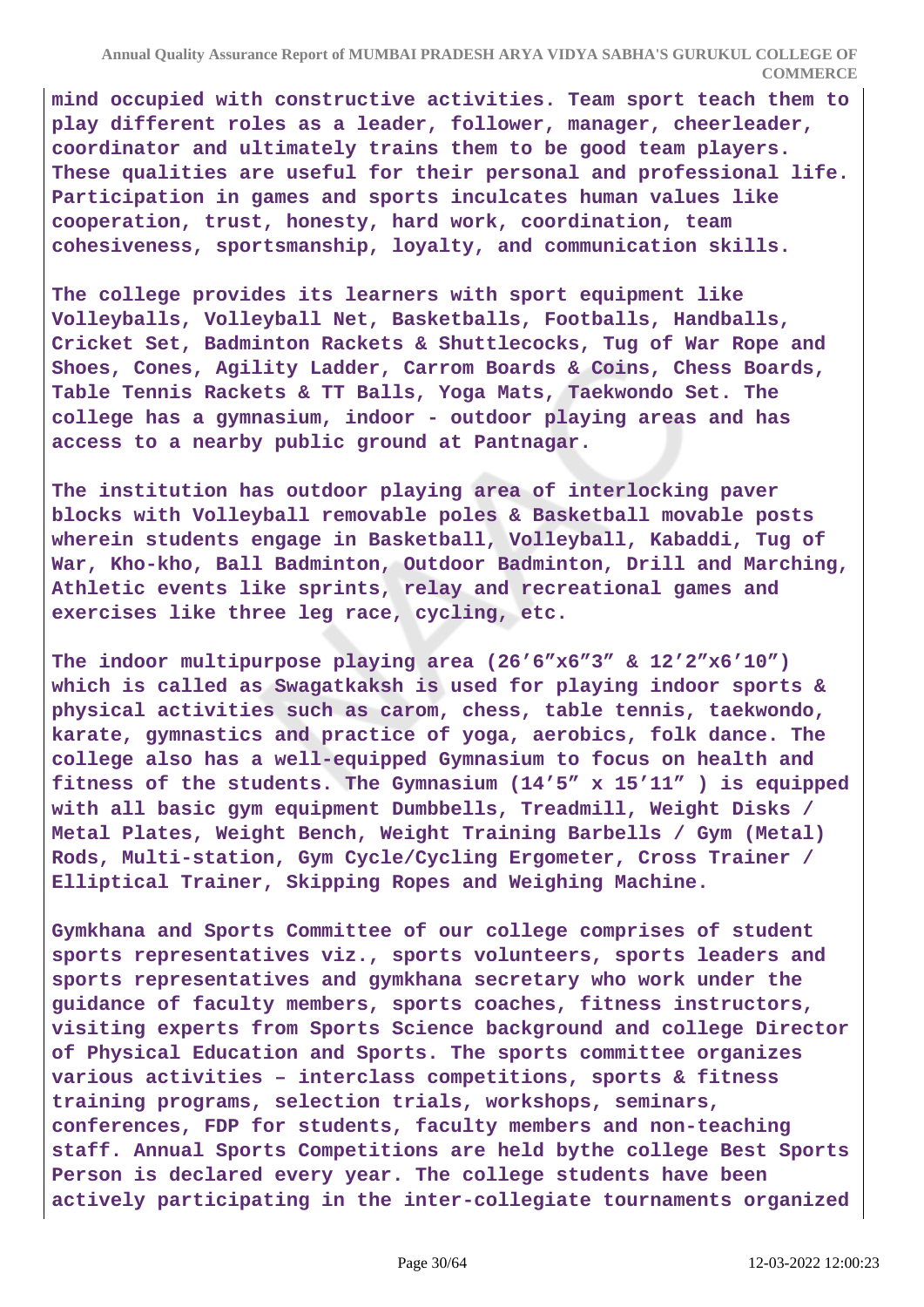**mind occupied with constructive activities. Team sport teach them to play different roles as a leader, follower, manager, cheerleader, coordinator and ultimately trains them to be good team players. These qualities are useful for their personal and professional life. Participation in games and sports inculcates human values like cooperation, trust, honesty, hard work, coordination, team cohesiveness, sportsmanship, loyalty, and communication skills.**

**The college provides its learners with sport equipment like Volleyballs, Volleyball Net, Basketballs, Footballs, Handballs, Cricket Set, Badminton Rackets & Shuttlecocks, Tug of War Rope and Shoes, Cones, Agility Ladder, Carrom Boards & Coins, Chess Boards, Table Tennis Rackets & TT Balls, Yoga Mats, Taekwondo Set. The college has a gymnasium, indoor - outdoor playing areas and has access to a nearby public ground at Pantnagar.**

**The institution has outdoor playing area of interlocking paver blocks with Volleyball removable poles & Basketball movable posts wherein students engage in Basketball, Volleyball, Kabaddi, Tug of War, Kho-kho, Ball Badminton, Outdoor Badminton, Drill and Marching, Athletic events like sprints, relay and recreational games and exercises like three leg race, cycling, etc.**

**The indoor multipurpose playing area (26’6”x6”3” & 12’2”x6’10”) which is called as Swagatkaksh is used for playing indoor sports & physical activities such as carom, chess, table tennis, taekwondo, karate, gymnastics and practice of yoga, aerobics, folk dance. The college also has a well-equipped Gymnasium to focus on health and fitness of the students. The Gymnasium (14’5” x 15’11” ) is equipped with all basic gym equipment Dumbbells, Treadmill, Weight Disks / Metal Plates, Weight Bench, Weight Training Barbells / Gym (Metal) Rods, Multi-station, Gym Cycle/Cycling Ergometer, Cross Trainer / Elliptical Trainer, Skipping Ropes and Weighing Machine.**

**Gymkhana and Sports Committee of our college comprises of student sports representatives viz., sports volunteers, sports leaders and sports representatives and gymkhana secretary who work under the guidance of faculty members, sports coaches, fitness instructors, visiting experts from Sports Science background and college Director of Physical Education and Sports. The sports committee organizes various activities – interclass competitions, sports & fitness training programs, selection trials, workshops, seminars, conferences, FDP for students, faculty members and non-teaching staff. Annual Sports Competitions are held bythe college Best Sports Person is declared every year. The college students have been actively participating in the inter-collegiate tournaments organized**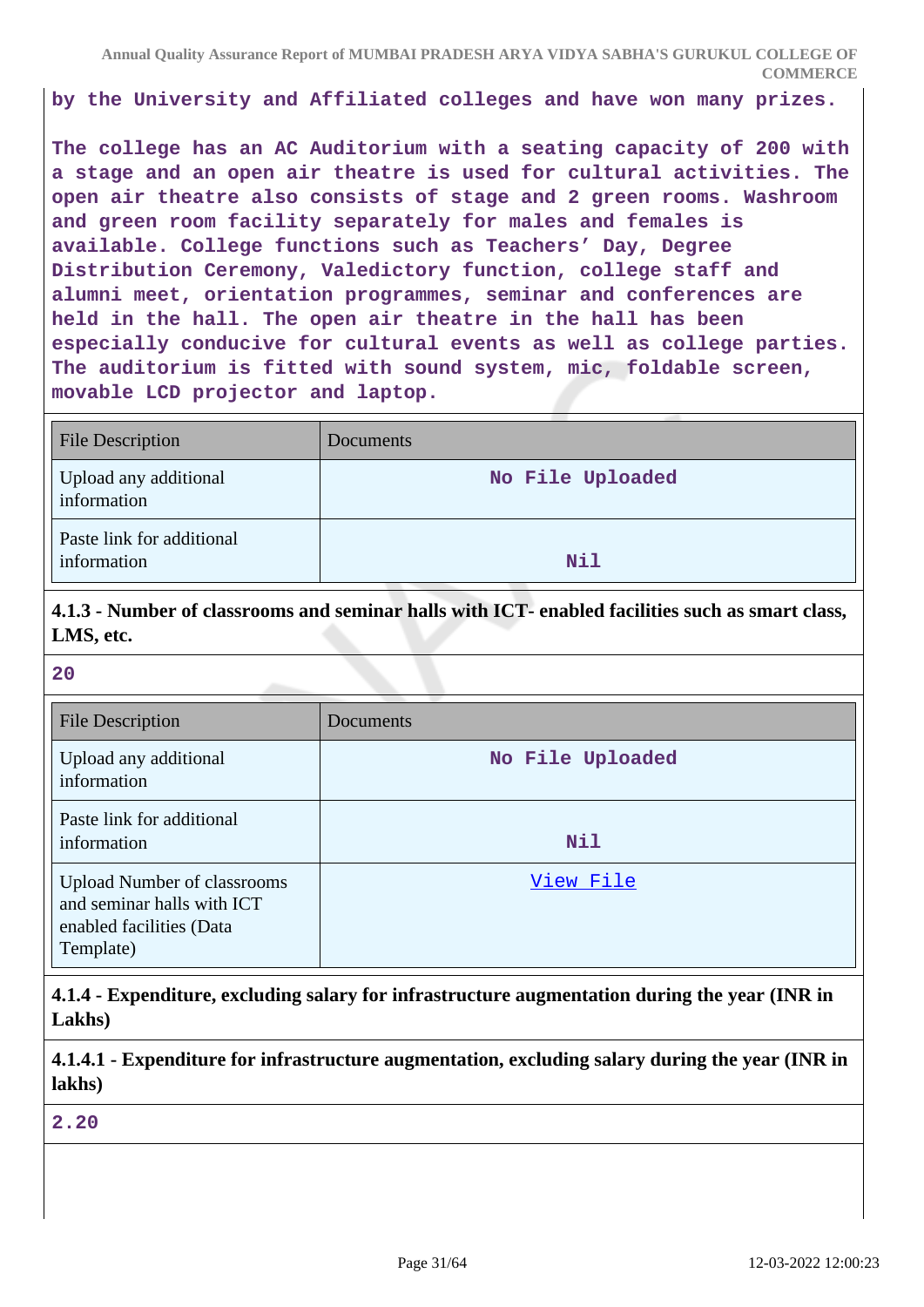by the University and Affiliated colleges and have won many prizes.

The college has an AC Auditorium with a seating capacity of 200 with a stage and an open air theatre is used for cultural activities. The open air theatre also consists of stage and 2 green rooms. Washroom and green room facility separately for males and females is available. College functions such as Teachers' Day, Degree Distribution Ceremony, Valedictory function, college staff and alumni meet, orientation programmes, seminar and conferences are held in the hall. The open air theatre in the hall has been especially conducive for cultural events as well as college parties. The auditorium is fitted with sound system, mic, foldable screen, movable LCD projector and laptop.

| File Description | Documents |
|---|---|
| Upload any additional information | No File Uploaded |
| Paste link for additional information | Nil |

**4.1.3 - Number of classrooms and seminar halls with ICT- enabled facilities such as smart class, LMS, etc.**

20

| File Description | Documents |
|---|---|
| Upload any additional information | No File Uploaded |
| Paste link for additional information | Nil |
| Upload Number of classrooms and seminar halls with ICT enabled facilities (Data Template) | View File |

**4.1.4 - Expenditure, excluding salary for infrastructure augmentation during the year (INR in Lakhs)**

**4.1.4.1 - Expenditure for infrastructure augmentation, excluding salary during the year (INR in lakhs)**

2.20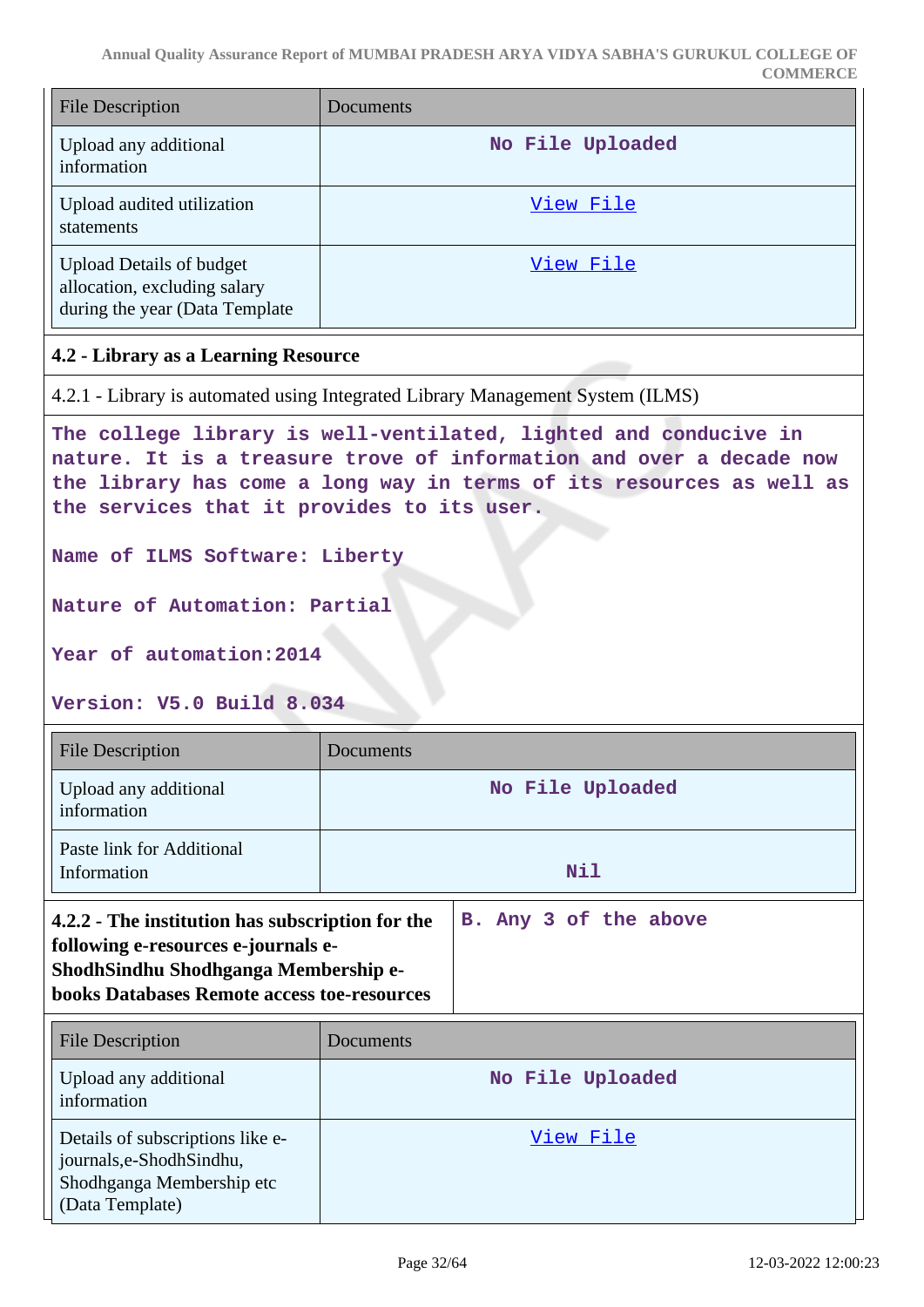| File Description | Documents |
| --- | --- |
| Upload any additional information | No File Uploaded |
| Upload audited utilization statements | View File |
| Upload Details of budget allocation, excluding salary during the year (Data Template | View File |

**4.2 - Library as a Learning Resource**

4.2.1 - Library is automated using Integrated Library Management System (ILMS)

The college library is well-ventilated, lighted and conducive in nature. It is a treasure trove of information and over a decade now the library has come a long way in terms of its resources as well as the services that it provides to its user.

Name of ILMS Software: Liberty

Nature of Automation: Partial

Year of automation:2014

Version: V5.0 Build 8.034

| File Description | Documents |
| --- | --- |
| Upload any additional information | No File Uploaded |
| Paste link for Additional Information | Nil |

| **4.2.2 - The institution has subscription for the following e-resources e-journals e-ShodhSindhu Shodhganga Membership e-books Databases Remote access toe-resources** | B. Any 3 of the above |
| --- | --- |

| File Description | Documents |
| --- | --- |
| Upload any additional information | No File Uploaded |
| Details of subscriptions like e-journals,e-ShodhSindhu, Shodhganga Membership etc (Data Template) | View File |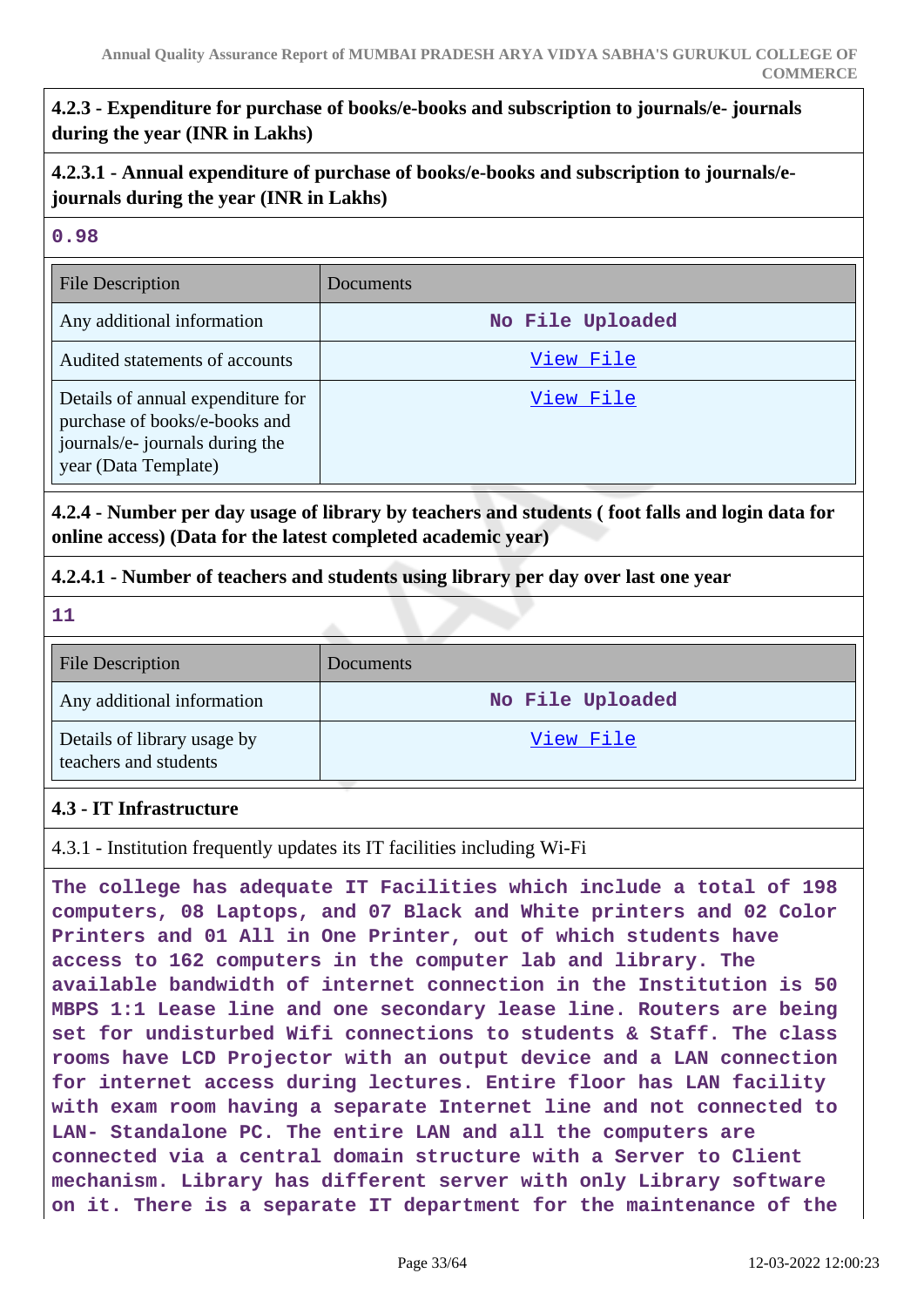**4.2.3 - Expenditure for purchase of books/e-books and subscription to journals/e- journals during the year (INR in Lakhs)**

**4.2.3.1 - Annual expenditure of purchase of books/e-books and subscription to journals/e-journals during the year (INR in Lakhs)**

**0.98**

| File Description | Documents |
|---|---|
| Any additional information | No File Uploaded |
| Audited statements of accounts | View File |
| Details of annual expenditure for purchase of books/e-books and journals/e- journals during the year (Data Template) | View File |

**4.2.4 - Number per day usage of library by teachers and students ( foot falls and login data for online access) (Data for the latest completed academic year)**

**4.2.4.1 - Number of teachers and students using library per day over last one year**

**11**

| File Description | Documents |
|---|---|
| Any additional information | No File Uploaded |
| Details of library usage by teachers and students | View File |

**4.3 - IT Infrastructure**

4.3.1 - Institution frequently updates its IT facilities including Wi-Fi

**The college has adequate IT Facilities which include a total of 198 computers, 08 Laptops, and 07 Black and White printers and 02 Color Printers and 01 All in One Printer, out of which students have access to 162 computers in the computer lab and library. The available bandwidth of internet connection in the Institution is 50 MBPS 1:1 Lease line and one secondary lease line. Routers are being set for undisturbed Wifi connections to students & Staff. The class rooms have LCD Projector with an output device and a LAN connection for internet access during lectures. Entire floor has LAN facility with exam room having a separate Internet line and not connected to LAN- Standalone PC. The entire LAN and all the computers are connected via a central domain structure with a Server to Client mechanism. Library has different server with only Library software on it. There is a separate IT department for the maintenance of the**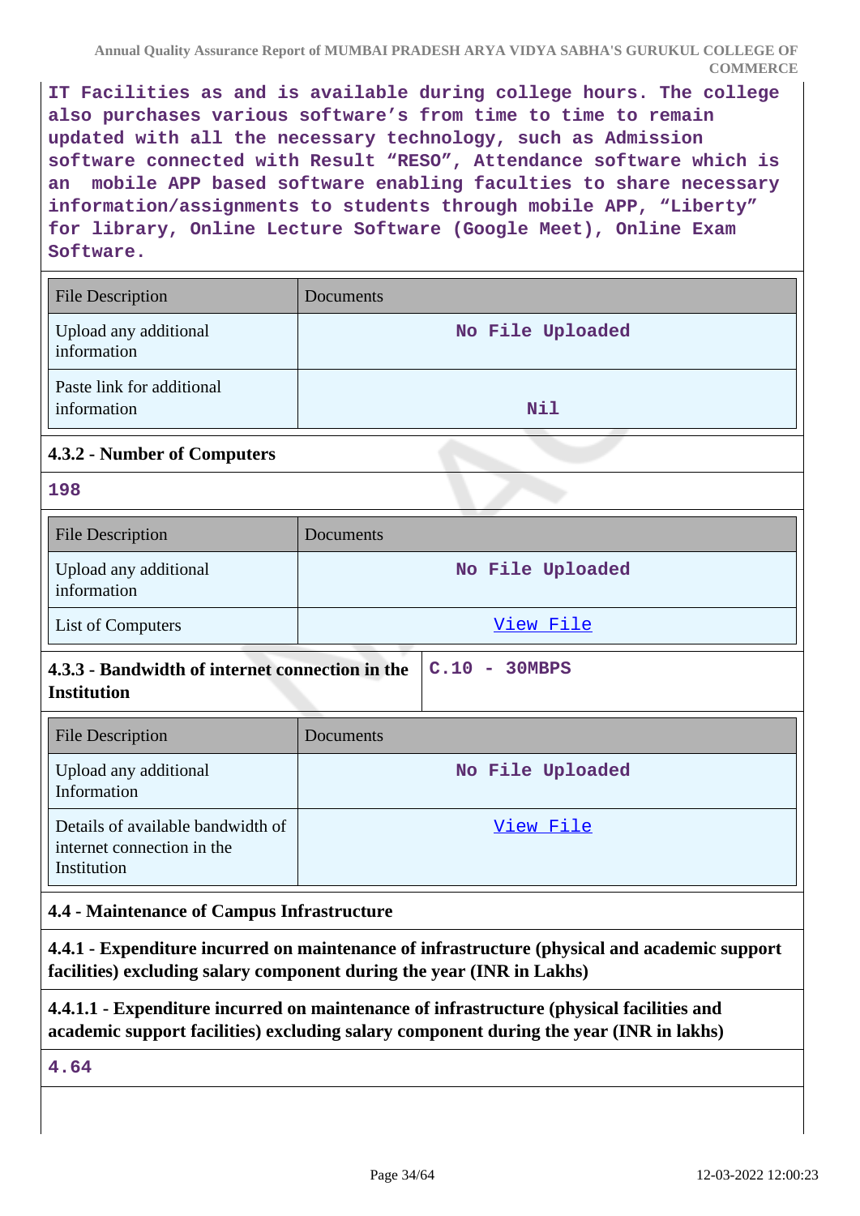IT Facilities as and is available during college hours. The college also purchases various software's from time to time to remain updated with all the necessary technology, such as Admission software connected with Result "RESO", Attendance software which is an mobile APP based software enabling faculties to share necessary information/assignments to students through mobile APP, "Liberty" for library, Online Lecture Software (Google Meet), Online Exam Software.

| File Description | Documents |
|---|---|
| Upload any additional information | No File Uploaded |
| Paste link for additional information | Nil |

### 4.3.2 - Number of Computers

198

| File Description | Documents |
|---|---|
| Upload any additional information | No File Uploaded |
| List of Computers | View File |

### 4.3.3 - Bandwidth of internet connection in the Institution

C.10 - 30MBPS

| File Description | Documents |
|---|---|
| Upload any additional Information | No File Uploaded |
| Details of available bandwidth of internet connection in the Institution | View File |

## 4.4 - Maintenance of Campus Infrastructure

### 4.4.1 - Expenditure incurred on maintenance of infrastructure (physical and academic support facilities) excluding salary component during the year (INR in Lakhs)

### 4.4.1.1 - Expenditure incurred on maintenance of infrastructure (physical facilities and academic support facilities) excluding salary component during the year (INR in lakhs)

4.64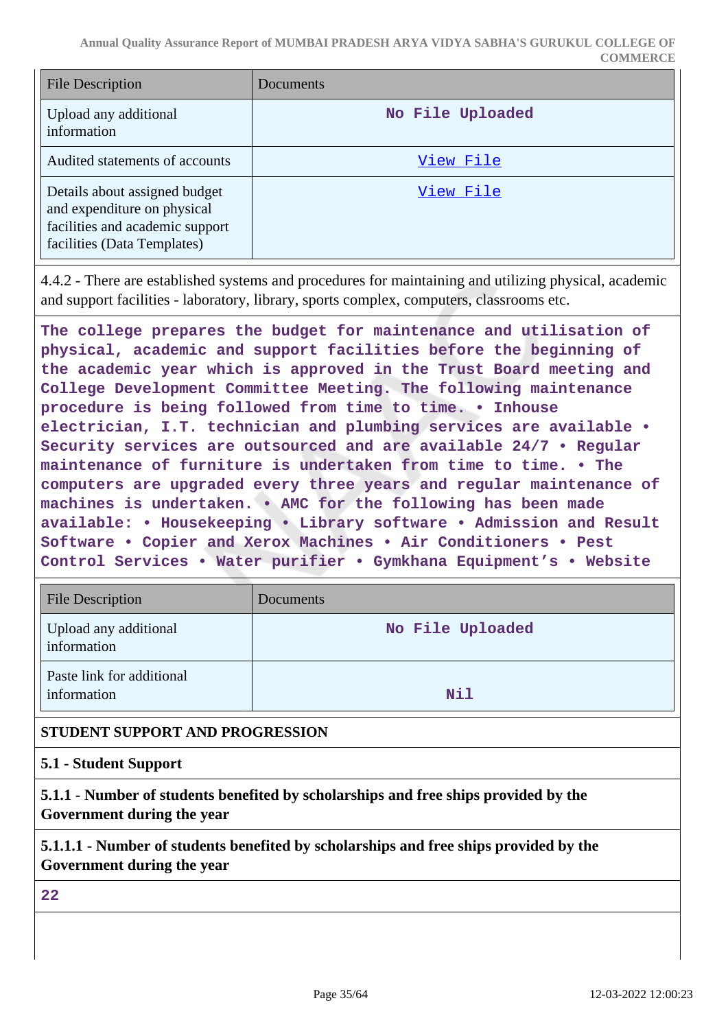| File Description | Documents |
|---|---|
| Upload any additional information | No File Uploaded |
| Audited statements of accounts | View File |
| Details about assigned budget and expenditure on physical facilities and academic support facilities (Data Templates) | View File |

4.4.2 - There are established systems and procedures for maintaining and utilizing physical, academic and support facilities - laboratory, library, sports complex, computers, classrooms etc.

The college prepares the budget for maintenance and utilisation of physical, academic and support facilities before the beginning of the academic year which is approved in the Trust Board meeting and College Development Committee Meeting. The following maintenance procedure is being followed from time to time. • Inhouse electrician, I.T. technician and plumbing services are available • Security services are outsourced and are available 24/7 • Regular maintenance of furniture is undertaken from time to time. • The computers are upgraded every three years and regular maintenance of machines is undertaken. • AMC for the following has been made available: • Housekeeping • Library software • Admission and Result Software • Copier and Xerox Machines • Air Conditioners • Pest Control Services • Water purifier • Gymkhana Equipment's • Website

| File Description | Documents |
|---|---|
| Upload any additional information | No File Uploaded |
| Paste link for additional information | Nil |

**STUDENT SUPPORT AND PROGRESSION**

**5.1 - Student Support**

**5.1.1 - Number of students benefited by scholarships and free ships provided by the Government during the year**

**5.1.1.1 - Number of students benefited by scholarships and free ships provided by the Government during the year**

22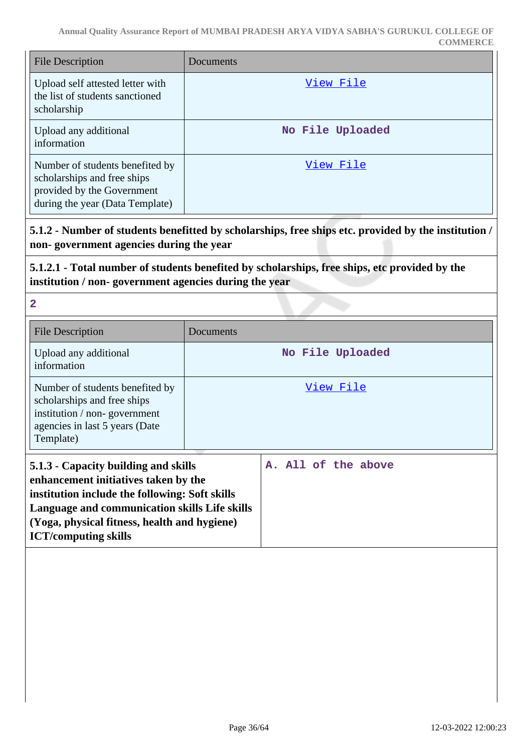| File Description | Documents |
| --- | --- |
| Upload self attested letter with the list of students sanctioned scholarship | View File |
| Upload any additional information | No File Uploaded |
| Number of students benefited by scholarships and free ships provided by the Government during the year (Data Template) | View File |

**5.1.2 - Number of students benefitted by scholarships, free ships etc. provided by the institution / non- government agencies during the year**

**5.1.2.1 - Total number of students benefited by scholarships, free ships, etc provided by the institution / non- government agencies during the year**

**2**

| File Description | Documents |
| --- | --- |
| Upload any additional information | No File Uploaded |
| Number of students benefited by scholarships and free ships institution / non- government agencies in last 5 years (Date Template) | View File |

| **5.1.3 - Capacity building and skills enhancement initiatives taken by the institution include the following: Soft skills Language and communication skills Life skills (Yoga, physical fitness, health and hygiene) ICT/computing skills** | **A. All of the above** |
| --- | --- |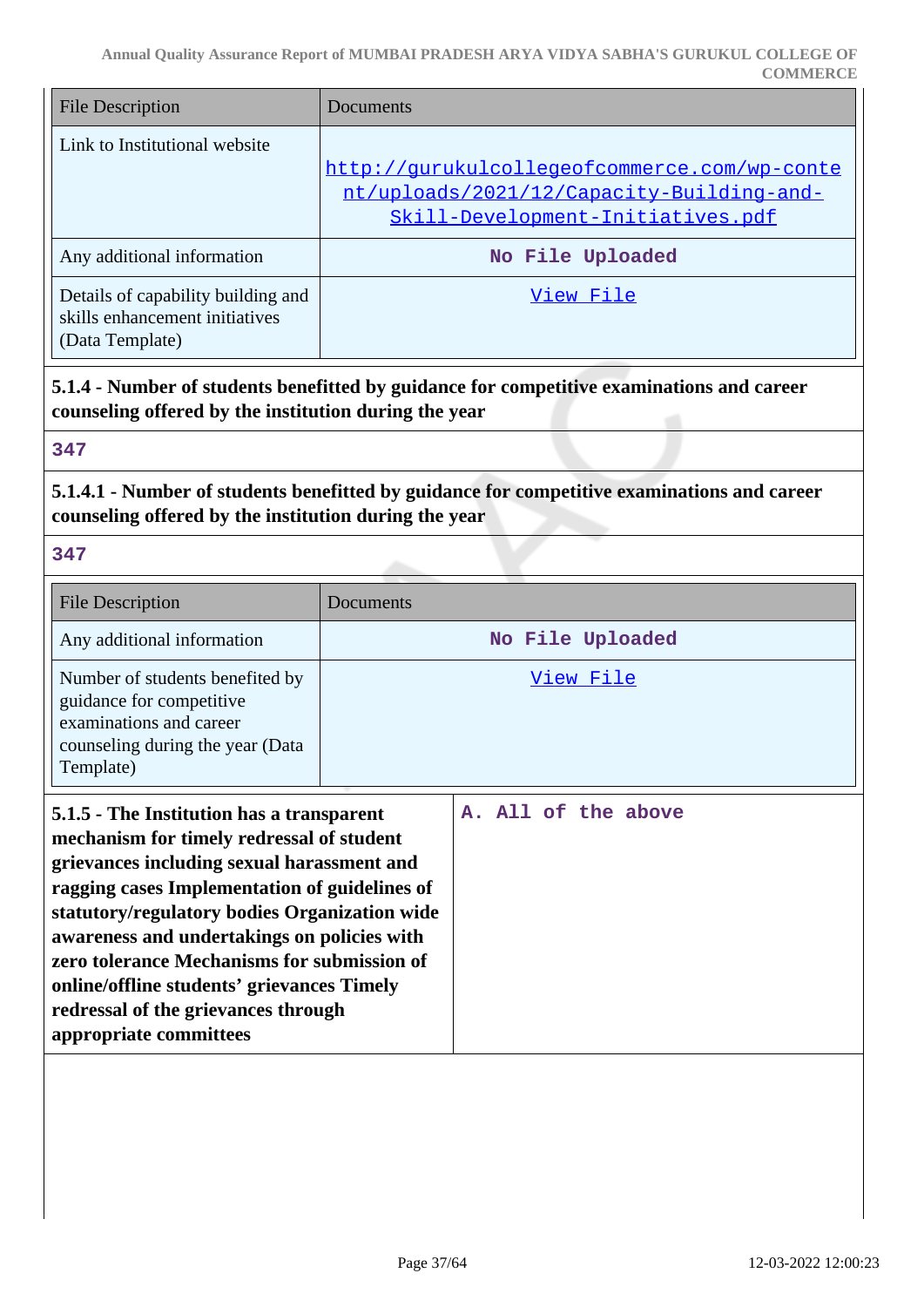| File Description | Documents |
|---|---|
| Link to Institutional website | http://gurukulcollegeofcommerce.com/wp-content/uploads/2021/12/Capacity-Building-and-Skill-Development-Initiatives.pdf |
| Any additional information | No File Uploaded |
| Details of capability building and skills enhancement initiatives (Data Template) | View File |

**5.1.4 - Number of students benefitted by guidance for competitive examinations and career counseling offered by the institution during the year**

347

**5.1.4.1 - Number of students benefitted by guidance for competitive examinations and career counseling offered by the institution during the year**

347

| File Description | Documents |
|---|---|
| Any additional information | No File Uploaded |
| Number of students benefited by guidance for competitive examinations and career counseling during the year (Data Template) | View File |

| **5.1.5 - The Institution has a transparent mechanism for timely redressal of student grievances including sexual harassment and ragging cases Implementation of guidelines of statutory/regulatory bodies Organization wide awareness and undertakings on policies with zero tolerance Mechanisms for submission of online/offline students' grievances Timely redressal of the grievances through appropriate committees** | A. All of the above |
|---|---|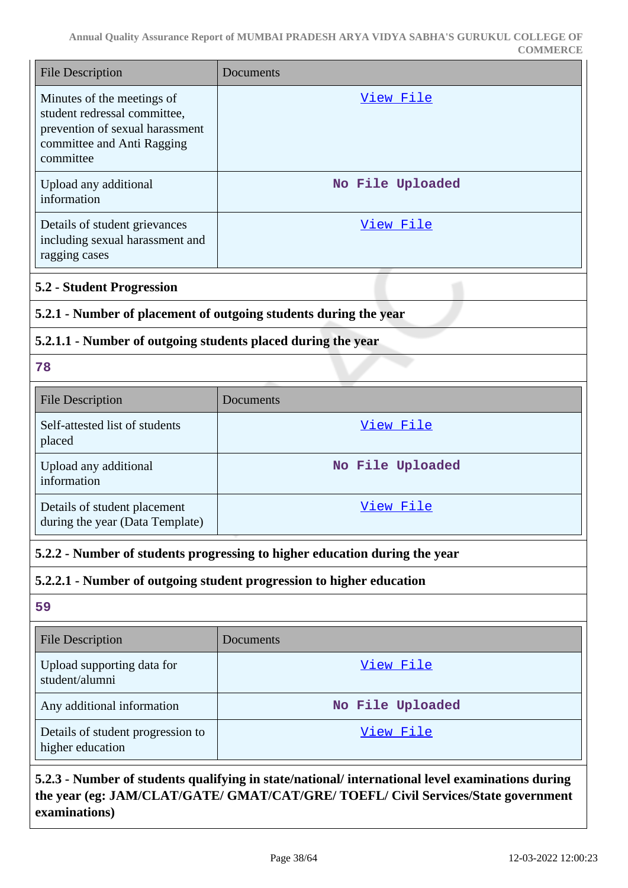| File Description | Documents |
|---|---|
| Minutes of the meetings of student redressal committee, prevention of sexual harassment committee and Anti Ragging committee | View File |
| Upload any additional information | No File Uploaded |
| Details of student grievances including sexual harassment and ragging cases | View File |

### 5.2 - Student Progression

**5.2.1 - Number of placement of outgoing students during the year**

**5.2.1.1 - Number of outgoing students placed during the year**

78

| File Description | Documents |
|---|---|
| Self-attested list of students placed | View File |
| Upload any additional information | No File Uploaded |
| Details of student placement during the year (Data Template) | View File |

**5.2.2 - Number of students progressing to higher education during the year**

**5.2.2.1 - Number of outgoing student progression to higher education**

59

| File Description | Documents |
|---|---|
| Upload supporting data for student/alumni | View File |
| Any additional information | No File Uploaded |
| Details of student progression to higher education | View File |

**5.2.3 - Number of students qualifying in state/national/ international level examinations during the year (eg: JAM/CLAT/GATE/ GMAT/CAT/GRE/ TOEFL/ Civil Services/State government examinations)**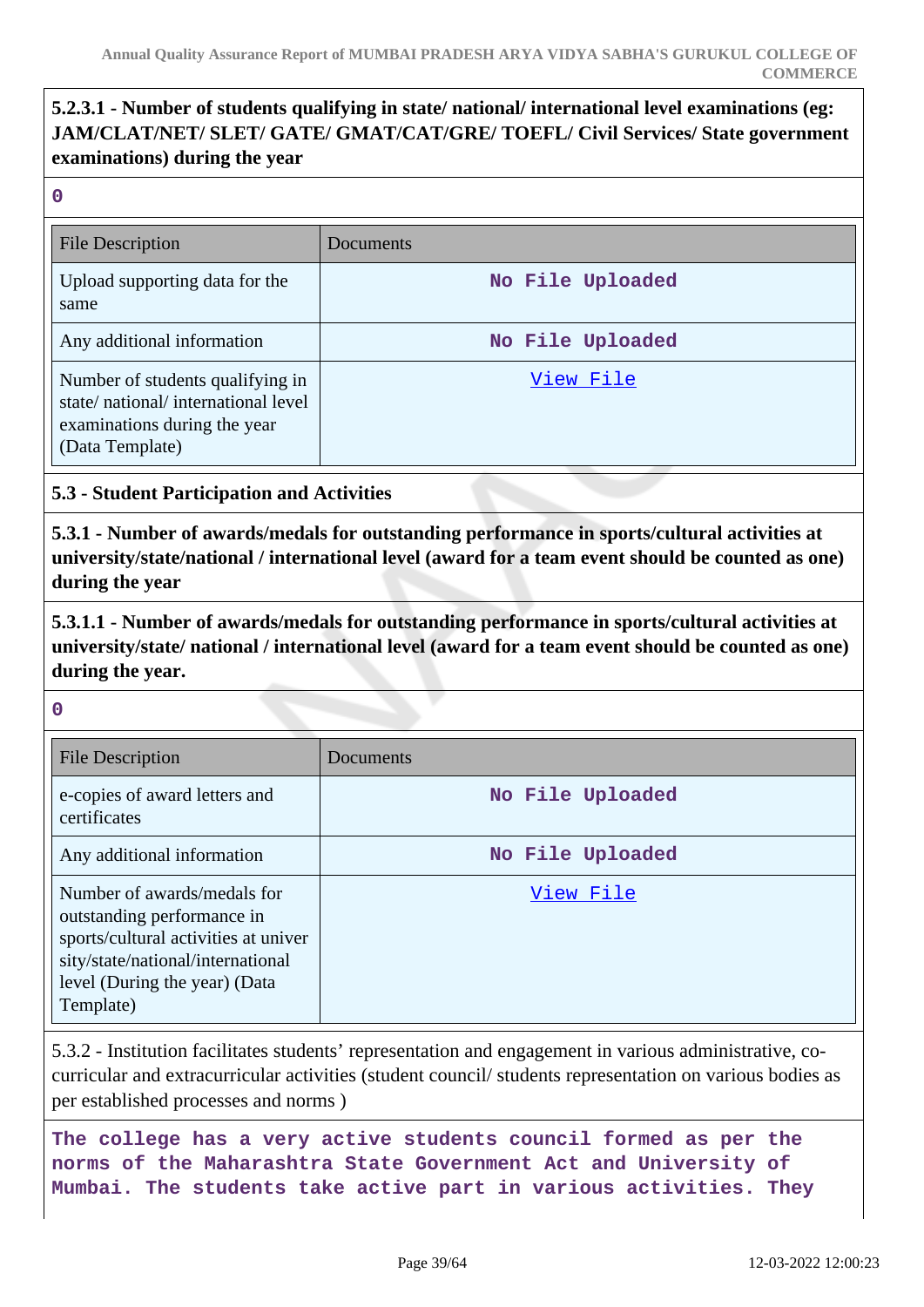**5.2.3.1 - Number of students qualifying in state/ national/ international level examinations (eg: JAM/CLAT/NET/ SLET/ GATE/ GMAT/CAT/GRE/ TOEFL/ Civil Services/ State government examinations) during the year**

**0**

| File Description | Documents |
|---|---|
| Upload supporting data for the same | No File Uploaded |
| Any additional information | No File Uploaded |
| Number of students qualifying in state/ national/ international level examinations during the year (Data Template) | View File |

### 5.3 - Student Participation and Activities

**5.3.1 - Number of awards/medals for outstanding performance in sports/cultural activities at university/state/national / international level (award for a team event should be counted as one) during the year**

**5.3.1.1 - Number of awards/medals for outstanding performance in sports/cultural activities at university/state/ national / international level (award for a team event should be counted as one) during the year.**

**0**

| File Description | Documents |
|---|---|
| e-copies of award letters and certificates | No File Uploaded |
| Any additional information | No File Uploaded |
| Number of awards/medals for outstanding performance in sports/cultural activities at university/state/national/international level (During the year) (Data Template) | View File |

5.3.2 - Institution facilitates students' representation and engagement in various administrative, co-curricular and extracurricular activities (student council/ students representation on various bodies as per established processes and norms )

**The college has a very active students council formed as per the norms of the Maharashtra State Government Act and University of Mumbai. The students take active part in various activities. They**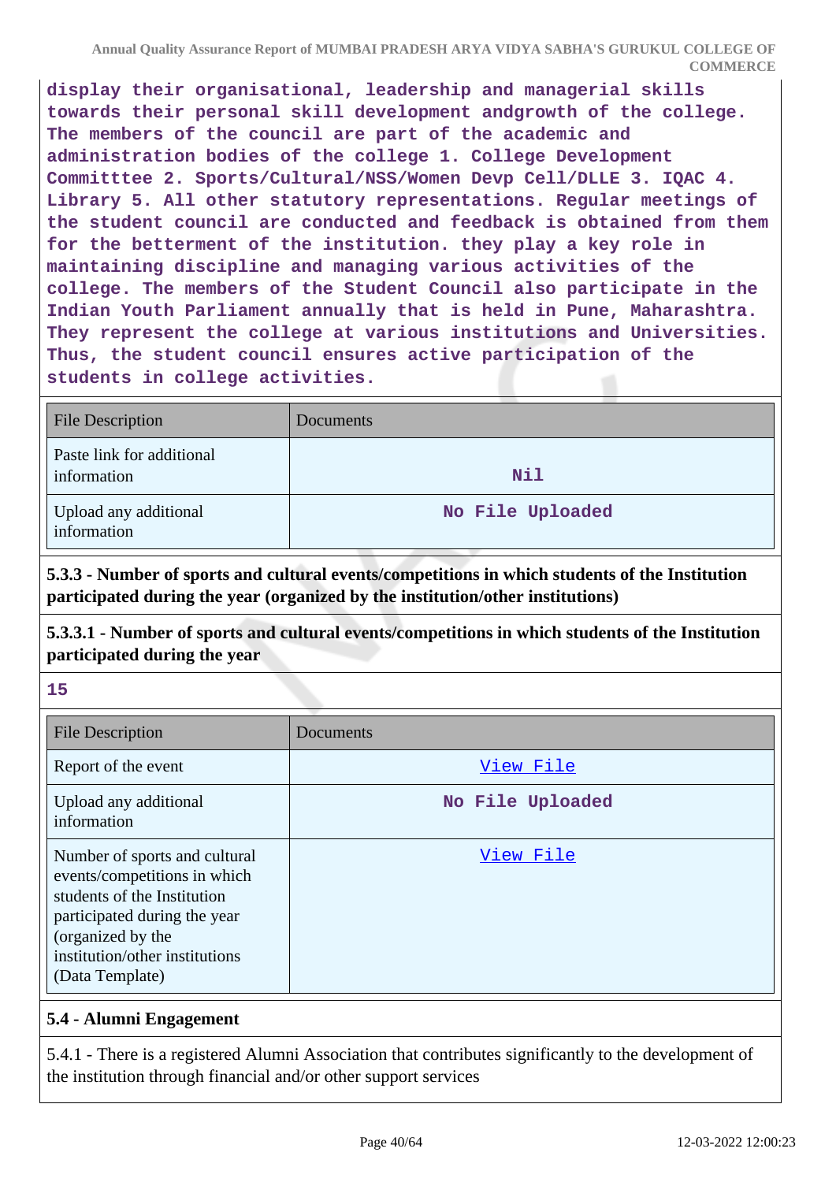display their organisational, leadership and managerial skills towards their personal skill development andgrowth of the college. The members of the council are part of the academic and administration bodies of the college 1. College Development Committtee 2. Sports/Cultural/NSS/Women Devp Cell/DLLE 3. IQAC 4. Library 5. All other statutory representations. Regular meetings of the student council are conducted and feedback is obtained from them for the betterment of the institution. they play a key role in maintaining discipline and managing various activities of the college. The members of the Student Council also participate in the Indian Youth Parliament annually that is held in Pune, Maharashtra. They represent the college at various institutions and Universities. Thus, the student council ensures active participation of the students in college activities.

| File Description | Documents |
| --- | --- |
| Paste link for additional information | Nil |
| Upload any additional information | No File Uploaded |

**5.3.3 - Number of sports and cultural events/competitions in which students of the Institution participated during the year (organized by the institution/other institutions)**

**5.3.3.1 - Number of sports and cultural events/competitions in which students of the Institution participated during the year**

**15**

| File Description | Documents |
| --- | --- |
| Report of the event | View File |
| Upload any additional information | No File Uploaded |
| Number of sports and cultural events/competitions in which students of the Institution participated during the year (organized by the institution/other institutions) (Data Template) | View File |

**5.4 - Alumni Engagement**

5.4.1 - There is a registered Alumni Association that contributes significantly to the development of the institution through financial and/or other support services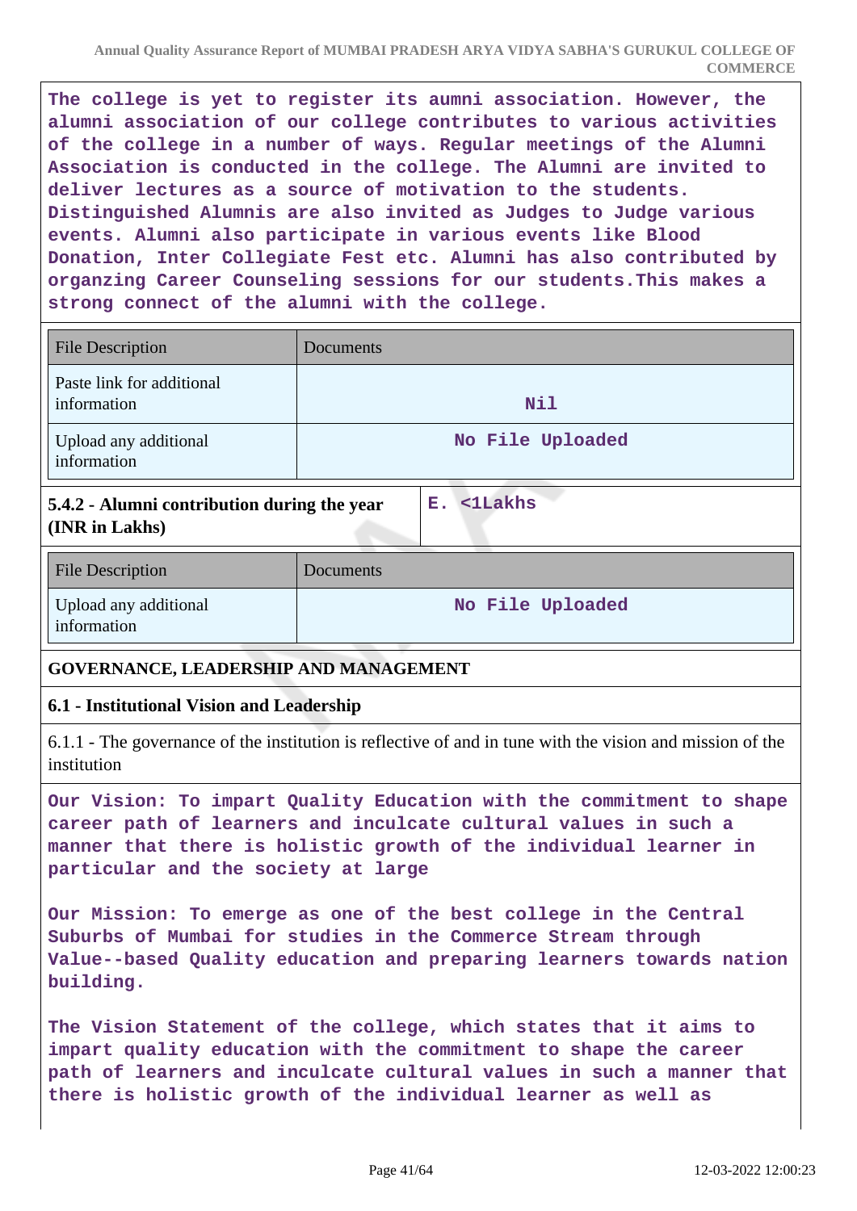**The college is yet to register its alumni association. However, the alumni association of our college contributes to various activities of the college in a number of ways. Regular meetings of the Alumni Association is conducted in the college. The Alumni are invited to deliver lectures as a source of motivation to the students. Distinguished Alumnis are also invited as Judges to Judge various events. Alumni also participate in various events like Blood Donation, Inter Collegiate Fest etc. Alumni has also contributed by organzing Career Counseling sessions for our students.This makes a strong connect of the alumni with the college.**

| File Description | Documents |
|---|---|
| Paste link for additional information | Nil |
| Upload any additional information | No File Uploaded |

| **5.4.2 - Alumni contribution during the year (INR in Lakhs)** | E. <1Lakhs |
|---|---|

| File Description | Documents |
|---|---|
| Upload any additional information | No File Uploaded |

## GOVERNANCE, LEADERSHIP AND MANAGEMENT

### 6.1 - Institutional Vision and Leadership

6.1.1 - The governance of the institution is reflective of and in tune with the vision and mission of the institution

**Our Vision: To impart Quality Education with the commitment to shape career path of learners and inculcate cultural values in such a manner that there is holistic growth of the individual learner in particular and the society at large**

**Our Mission: To emerge as one of the best college in the Central Suburbs of Mumbai for studies in the Commerce Stream through Value--based Quality education and preparing learners towards nation building.**

**The Vision Statement of the college, which states that it aims to impart quality education with the commitment to shape the career path of learners and inculcate cultural values in such a manner that there is holistic growth of the individual learner as well as**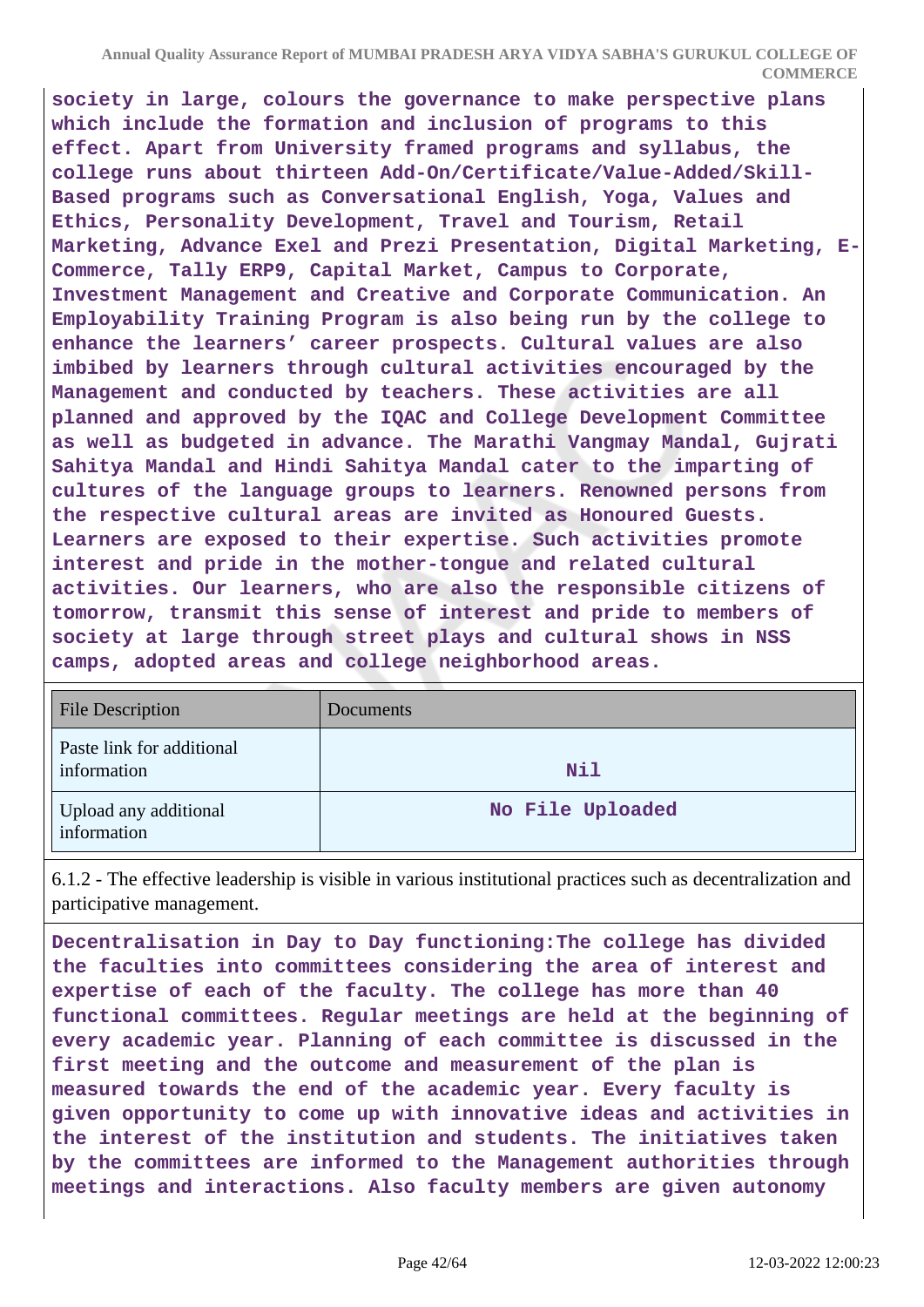**society in large, colours the governance to make perspective plans which include the formation and inclusion of programs to this effect. Apart from University framed programs and syllabus, the college runs about thirteen Add-On/Certificate/Value-Added/Skill-Based programs such as Conversational English, Yoga, Values and Ethics, Personality Development, Travel and Tourism, Retail Marketing, Advance Exel and Prezi Presentation, Digital Marketing, E-Commerce, Tally ERP9, Capital Market, Campus to Corporate, Investment Management and Creative and Corporate Communication. An Employability Training Program is also being run by the college to enhance the learners' career prospects. Cultural values are also imbibed by learners through cultural activities encouraged by the Management and conducted by teachers. These activities are all planned and approved by the IQAC and College Development Committee as well as budgeted in advance. The Marathi Vangmay Mandal, Gujrati Sahitya Mandal and Hindi Sahitya Mandal cater to the imparting of cultures of the language groups to learners. Renowned persons from the respective cultural areas are invited as Honoured Guests. Learners are exposed to their expertise. Such activities promote interest and pride in the mother-tongue and related cultural activities. Our learners, who are also the responsible citizens of tomorrow, transmit this sense of interest and pride to members of society at large through street plays and cultural shows in NSS camps, adopted areas and college neighborhood areas.**

| File Description | Documents |
|---|---|
| Paste link for additional information | **Nil** |
| Upload any additional information | **No File Uploaded** |

6.1.2 - The effective leadership is visible in various institutional practices such as decentralization and participative management.

**Decentralisation in Day to Day functioning:The college has divided the faculties into committees considering the area of interest and expertise of each of the faculty. The college has more than 40 functional committees. Regular meetings are held at the beginning of every academic year. Planning of each committee is discussed in the first meeting and the outcome and measurement of the plan is measured towards the end of the academic year. Every faculty is given opportunity to come up with innovative ideas and activities in the interest of the institution and students. The initiatives taken by the committees are informed to the Management authorities through meetings and interactions. Also faculty members are given autonomy**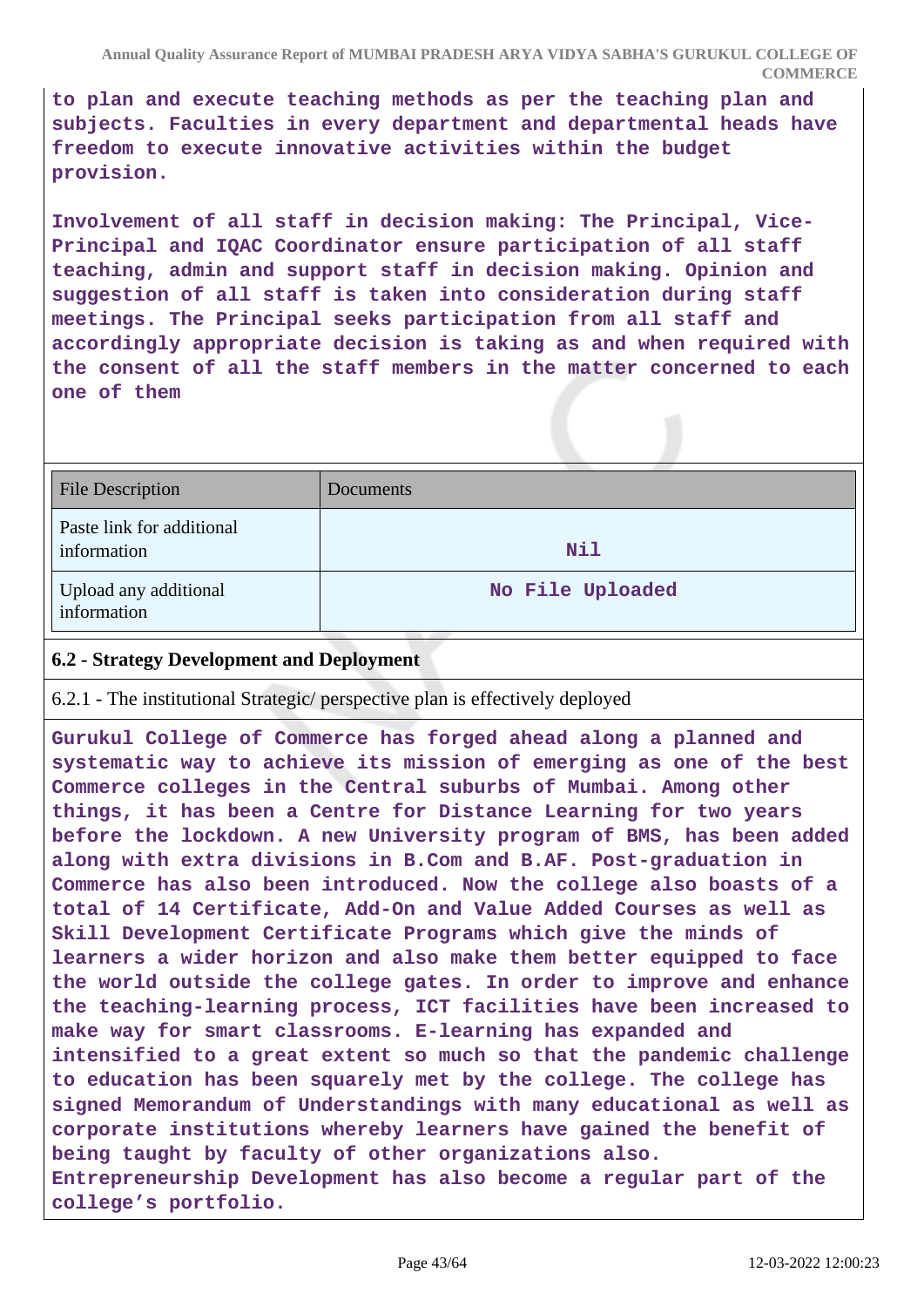**to plan and execute teaching methods as per the teaching plan and subjects. Faculties in every department and departmental heads have freedom to execute innovative activities within the budget provision.**

**Involvement of all staff in decision making: The Principal, Vice-Principal and IQAC Coordinator ensure participation of all staff teaching, admin and support staff in decision making. Opinion and suggestion of all staff is taken into consideration during staff meetings. The Principal seeks participation from all staff and accordingly appropriate decision is taking as and when required with the consent of all the staff members in the matter concerned to each one of them**

| File Description | Documents |
|---|---|
| Paste link for additional information | **Nil** |
| Upload any additional information | **No File Uploaded** |

### 6.2 - Strategy Development and Deployment

6.2.1 - The institutional Strategic/ perspective plan is effectively deployed

**Gurukul College of Commerce has forged ahead along a planned and systematic way to achieve its mission of emerging as one of the best Commerce colleges in the Central suburbs of Mumbai. Among other things, it has been a Centre for Distance Learning for two years before the lockdown. A new University program of BMS, has been added along with extra divisions in B.Com and B.AF. Post-graduation in Commerce has also been introduced. Now the college also boasts of a total of 14 Certificate, Add-On and Value Added Courses as well as Skill Development Certificate Programs which give the minds of learners a wider horizon and also make them better equipped to face the world outside the college gates. In order to improve and enhance the teaching-learning process, ICT facilities have been increased to make way for smart classrooms. E-learning has expanded and intensified to a great extent so much so that the pandemic challenge to education has been squarely met by the college. The college has signed Memorandum of Understandings with many educational as well as corporate institutions whereby learners have gained the benefit of being taught by faculty of other organizations also. Entrepreneurship Development has also become a regular part of the college's portfolio.**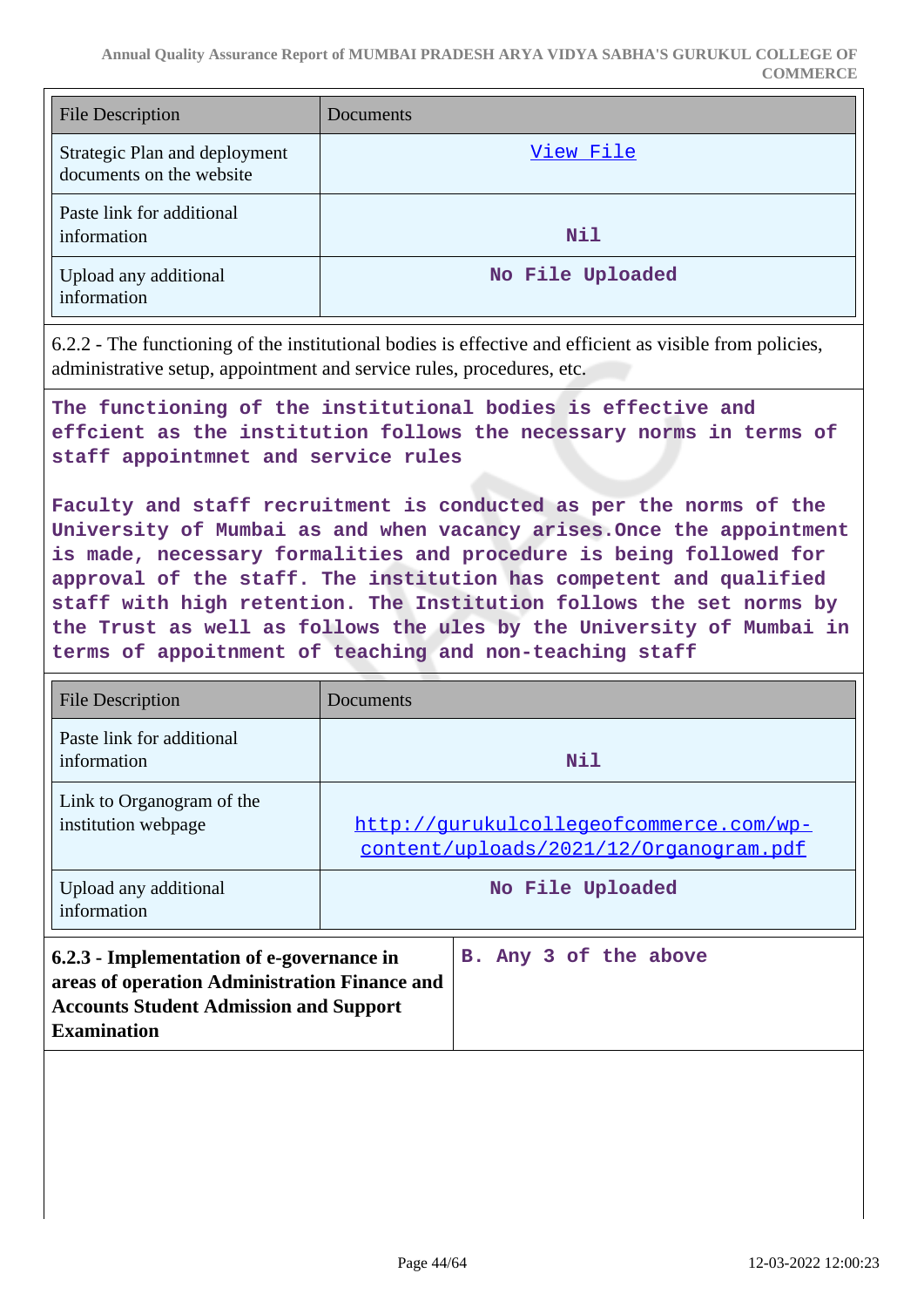| File Description | Documents |
|---|---|
| Strategic Plan and deployment documents on the website | View File |
| Paste link for additional information | Nil |
| Upload any additional information | No File Uploaded |

6.2.2 - The functioning of the institutional bodies is effective and efficient as visible from policies, administrative setup, appointment and service rules, procedures, etc.

**The functioning of the institutional bodies is effective and effcient as the institution follows the necessary norms in terms of staff appointmnet and service rules**

**Faculty and staff recruitment is conducted as per the norms of the University of Mumbai as and when vacancy arises.Once the appointment is made, necessary formalities and procedure is being followed for approval of the staff. The institution has competent and qualified staff with high retention. The Institution follows the set norms by the Trust as well as follows the ules by the University of Mumbai in terms of appoitnment of teaching and non-teaching staff**

| File Description | Documents |
|---|---|
| Paste link for additional information | Nil |
| Link to Organogram of the institution webpage | http://gurukulcollegeofcommerce.com/wp-content/uploads/2021/12/Organogram.pdf |
| Upload any additional information | No File Uploaded |

| **6.2.3 - Implementation of e-governance in areas of operation Administration Finance and Accounts Student Admission and Support Examination** | **B. Any 3 of the above** |
|---|---|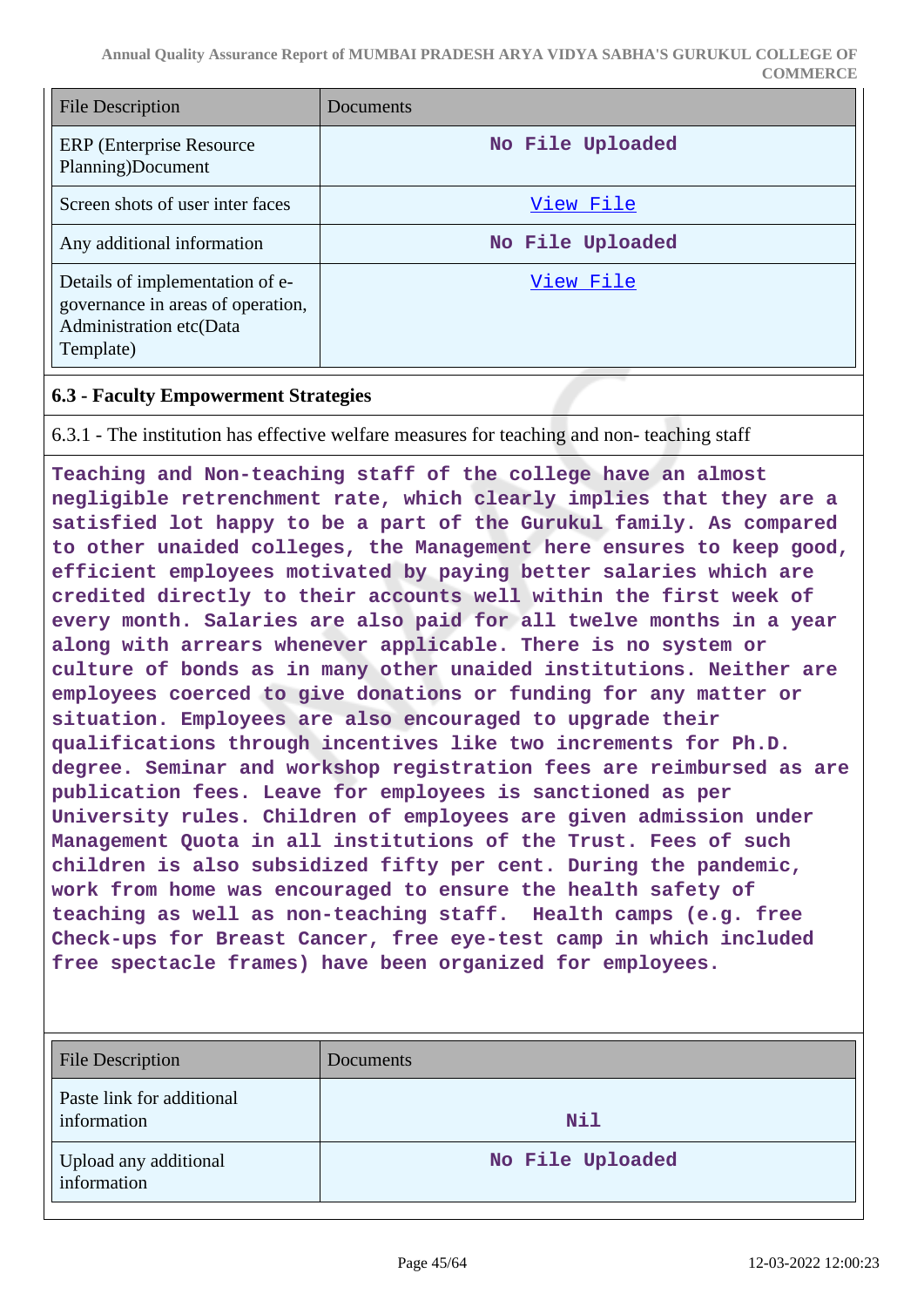| File Description | Documents |
| --- | --- |
| ERP (Enterprise Resource Planning)Document | No File Uploaded |
| Screen shots of user inter faces | View File |
| Any additional information | No File Uploaded |
| Details of implementation of e-governance in areas of operation, Administration etc(Data Template) | View File |

### 6.3 - Faculty Empowerment Strategies

6.3.1 - The institution has effective welfare measures for teaching and non- teaching staff

**Teaching and Non-teaching staff of the college have an almost negligible retrenchment rate, which clearly implies that they are a satisfied lot happy to be a part of the Gurukul family. As compared to other unaided colleges, the Management here ensures to keep good, efficient employees motivated by paying better salaries which are credited directly to their accounts well within the first week of every month. Salaries are also paid for all twelve months in a year along with arrears whenever applicable. There is no system or culture of bonds as in many other unaided institutions. Neither are employees coerced to give donations or funding for any matter or situation. Employees are also encouraged to upgrade their qualifications through incentives like two increments for Ph.D. degree. Seminar and workshop registration fees are reimbursed as are publication fees. Leave for employees is sanctioned as per University rules. Children of employees are given admission under Management Quota in all institutions of the Trust. Fees of such children is also subsidized fifty per cent. During the pandemic, work from home was encouraged to ensure the health safety of teaching as well as non-teaching staff. Health camps (e.g. free Check-ups for Breast Cancer, free eye-test camp in which included free spectacle frames) have been organized for employees.**

| File Description | Documents |
| --- | --- |
| Paste link for additional information | Nil |
| Upload any additional information | No File Uploaded |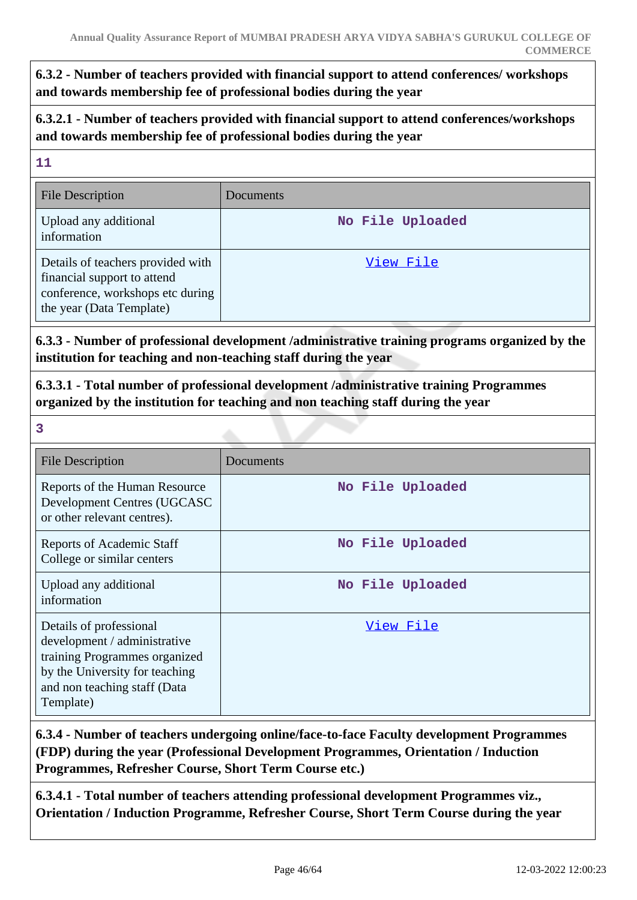**6.3.2 - Number of teachers provided with financial support to attend conferences/ workshops and towards membership fee of professional bodies during the year**

**6.3.2.1 - Number of teachers provided with financial support to attend conferences/workshops and towards membership fee of professional bodies during the year**

**11**

| File Description | Documents |
|---|---|
| Upload any additional information | No File Uploaded |
| Details of teachers provided with financial support to attend conference, workshops etc during the year (Data Template) | View File |

**6.3.3 - Number of professional development /administrative training programs organized by the institution for teaching and non-teaching staff during the year**

**6.3.3.1 - Total number of professional development /administrative training Programmes organized by the institution for teaching and non teaching staff during the year**

**3**

| File Description | Documents |
|---|---|
| Reports of the Human Resource Development Centres (UGCASC or other relevant centres). | No File Uploaded |
| Reports of Academic Staff College or similar centers | No File Uploaded |
| Upload any additional information | No File Uploaded |
| Details of professional development / administrative training Programmes organized by the University for teaching and non teaching staff (Data Template) | View File |

**6.3.4 - Number of teachers undergoing online/face-to-face Faculty development Programmes (FDP) during the year (Professional Development Programmes, Orientation / Induction Programmes, Refresher Course, Short Term Course etc.)**

**6.3.4.1 - Total number of teachers attending professional development Programmes viz., Orientation / Induction Programme, Refresher Course, Short Term Course during the year**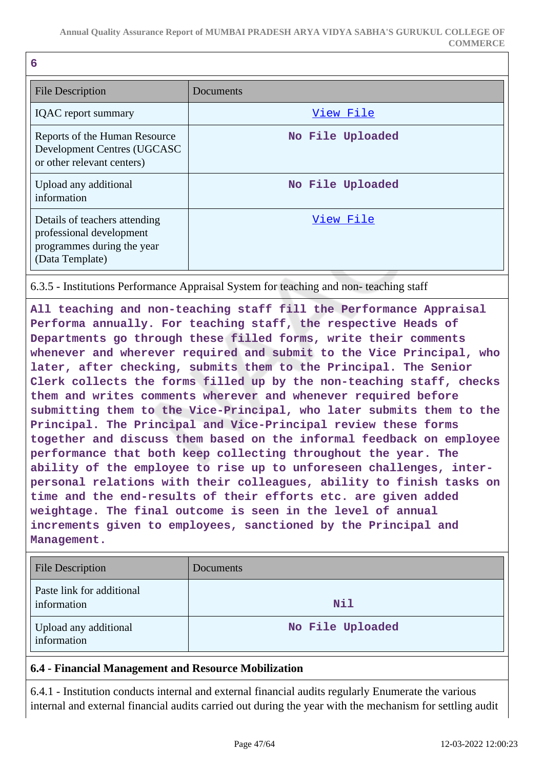6

| File Description | Documents |
|---|---|
| IQAC report summary | View File |
| Reports of the Human Resource Development Centres (UGCASC or other relevant centers) | No File Uploaded |
| Upload any additional information | No File Uploaded |
| Details of teachers attending professional development programmes during the year (Data Template) | View File |

6.3.5 - Institutions Performance Appraisal System for teaching and non- teaching staff

**All teaching and non-teaching staff fill the Performance Appraisal Performa annually. For teaching staff, the respective Heads of Departments go through these filled forms, write their comments whenever and wherever required and submit to the Vice Principal, who later, after checking, submits them to the Principal. The Senior Clerk collects the forms filled up by the non-teaching staff, checks them and writes comments wherever and whenever required before submitting them to the Vice-Principal, who later submits them to the Principal. The Principal and Vice-Principal review these forms together and discuss them based on the informal feedback on employee performance that both keep collecting throughout the year. The ability of the employee to rise up to unforeseen challenges, inter-personal relations with their colleagues, ability to finish tasks on time and the end-results of their efforts etc. are given added weightage. The final outcome is seen in the level of annual increments given to employees, sanctioned by the Principal and Management.**

| File Description | Documents |
|---|---|
| Paste link for additional information | Nil |
| Upload any additional information | No File Uploaded |

**6.4 - Financial Management and Resource Mobilization**

6.4.1 - Institution conducts internal and external financial audits regularly Enumerate the various internal and external financial audits carried out during the year with the mechanism for settling audit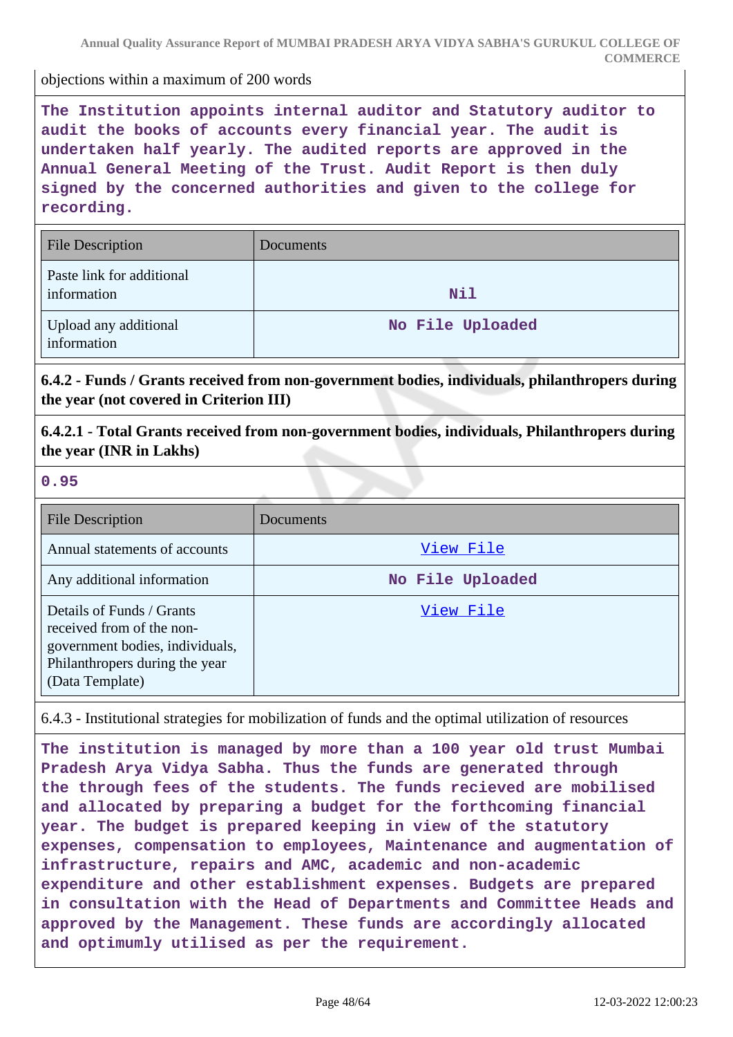objections within a maximum of 200 words

**The Institution appoints internal auditor and Statutory auditor to audit the books of accounts every financial year. The audit is undertaken half yearly. The audited reports are approved in the Annual General Meeting of the Trust. Audit Report is then duly signed by the concerned authorities and given to the college for recording.**

| File Description | Documents |
| --- | --- |
| Paste link for additional information | Nil |
| Upload any additional information | No File Uploaded |

**6.4.2 - Funds / Grants received from non-government bodies, individuals, philanthropers during the year (not covered in Criterion III)**

**6.4.2.1 - Total Grants received from non-government bodies, individuals, Philanthropers during the year (INR in Lakhs)**

**0.95**

| File Description | Documents |
| --- | --- |
| Annual statements of accounts | View File |
| Any additional information | No File Uploaded |
| Details of Funds / Grants received from of the non-government bodies, individuals, Philanthropers during the year (Data Template) | View File |

6.4.3 - Institutional strategies for mobilization of funds and the optimal utilization of resources

**The institution is managed by more than a 100 year old trust Mumbai Pradesh Arya Vidya Sabha. Thus the funds are generated through the through fees of the students. The funds recieved are mobilised and allocated by preparing a budget for the forthcoming financial year. The budget is prepared keeping in view of the statutory expenses, compensation to employees, Maintenance and augmentation of infrastructure, repairs and AMC, academic and non-academic expenditure and other establishment expenses. Budgets are prepared in consultation with the Head of Departments and Committee Heads and approved by the Management. These funds are accordingly allocated and optimumly utilised as per the requirement.**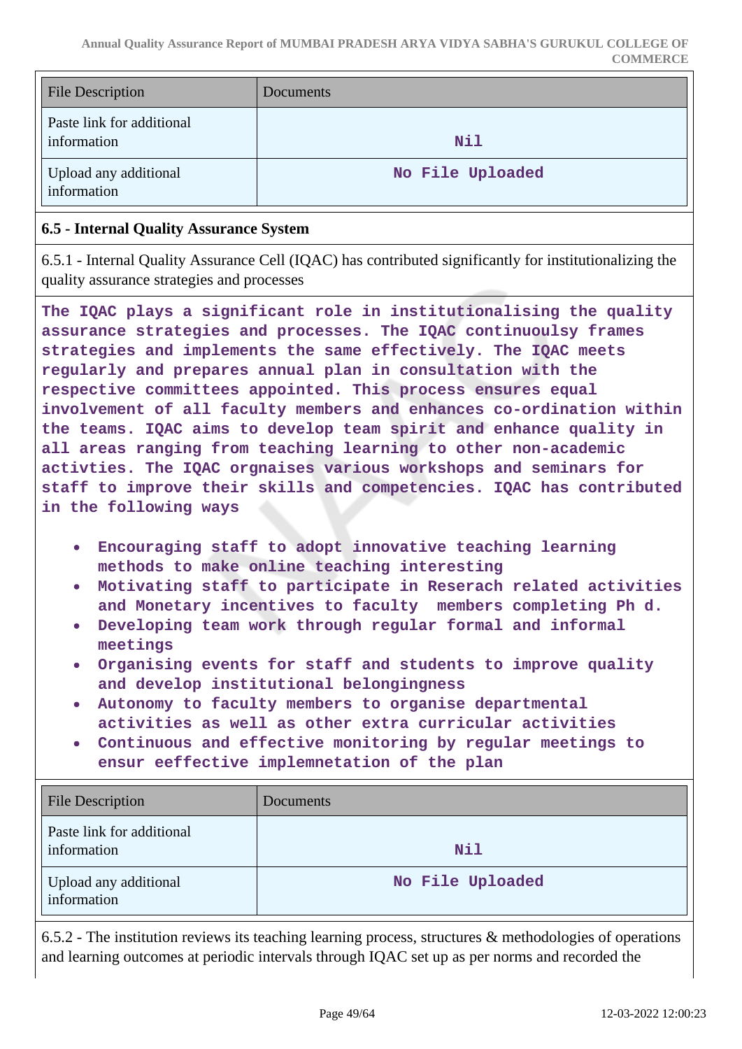| File Description | Documents |
|---|---|
| Paste link for additional information | Nil |
| Upload any additional information | No File Uploaded |

**6.5 - Internal Quality Assurance System**

6.5.1 - Internal Quality Assurance Cell (IQAC) has contributed significantly for institutionalizing the quality assurance strategies and processes

**The IQAC plays a significant role in institutionalising the quality assurance strategies and processes. The IQAC continuoulsy frames strategies and implements the same effectively. The IQAC meets regularly and prepares annual plan in consultation with the respective committees appointed. This process ensures equal involvement of all faculty members and enhances co-ordination within the teams. IQAC aims to develop team spirit and enhance quality in all areas ranging from teaching learning to other non-academic activties. The IQAC orgnaises various workshops and seminars for staff to improve their skills and competencies. IQAC has contributed in the following ways**

- **Encouraging staff to adopt innovative teaching learning methods to make online teaching interesting**
- **Motivating staff to participate in Reserach related activities and Monetary incentives to faculty members completing Ph d.**
- **Developing team work through regular formal and informal meetings**
- **Organising events for staff and students to improve quality and develop institutional belongingness**
- **Autonomy to faculty members to organise departmental activities as well as other extra curricular activities**
- **Continuous and effective monitoring by regular meetings to ensur eeffective implemnetation of the plan**

| File Description | Documents |
|---|---|
| Paste link for additional information | Nil |
| Upload any additional information | No File Uploaded |

6.5.2 - The institution reviews its teaching learning process, structures & methodologies of operations and learning outcomes at periodic intervals through IQAC set up as per norms and recorded the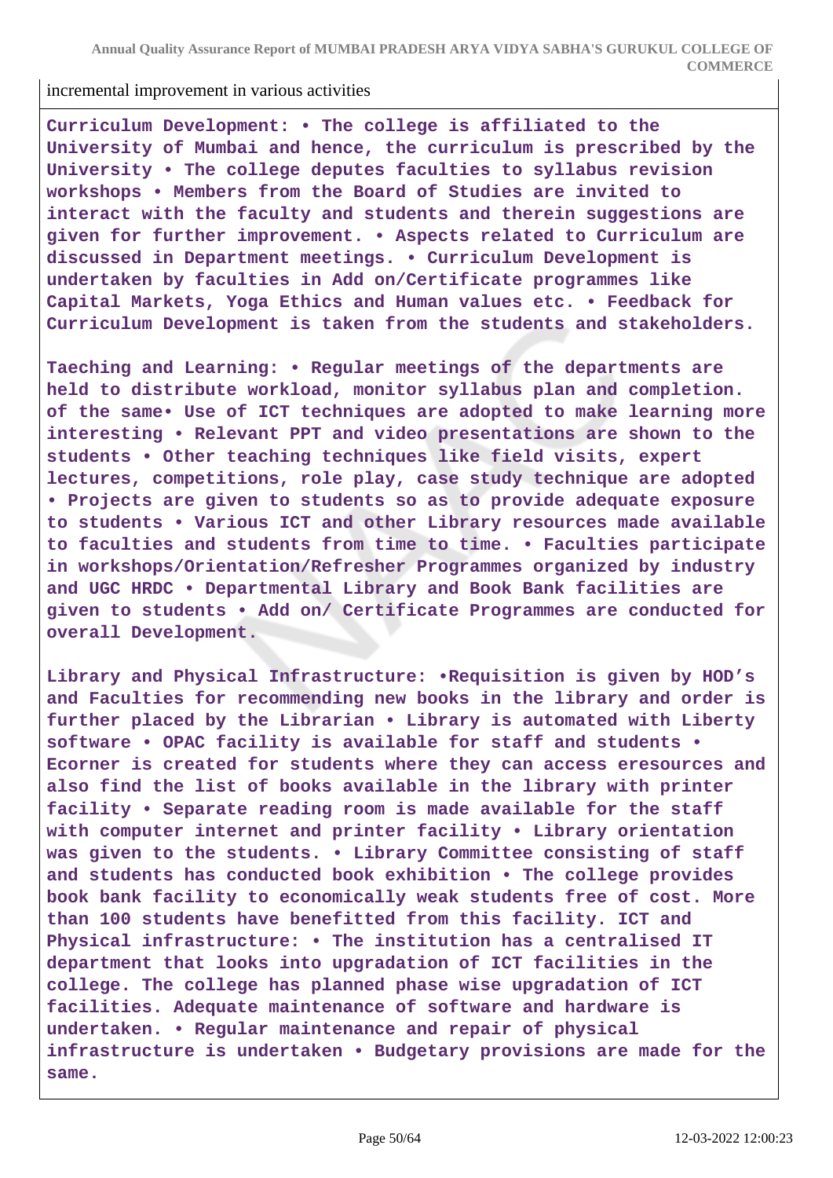incremental improvement in various activities

**Curriculum Development: • The college is affiliated to the University of Mumbai and hence, the curriculum is prescribed by the University • The college deputes faculties to syllabus revision workshops • Members from the Board of Studies are invited to interact with the faculty and students and therein suggestions are given for further improvement. • Aspects related to Curriculum are discussed in Department meetings. • Curriculum Development is undertaken by faculties in Add on/Certificate programmes like Capital Markets, Yoga Ethics and Human values etc. • Feedback for Curriculum Development is taken from the students and stakeholders.**

**Taeching and Learning: • Regular meetings of the departments are held to distribute workload, monitor syllabus plan and completion. of the same• Use of ICT techniques are adopted to make learning more interesting • Relevant PPT and video presentations are shown to the students • Other teaching techniques like field visits, expert lectures, competitions, role play, case study technique are adopted • Projects are given to students so as to provide adequate exposure to students • Various ICT and other Library resources made available to faculties and students from time to time. • Faculties participate in workshops/Orientation/Refresher Programmes organized by industry and UGC HRDC • Departmental Library and Book Bank facilities are given to students • Add on/ Certificate Programmes are conducted for overall Development.**

**Library and Physical Infrastructure: •Requisition is given by HOD's and Faculties for recommending new books in the library and order is further placed by the Librarian • Library is automated with Liberty software • OPAC facility is available for staff and students • Ecorner is created for students where they can access eresources and also find the list of books available in the library with printer facility • Separate reading room is made available for the staff with computer internet and printer facility • Library orientation was given to the students. • Library Committee consisting of staff and students has conducted book exhibition • The college provides book bank facility to economically weak students free of cost. More than 100 students have benefitted from this facility. ICT and Physical infrastructure: • The institution has a centralised IT department that looks into upgradation of ICT facilities in the college. The college has planned phase wise upgradation of ICT facilities. Adequate maintenance of software and hardware is undertaken. • Regular maintenance and repair of physical infrastructure is undertaken • Budgetary provisions are made for the same.**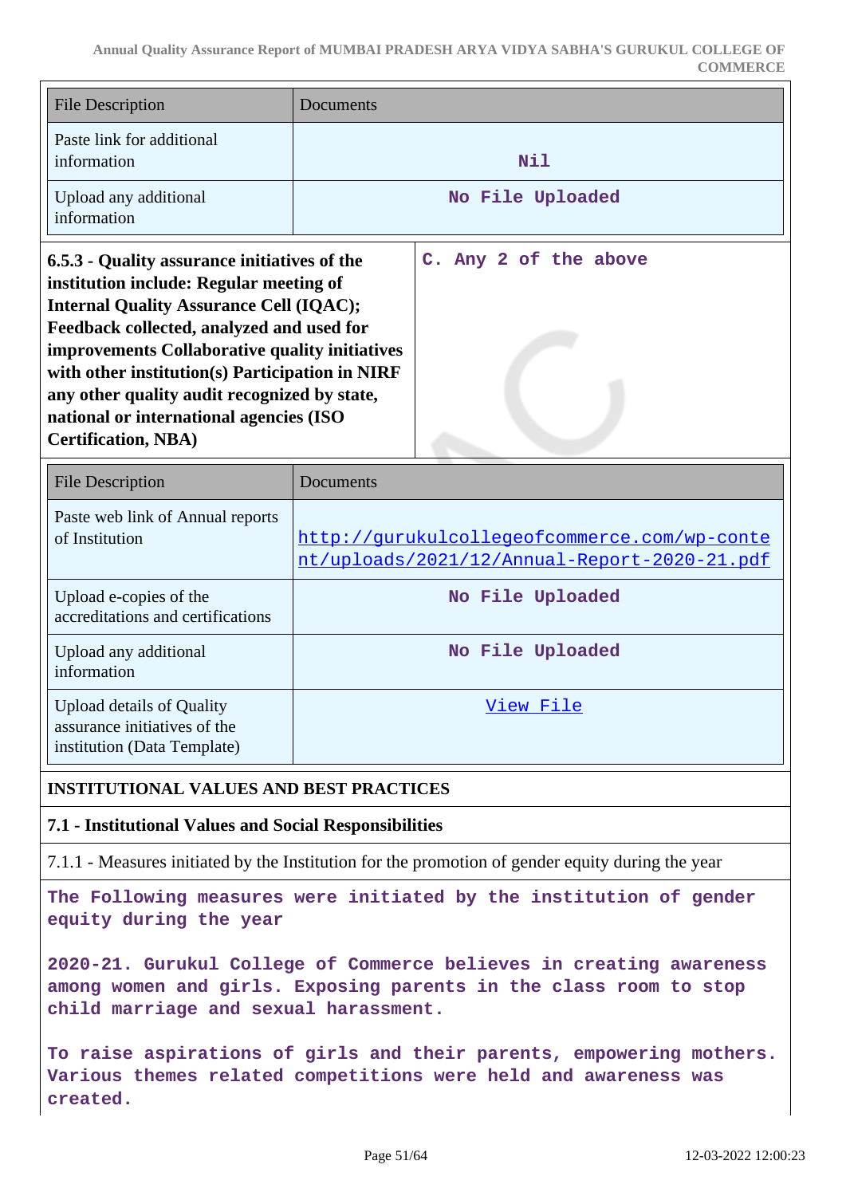| File Description | Documents |
|---|---|
| Paste link for additional information | Nil |
| Upload any additional information | No File Uploaded |

| 6.5.3 - Quality assurance initiatives of the institution include: Regular meeting of Internal Quality Assurance Cell (IQAC); Feedback collected, analyzed and used for improvements Collaborative quality initiatives with other institution(s) Participation in NIRF any other quality audit recognized by state, national or international agencies (ISO Certification, NBA) | C. Any 2 of the above |
|---|---|

| File Description | Documents |
|---|---|
| Paste web link of Annual reports of Institution | http://gurukulcollegeofcommerce.com/wp-content/uploads/2021/12/Annual-Report-2020-21.pdf |
| Upload e-copies of the accreditations and certifications | No File Uploaded |
| Upload any additional information | No File Uploaded |
| Upload details of Quality assurance initiatives of the institution (Data Template) | View File |

## INSTITUTIONAL VALUES AND BEST PRACTICES

### 7.1 - Institutional Values and Social Responsibilities

7.1.1 - Measures initiated by the Institution for the promotion of gender equity during the year

The Following measures were initiated by the institution of gender equity during the year

2020-21. Gurukul College of Commerce believes in creating awareness among women and girls. Exposing parents in the class room to stop child marriage and sexual harassment.

To raise aspirations of girls and their parents, empowering mothers. Various themes related competitions were held and awareness was created.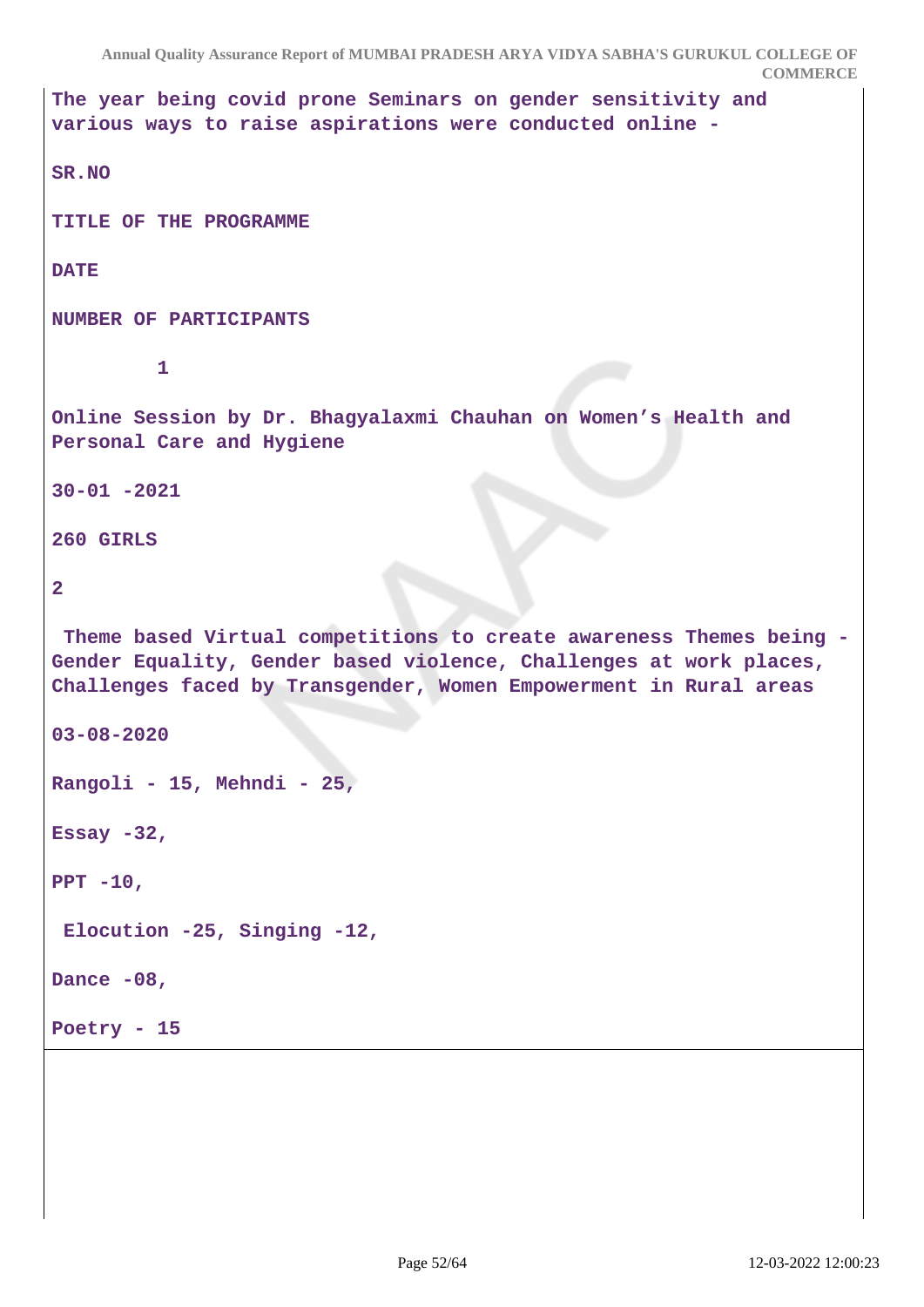The year being covid prone Seminars on gender sensitivity and various ways to raise aspirations were conducted online -

| SR.NO | TITLE OF THE PROGRAMME | DATE | NUMBER OF PARTICIPANTS |
|---|---|---|---|
| 1 | Online Session by Dr. Bhagyalaxmi Chauhan on Women's Health and Personal Care and Hygiene | 30-01 -2021 | 260 GIRLS |
| 2 | Theme based Virtual competitions to create awareness Themes being - Gender Equality, Gender based violence, Challenges at work places, Challenges faced by Transgender, Women Empowerment in Rural areas | 03-08-2020 | Rangoli - 15, Mehndi - 25, Essay -32, PPT -10, Elocution -25, Singing -12, Dance -08, Poetry - 15 |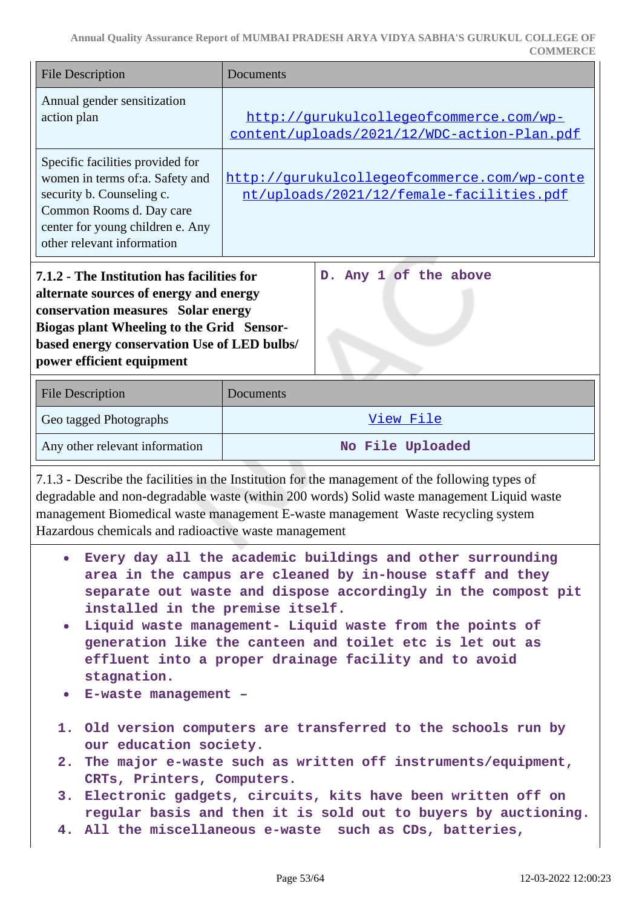| File Description | Documents |
|---|---|
| Annual gender sensitization action plan | http://gurukulcollegeofcommerce.com/wp-content/uploads/2021/12/WDC-action-Plan.pdf |
| Specific facilities provided for women in terms of:a. Safety and security b. Counseling c. Common Rooms d. Day care center for young children e. Any other relevant information | http://gurukulcollegeofcommerce.com/wp-content/uploads/2021/12/female-facilities.pdf |

| **7.1.2 - The Institution has facilities for alternate sources of energy and energy conservation measures Solar energy Biogas plant Wheeling to the Grid Sensor-based energy conservation Use of LED bulbs/ power efficient equipment** | **D. Any 1 of the above** |
|---|---|

| File Description | Documents |
|---|---|
| Geo tagged Photographs | View File |
| Any other relevant information | No File Uploaded |

7.1.3 - Describe the facilities in the Institution for the management of the following types of degradable and non-degradable waste (within 200 words) Solid waste management Liquid waste management Biomedical waste management E-waste management Waste recycling system Hazardous chemicals and radioactive waste management

- Every day all the academic buildings and other surrounding area in the campus are cleaned by in-house staff and they separate out waste and dispose accordingly in the compost pit installed in the premise itself.
- Liquid waste management- Liquid waste from the points of generation like the canteen and toilet etc is let out as effluent into a proper drainage facility and to avoid stagnation.
- E-waste management –

1. Old version computers are transferred to the schools run by our education society.
2. The major e-waste such as written off instruments/equipment, CRTs, Printers, Computers.
3. Electronic gadgets, circuits, kits have been written off on regular basis and then it is sold out to buyers by auctioning.
4. All the miscellaneous e-waste such as CDs, batteries,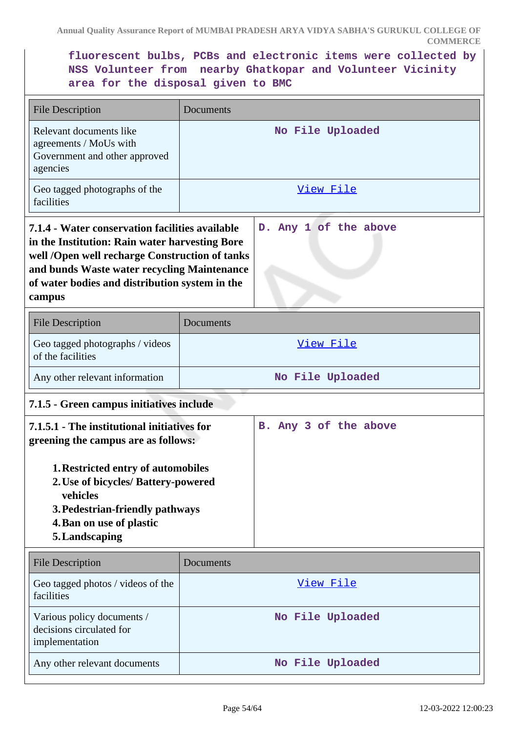fluorescent bulbs, PCBs and electronic items were collected by NSS Volunteer from nearby Ghatkopar and Volunteer Vicinity area for the disposal given to BMC

| File Description | Documents |
|---|---|
| Relevant documents like agreements / MoUs with Government and other approved agencies | No File Uploaded |
| Geo tagged photographs of the facilities | View File |

| | |
|---|---|
| **7.1.4 - Water conservation facilities available in the Institution: Rain water harvesting Bore well /Open well recharge Construction of tanks and bunds Waste water recycling Maintenance of water bodies and distribution system in the campus** | D. Any 1 of the above |

| File Description | Documents |
|---|---|
| Geo tagged photographs / videos of the facilities | View File |
| Any other relevant information | No File Uploaded |

**7.1.5 - Green campus initiatives include**

| | |
|---|---|
| **7.1.5.1 - The institutional initiatives for greening the campus are as follows:**<br><br>1. **Restricted entry of automobiles**<br>2. **Use of bicycles/ Battery-powered vehicles**<br>3. **Pedestrian-friendly pathways**<br>4. **Ban on use of plastic**<br>5. **Landscaping** | B. Any 3 of the above |

| File Description | Documents |
|---|---|
| Geo tagged photos / videos of the facilities | View File |
| Various policy documents / decisions circulated for implementation | No File Uploaded |
| Any other relevant documents | No File Uploaded |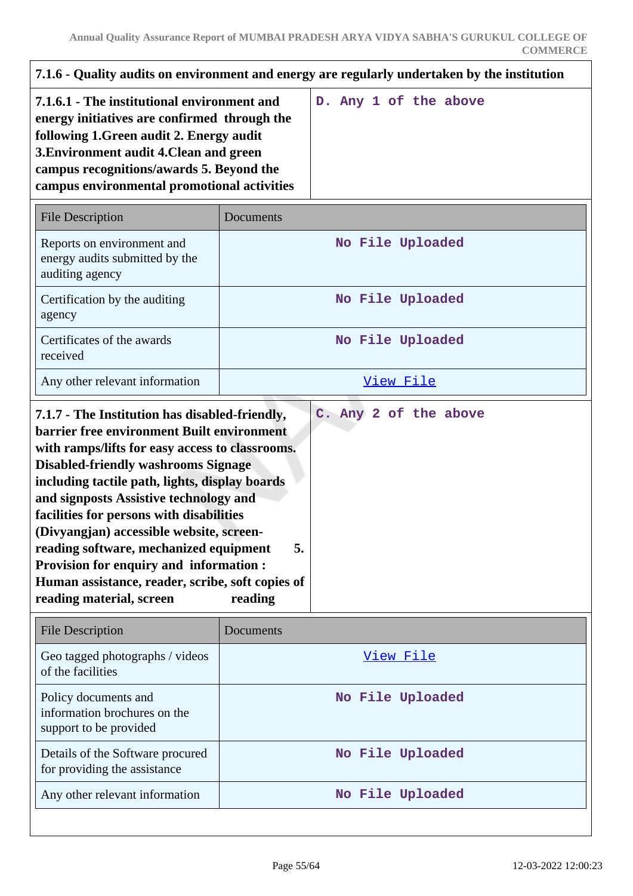**7.1.6 - Quality audits on environment and energy are regularly undertaken by the institution**

| **7.1.6.1 - The institutional environment and energy initiatives are confirmed through the following 1.Green audit 2. Energy audit 3.Environment audit 4.Clean and green campus recognitions/awards 5. Beyond the campus environmental promotional activities** | D. Any 1 of the above |
|---|---|

| File Description | Documents |
|---|---|
| Reports on environment and energy audits submitted by the auditing agency | No File Uploaded |
| Certification by the auditing agency | No File Uploaded |
| Certificates of the awards received | No File Uploaded |
| Any other relevant information | [View File]() |

| **7.1.7 - The Institution has disabled-friendly, barrier free environment Built environment with ramps/lifts for easy access to classrooms. Disabled-friendly washrooms Signage including tactile path, lights, display boards and signposts Assistive technology and facilities for persons with disabilities (Divyangjan) accessible website, screen-reading software, mechanized equipment 5. Provision for enquiry and information : Human assistance, reader, scribe, soft copies of reading material, screen reading** | C. Any 2 of the above |
|---|---|

| File Description | Documents |
|---|---|
| Geo tagged photographs / videos of the facilities | [View File]() |
| Policy documents and information brochures on the support to be provided | No File Uploaded |
| Details of the Software procured for providing the assistance | No File Uploaded |
| Any other relevant information | No File Uploaded |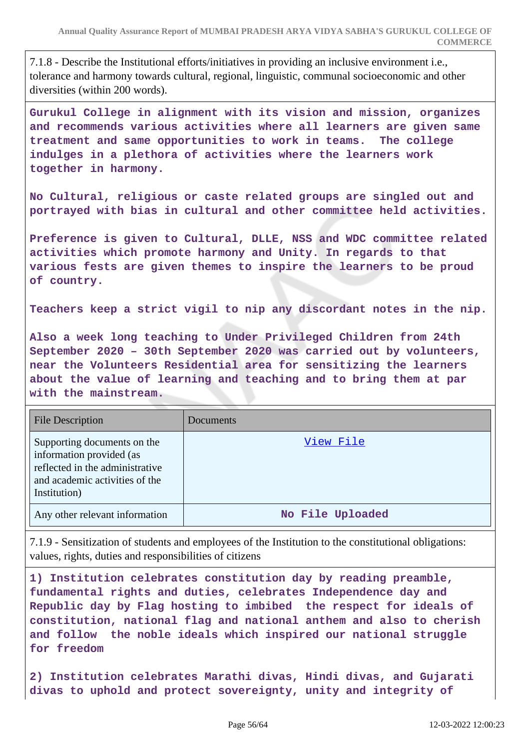7.1.8 - Describe the Institutional efforts/initiatives in providing an inclusive environment i.e., tolerance and harmony towards cultural, regional, linguistic, communal socioeconomic and other diversities (within 200 words).

**Gurukul College in alignment with its vision and mission, organizes and recommends various activities where all learners are given same treatment and same opportunities to work in teams. The college indulges in a plethora of activities where the learners work together in harmony.**

**No Cultural, religious or caste related groups are singled out and portrayed with bias in cultural and other committee held activities.**

**Preference is given to Cultural, DLLE, NSS and WDC committee related activities which promote harmony and Unity. In regards to that various fests are given themes to inspire the learners to be proud of country.**

**Teachers keep a strict vigil to nip any discordant notes in the nip.**

**Also a week long teaching to Under Privileged Children from 24th September 2020 – 30th September 2020 was carried out by volunteers, near the Volunteers Residential area for sensitizing the learners about the value of learning and teaching and to bring them at par with the mainstream.**

| File Description | Documents |
|---|---|
| Supporting documents on the information provided (as reflected in the administrative and academic activities of the Institution) | View File |
| Any other relevant information | No File Uploaded |

7.1.9 - Sensitization of students and employees of the Institution to the constitutional obligations: values, rights, duties and responsibilities of citizens

**1) Institution celebrates constitution day by reading preamble, fundamental rights and duties, celebrates Independence day and Republic day by Flag hosting to imbibed the respect for ideals of constitution, national flag and national anthem and also to cherish and follow the noble ideals which inspired our national struggle for freedom**

**2) Institution celebrates Marathi divas, Hindi divas, and Gujarati divas to uphold and protect sovereignty, unity and integrity of**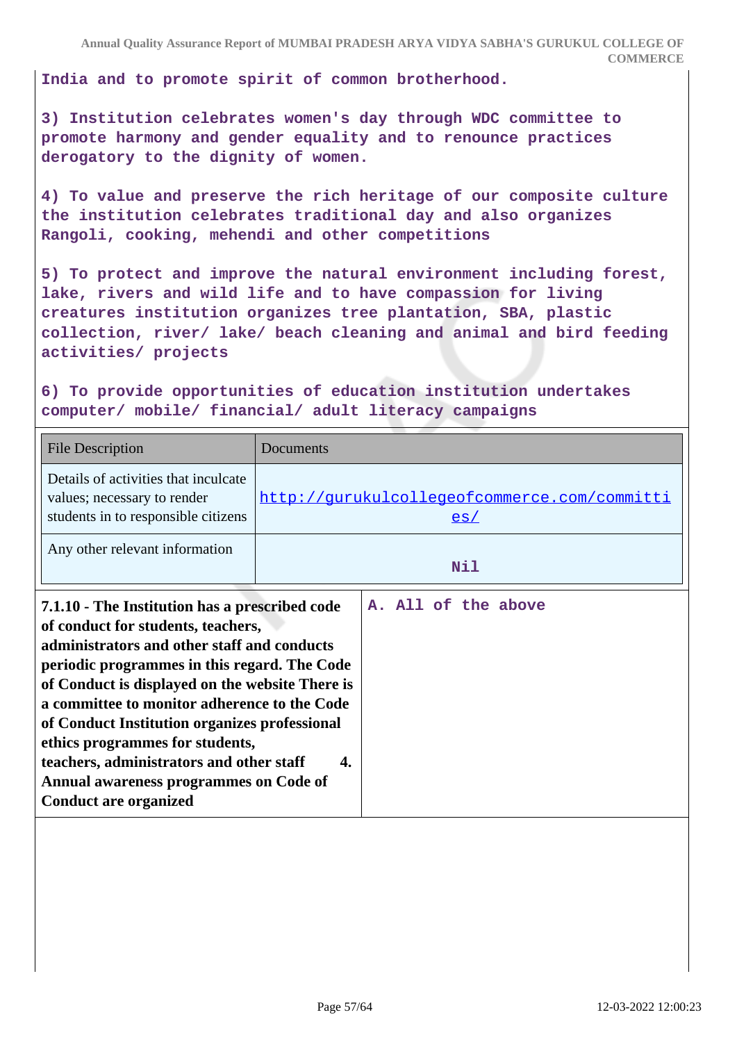India and to promote spirit of common brotherhood.

3) Institution celebrates women's day through WDC committee to promote harmony and gender equality and to renounce practices derogatory to the dignity of women.

4) To value and preserve the rich heritage of our composite culture the institution celebrates traditional day and also organizes Rangoli, cooking, mehendi and other competitions

5) To protect and improve the natural environment including forest, lake, rivers and wild life and to have compassion for living creatures institution organizes tree plantation, SBA, plastic collection, river/ lake/ beach cleaning and animal and bird feeding activities/ projects

6) To provide opportunities of education institution undertakes computer/ mobile/ financial/ adult literacy campaigns

| File Description | Documents |
|---|---|
| Details of activities that inculcate values; necessary to render students in to responsible citizens | http://gurukulcollegeofcommerce.com/committies/ |
| Any other relevant information | Nil |

| | |
|---|---|
| **7.1.10 - The Institution has a prescribed code of conduct for students, teachers, administrators and other staff and conducts periodic programmes in this regard. The Code of Conduct is displayed on the website There is a committee to monitor adherence to the Code of Conduct Institution organizes professional ethics programmes for students, teachers, administrators and other staff 4. Annual awareness programmes on Code of Conduct are organized** | A. All of the above |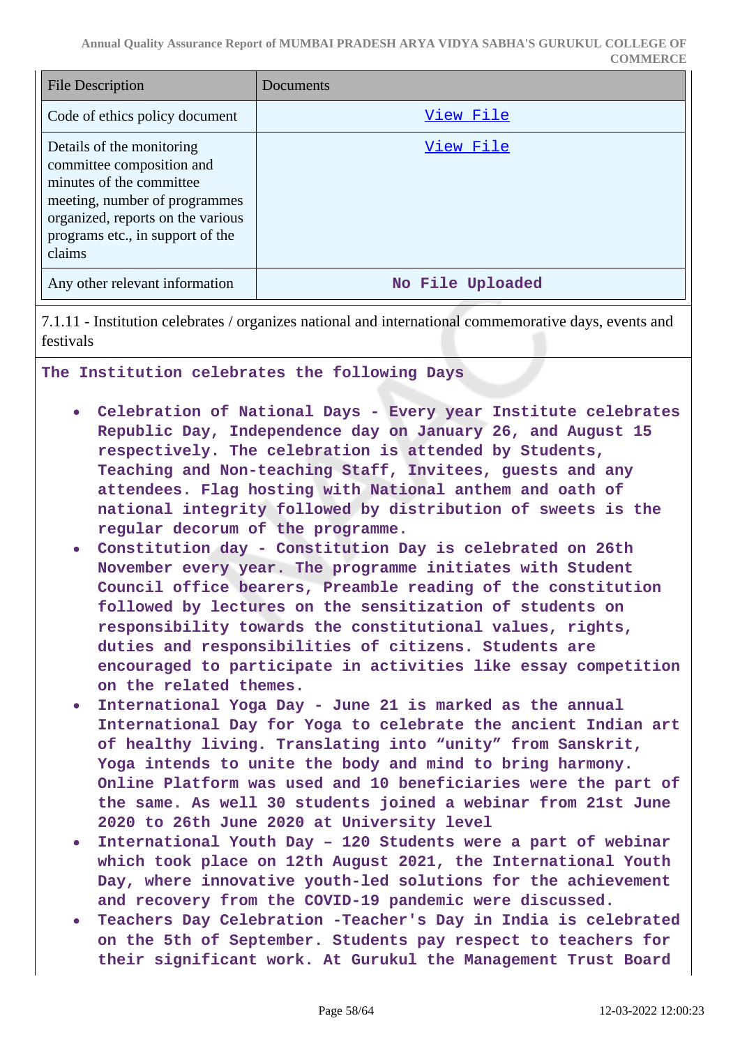| File Description | Documents |
| --- | --- |
| Code of ethics policy document | View File |
| Details of the monitoring committee composition and minutes of the committee meeting, number of programmes organized, reports on the various programs etc., in support of the claims | View File |
| Any other relevant information | No File Uploaded |

7.1.11 - Institution celebrates / organizes national and international commemorative days, events and festivals

The Institution celebrates the following Days

- Celebration of National Days - Every year Institute celebrates Republic Day, Independence day on January 26, and August 15 respectively. The celebration is attended by Students, Teaching and Non-teaching Staff, Invitees, guests and any attendees. Flag hosting with National anthem and oath of national integrity followed by distribution of sweets is the regular decorum of the programme.
- Constitution day - Constitution Day is celebrated on 26th November every year. The programme initiates with Student Council office bearers, Preamble reading of the constitution followed by lectures on the sensitization of students on responsibility towards the constitutional values, rights, duties and responsibilities of citizens. Students are encouraged to participate in activities like essay competition on the related themes.
- International Yoga Day - June 21 is marked as the annual International Day for Yoga to celebrate the ancient Indian art of healthy living. Translating into "unity" from Sanskrit, Yoga intends to unite the body and mind to bring harmony. Online Platform was used and 10 beneficiaries were the part of the same. As well 30 students joined a webinar from 21st June 2020 to 26th June 2020 at University level
- International Youth Day – 120 Students were a part of webinar which took place on 12th August 2021, the International Youth Day, where innovative youth-led solutions for the achievement and recovery from the COVID-19 pandemic were discussed.
- Teachers Day Celebration -Teacher's Day in India is celebrated on the 5th of September. Students pay respect to teachers for their significant work. At Gurukul the Management Trust Board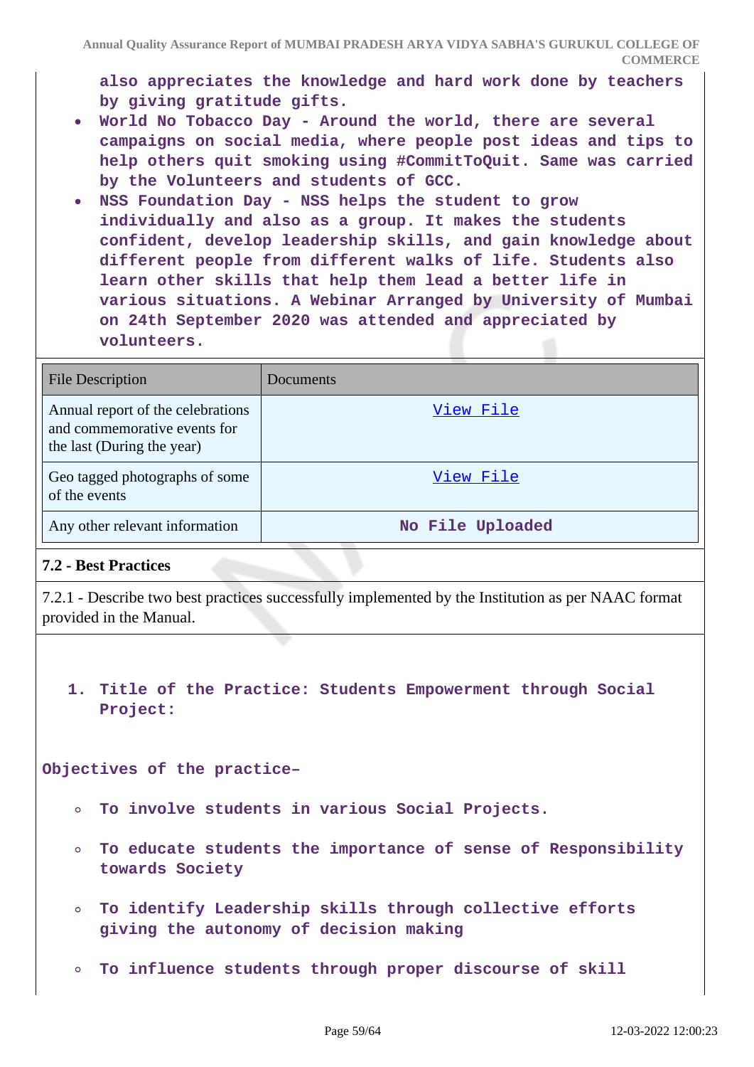also appreciates the knowledge and hard work done by teachers by giving gratitude gifts.

- World No Tobacco Day - Around the world, there are several campaigns on social media, where people post ideas and tips to help others quit smoking using #CommitToQuit. Same was carried by the Volunteers and students of GCC.
- NSS Foundation Day - NSS helps the student to grow individually and also as a group. It makes the students confident, develop leadership skills, and gain knowledge about different people from different walks of life. Students also learn other skills that help them lead a better life in various situations. A Webinar Arranged by University of Mumbai on 24th September 2020 was attended and appreciated by volunteers.

| File Description | Documents |
|---|---|
| Annual report of the celebrations and commemorative events for the last (During the year) | View File |
| Geo tagged photographs of some of the events | View File |
| Any other relevant information | No File Uploaded |

## 7.2 - Best Practices

7.2.1 - Describe two best practices successfully implemented by the Institution as per NAAC format provided in the Manual.

1. **Title of the Practice: Students Empowerment through Social Project:**

**Objectives of the practice–**

- To involve students in various Social Projects.
- To educate students the importance of sense of Responsibility towards Society
- To identify Leadership skills through collective efforts giving the autonomy of decision making
- To influence students through proper discourse of skill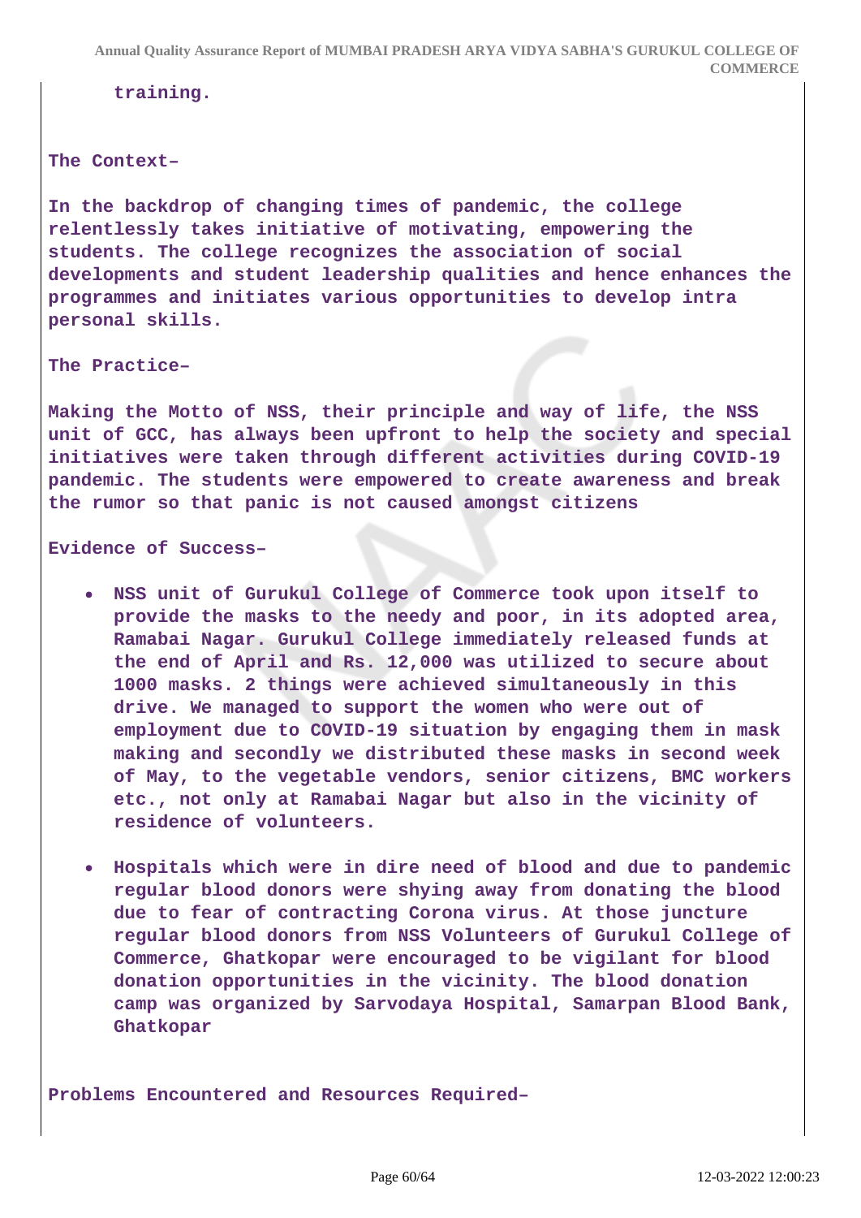training.

**The Context–**

In the backdrop of changing times of pandemic, the college relentlessly takes initiative of motivating, empowering the students. The college recognizes the association of social developments and student leadership qualities and hence enhances the programmes and initiates various opportunities to develop intra personal skills.

**The Practice–**

Making the Motto of NSS, their principle and way of life, the NSS unit of GCC, has always been upfront to help the society and special initiatives were taken through different activities during COVID-19 pandemic. The students were empowered to create awareness and break the rumor so that panic is not caused amongst citizens

**Evidence of Success–**

- NSS unit of Gurukul College of Commerce took upon itself to provide the masks to the needy and poor, in its adopted area, Ramabai Nagar. Gurukul College immediately released funds at the end of April and Rs. 12,000 was utilized to secure about 1000 masks. 2 things were achieved simultaneously in this drive. We managed to support the women who were out of employment due to COVID-19 situation by engaging them in mask making and secondly we distributed these masks in second week of May, to the vegetable vendors, senior citizens, BMC workers etc., not only at Ramabai Nagar but also in the vicinity of residence of volunteers.
- Hospitals which were in dire need of blood and due to pandemic regular blood donors were shying away from donating the blood due to fear of contracting Corona virus. At those juncture regular blood donors from NSS Volunteers of Gurukul College of Commerce, Ghatkopar were encouraged to be vigilant for blood donation opportunities in the vicinity. The blood donation camp was organized by Sarvodaya Hospital, Samarpan Blood Bank, Ghatkopar

**Problems Encountered and Resources Required–**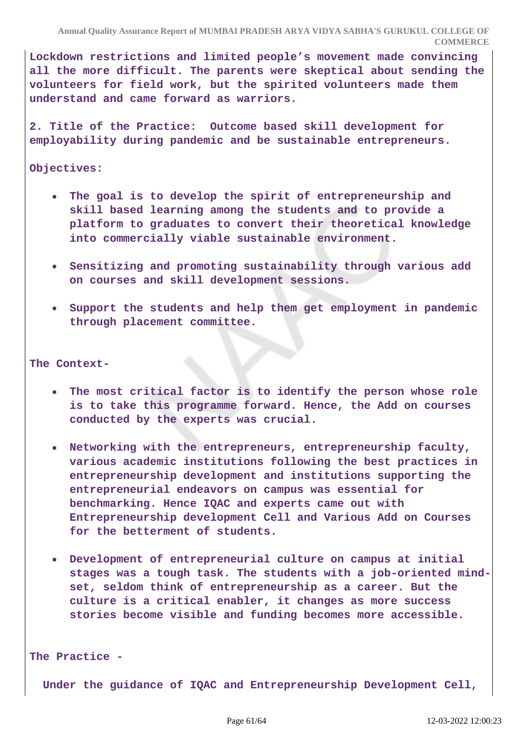**Lockdown restrictions and limited people's movement made convincing all the more difficult. The parents were skeptical about sending the volunteers for field work, but the spirited volunteers made them understand and came forward as warriors.**

**2. Title of the Practice: Outcome based skill development for employability during pandemic and be sustainable entrepreneurs.**

**Objectives:**

- **The goal is to develop the spirit of entrepreneurship and skill based learning among the students and to provide a platform to graduates to convert their theoretical knowledge into commercially viable sustainable environment.**
- **Sensitizing and promoting sustainability through various add on courses and skill development sessions.**
- **Support the students and help them get employment in pandemic through placement committee.**

**The Context-**

- **The most critical factor is to identify the person whose role is to take this programme forward. Hence, the Add on courses conducted by the experts was crucial.**
- **Networking with the entrepreneurs, entrepreneurship faculty, various academic institutions following the best practices in entrepreneurship development and institutions supporting the entrepreneurial endeavors on campus was essential for benchmarking. Hence IQAC and experts came out with Entrepreneurship development Cell and Various Add on Courses for the betterment of students.**
- **Development of entrepreneurial culture on campus at initial stages was a tough task. The students with a job-oriented mind-set, seldom think of entrepreneurship as a career. But the culture is a critical enabler, it changes as more success stories become visible and funding becomes more accessible.**

**The Practice -**

**Under the guidance of IQAC and Entrepreneurship Development Cell,**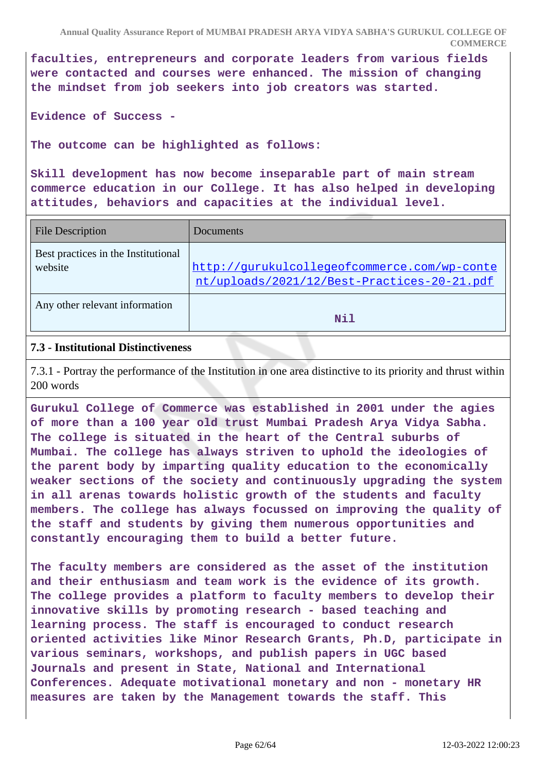**faculties, entrepreneurs and corporate leaders from various fields were contacted and courses were enhanced. The mission of changing the mindset from job seekers into job creators was started.**

**Evidence of Success -**

**The outcome can be highlighted as follows:**

**Skill development has now become inseparable part of main stream commerce education in our College. It has also helped in developing attitudes, behaviors and capacities at the individual level.**

| File Description | Documents |
|---|---|
| Best practices in the Institutional website | http://gurukulcollegeofcommerce.com/wp-content/uploads/2021/12/Best-Practices-20-21.pdf |
| Any other relevant information | Nil |

### 7.3 - Institutional Distinctiveness

7.3.1 - Portray the performance of the Institution in one area distinctive to its priority and thrust within 200 words

**Gurukul College of Commerce was established in 2001 under the agies of more than a 100 year old trust Mumbai Pradesh Arya Vidya Sabha. The college is situated in the heart of the Central suburbs of Mumbai. The college has always striven to uphold the ideologies of the parent body by imparting quality education to the economically weaker sections of the society and continuously upgrading the system in all arenas towards holistic growth of the students and faculty members. The college has always focussed on improving the quality of the staff and students by giving them numerous opportunities and constantly encouraging them to build a better future.**

**The faculty members are considered as the asset of the institution and their enthusiasm and team work is the evidence of its growth. The college provides a platform to faculty members to develop their innovative skills by promoting research - based teaching and learning process. The staff is encouraged to conduct research oriented activities like Minor Research Grants, Ph.D, participate in various seminars, workshops, and publish papers in UGC based Journals and present in State, National and International Conferences. Adequate motivational monetary and non - monetary HR measures are taken by the Management towards the staff. This**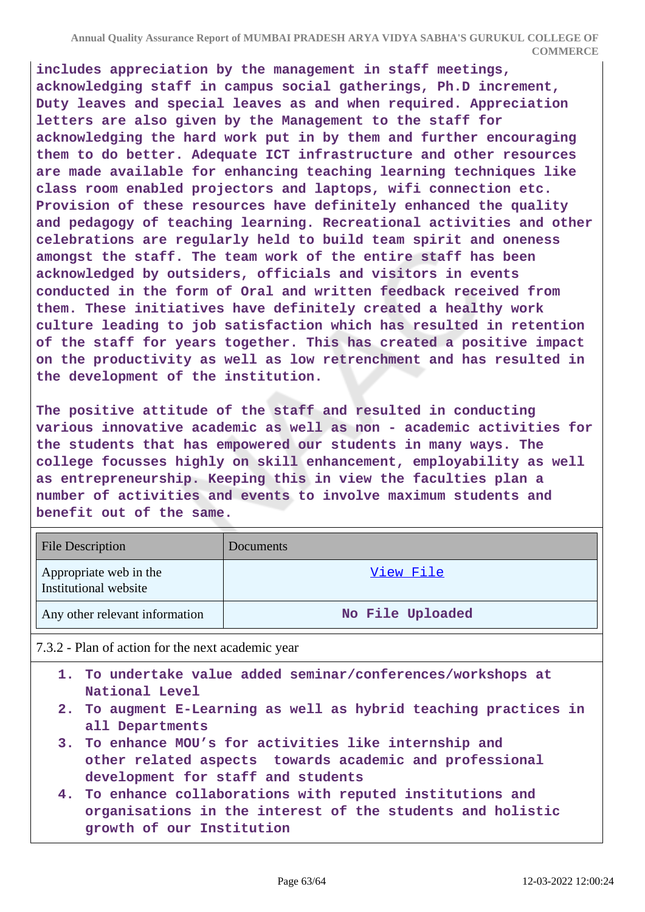includes appreciation by the management in staff meetings, acknowledging staff in campus social gatherings, Ph.D increment, Duty leaves and special leaves as and when required. Appreciation letters are also given by the Management to the staff for acknowledging the hard work put in by them and further encouraging them to do better. Adequate ICT infrastructure and other resources are made available for enhancing teaching learning techniques like class room enabled projectors and laptops, wifi connection etc. Provision of these resources have definitely enhanced the quality and pedagogy of teaching learning. Recreational activities and other celebrations are regularly held to build team spirit and oneness amongst the staff. The team work of the entire staff has been acknowledged by outsiders, officials and visitors in events conducted in the form of Oral and written feedback received from them. These initiatives have definitely created a healthy work culture leading to job satisfaction which has resulted in retention of the staff for years together. This has created a positive impact on the productivity as well as low retrenchment and has resulted in the development of the institution.

The positive attitude of the staff and resulted in conducting various innovative academic as well as non - academic activities for the students that has empowered our students in many ways. The college focusses highly on skill enhancement, employability as well as entrepreneurship. Keeping this in view the faculties plan a number of activities and events to involve maximum students and benefit out of the same.

| File Description | Documents |
|---|---|
| Appropriate web in the Institutional website | View File |
| Any other relevant information | No File Uploaded |

7.3.2 - Plan of action for the next academic year

1. To undertake value added seminar/conferences/workshops at National Level
2. To augment E-Learning as well as hybrid teaching practices in all Departments
3. To enhance MOU's for activities like internship and other related aspects towards academic and professional development for staff and students
4. To enhance collaborations with reputed institutions and organisations in the interest of the students and holistic growth of our Institution